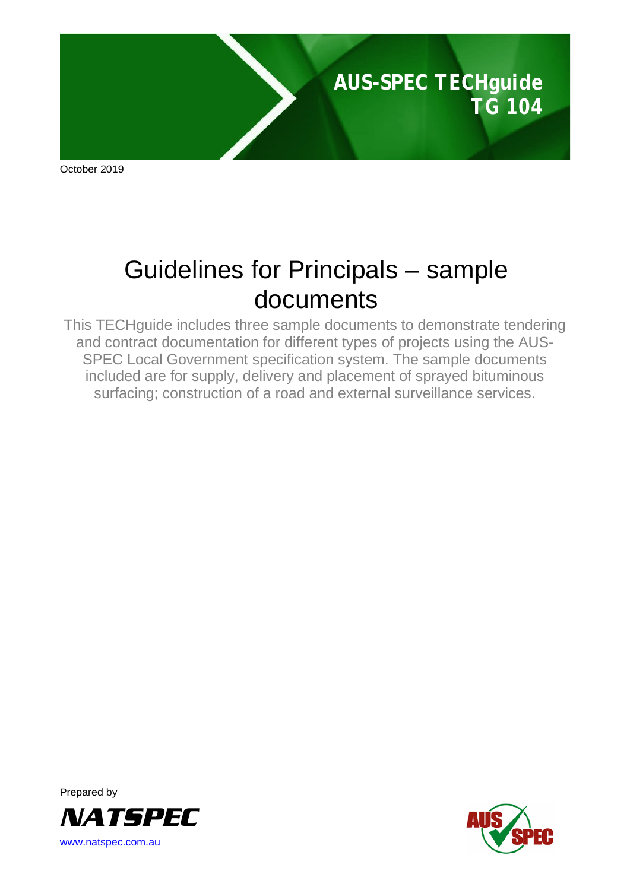AUS-SPEC TECHguide
TG 104

October 2019

# Guidelines for Principals – sample documents

This TECHguide includes three sample documents to demonstrate tendering and contract documentation for different types of projects using the AUS-SPEC Local Government specification system. The sample documents included are for supply, delivery and placement of sprayed bituminous surfacing; construction of a road and external surveillance services.

Prepared by

NATSPEC

www.natspec.com.au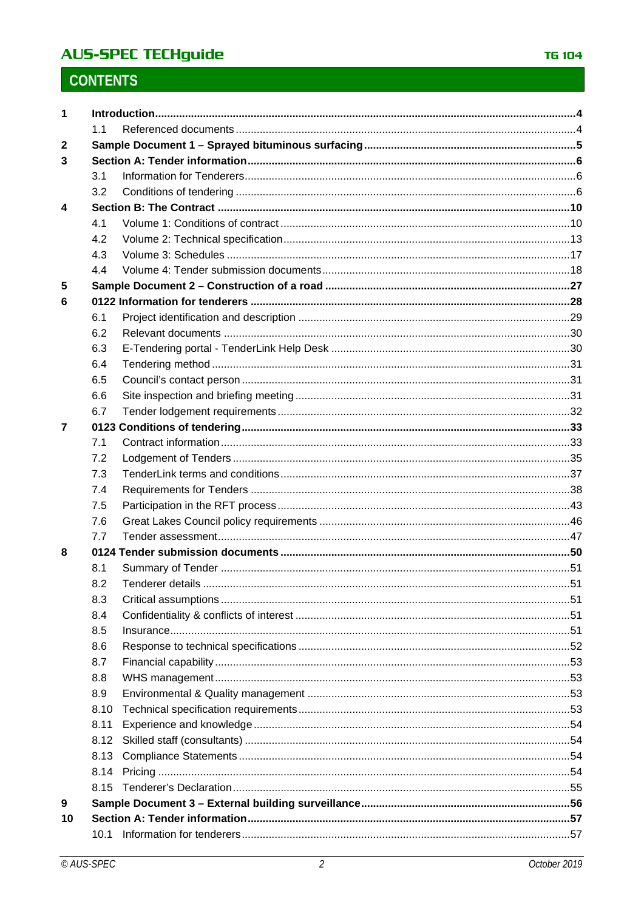# CONTENTS

| | | | |
|---|---|---|---|
| **1** | **Introduction** | | **4** |
| | 1.1 | Referenced documents | 4 |
| **2** | **Sample Document 1 – Sprayed bituminous surfacing** | | **5** |
| **3** | **Section A: Tender information** | | **6** |
| | 3.1 | Information for Tenderers | 6 |
| | 3.2 | Conditions of tendering | 6 |
| **4** | **Section B: The Contract** | | **10** |
| | 4.1 | Volume 1: Conditions of contract | 10 |
| | 4.2 | Volume 2: Technical specification | 13 |
| | 4.3 | Volume 3: Schedules | 17 |
| | 4.4 | Volume 4: Tender submission documents | 18 |
| **5** | **Sample Document 2 – Construction of a road** | | **27** |
| **6** | **0122 Information for tenderers** | | **28** |
| | 6.1 | Project identification and description | 29 |
| | 6.2 | Relevant documents | 30 |
| | 6.3 | E-Tendering portal - TenderLink Help Desk | 30 |
| | 6.4 | Tendering method | 31 |
| | 6.5 | Council's contact person | 31 |
| | 6.6 | Site inspection and briefing meeting | 31 |
| | 6.7 | Tender lodgement requirements | 32 |
| **7** | **0123 Conditions of tendering** | | **33** |
| | 7.1 | Contract information | 33 |
| | 7.2 | Lodgement of Tenders | 35 |
| | 7.3 | TenderLink terms and conditions | 37 |
| | 7.4 | Requirements for Tenders | 38 |
| | 7.5 | Participation in the RFT process | 43 |
| | 7.6 | Great Lakes Council policy requirements | 46 |
| | 7.7 | Tender assessment | 47 |
| **8** | **0124 Tender submission documents** | | **50** |
| | 8.1 | Summary of Tender | 51 |
| | 8.2 | Tenderer details | 51 |
| | 8.3 | Critical assumptions | 51 |
| | 8.4 | Confidentiality & conflicts of interest | 51 |
| | 8.5 | Insurance | 51 |
| | 8.6 | Response to technical specifications | 52 |
| | 8.7 | Financial capability | 53 |
| | 8.8 | WHS management | 53 |
| | 8.9 | Environmental & Quality management | 53 |
| | 8.10 | Technical specification requirements | 53 |
| | 8.11 | Experience and knowledge | 54 |
| | 8.12 | Skilled staff (consultants) | 54 |
| | 8.13 | Compliance Statements | 54 |
| | 8.14 | Pricing | 54 |
| | 8.15 | Tenderer's Declaration | 55 |
| **9** | **Sample Document 3 – External building surveillance** | | **56** |
| **10** | **Section A: Tender information** | | **57** |
| | 10.1 | Information for tenderers | 57 |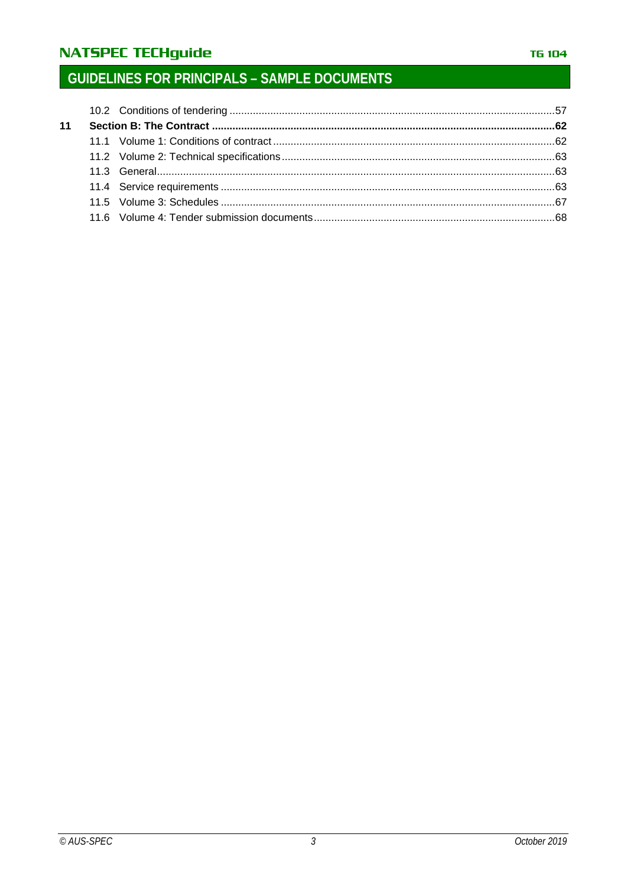10.2 Conditions of tendering ........................................................................................................57

**11 Section B: The Contract ........................................................................................................62**

11.1 Volume 1: Conditions of contract ..........................................................................................62

11.2 Volume 2: Technical specifications .......................................................................................63

11.3 General....................................................................................................................................63

11.4 Service requirements ..............................................................................................................63

11.5 Volume 3: Schedules ..............................................................................................................67

11.6 Volume 4: Tender submission documents .............................................................................68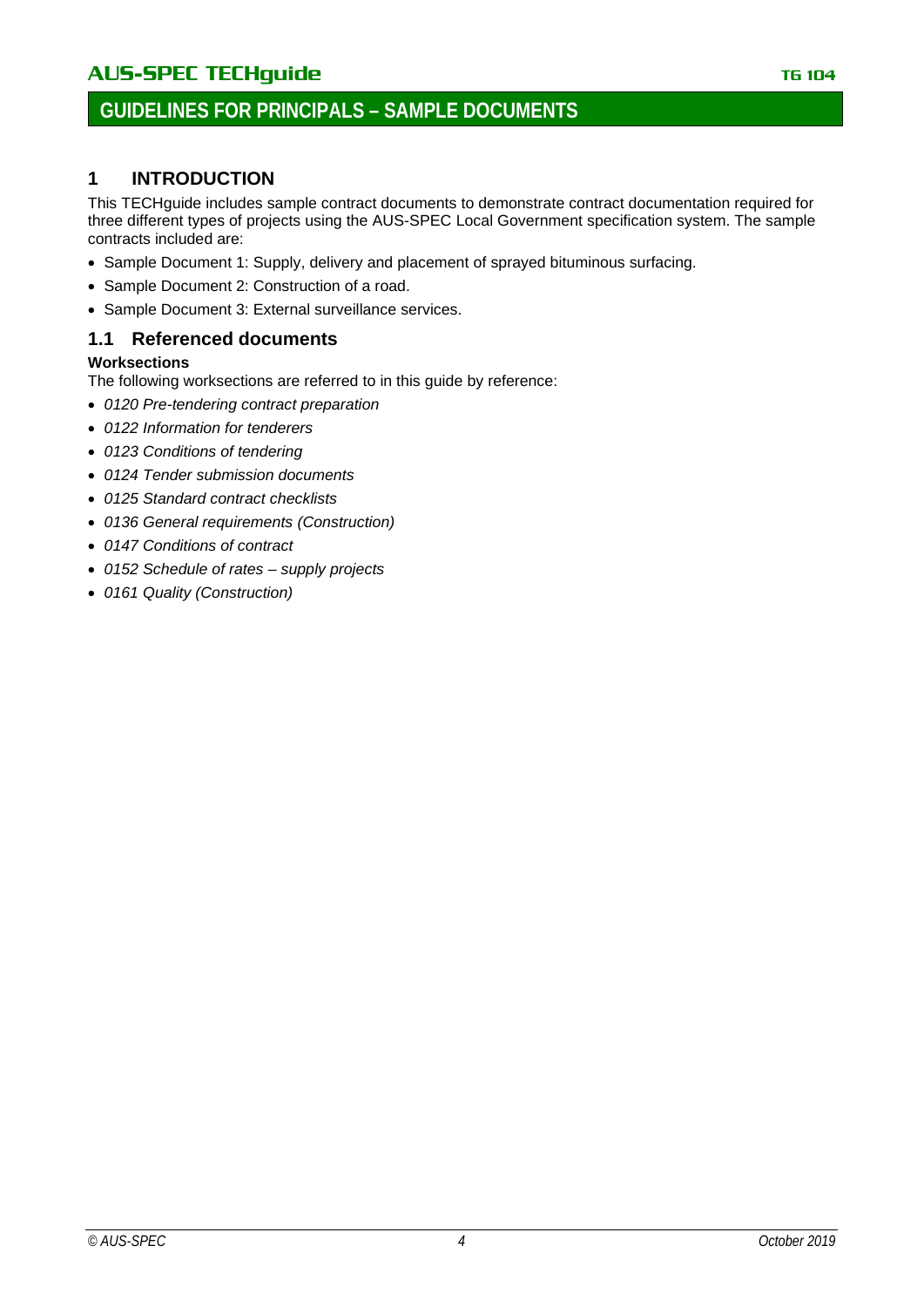# GUIDELINES FOR PRINCIPALS – SAMPLE DOCUMENTS

## 1 INTRODUCTION

This TECHguide includes sample contract documents to demonstrate contract documentation required for three different types of projects using the AUS-SPEC Local Government specification system. The sample contracts included are:

- Sample Document 1: Supply, delivery and placement of sprayed bituminous surfacing.
- Sample Document 2: Construction of a road.
- Sample Document 3: External surveillance services.

### 1.1 Referenced documents

**Worksections**

The following worksections are referred to in this guide by reference:

- *0120 Pre-tendering contract preparation*
- *0122 Information for tenderers*
- *0123 Conditions of tendering*
- *0124 Tender submission documents*
- *0125 Standard contract checklists*
- *0136 General requirements (Construction)*
- *0147 Conditions of contract*
- *0152 Schedule of rates – supply projects*
- *0161 Quality (Construction)*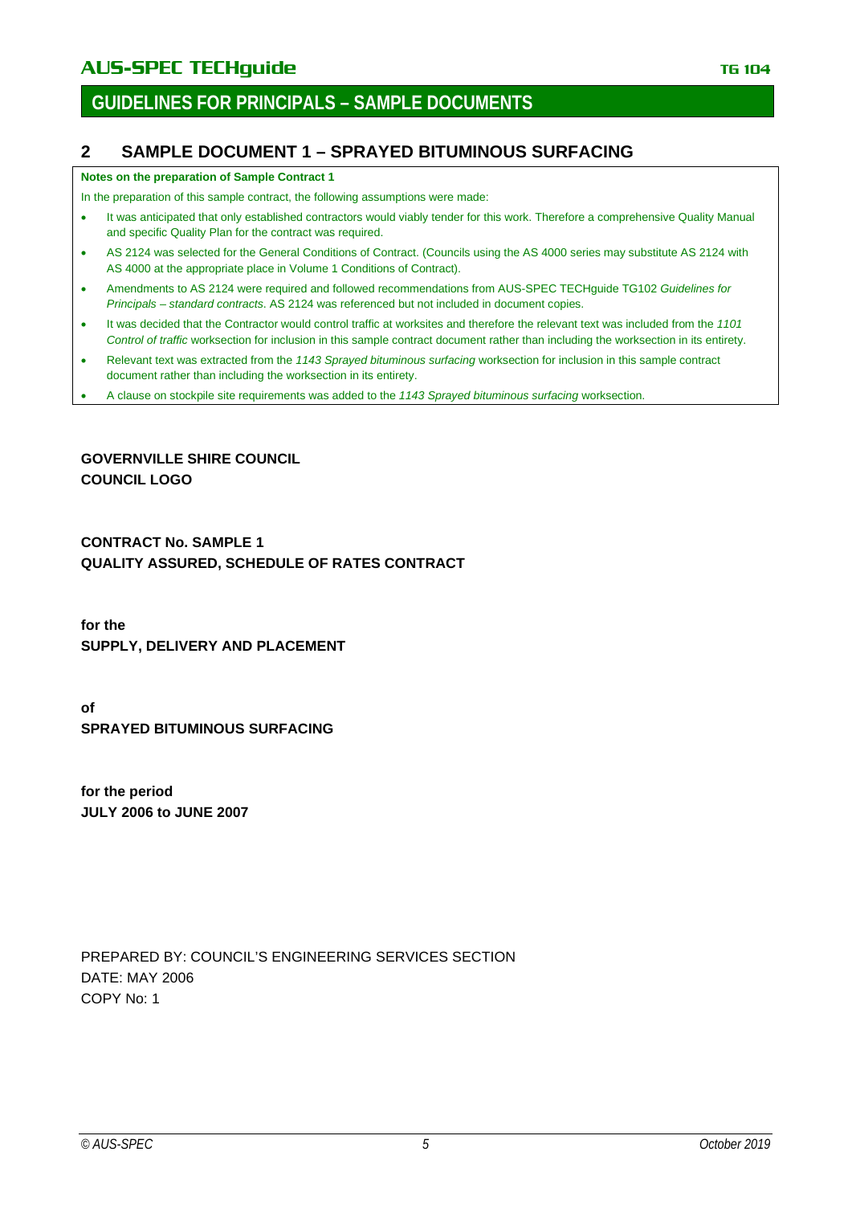## 2 SAMPLE DOCUMENT 1 – SPRAYED BITUMINOUS SURFACING

**Notes on the preparation of Sample Contract 1**

In the preparation of this sample contract, the following assumptions were made:

- It was anticipated that only established contractors would viably tender for this work. Therefore a comprehensive Quality Manual and specific Quality Plan for the contract was required.
- AS 2124 was selected for the General Conditions of Contract. (Councils using the AS 4000 series may substitute AS 2124 with AS 4000 at the appropriate place in Volume 1 Conditions of Contract).
- Amendments to AS 2124 were required and followed recommendations from AUS-SPEC TECHguide TG102 *Guidelines for Principals – standard contracts*. AS 2124 was referenced but not included in document copies.
- It was decided that the Contractor would control traffic at worksites and therefore the relevant text was included from the *1101 Control of traffic* worksection for inclusion in this sample contract document rather than including the worksection in its entirety.
- Relevant text was extracted from the *1143 Sprayed bituminous surfacing* worksection for inclusion in this sample contract document rather than including the worksection in its entirety.
- A clause on stockpile site requirements was added to the *1143 Sprayed bituminous surfacing* worksection.

**GOVERNVILLE SHIRE COUNCIL**
**COUNCIL LOGO**

**CONTRACT No. SAMPLE 1**
**QUALITY ASSURED, SCHEDULE OF RATES CONTRACT**

**for the**
**SUPPLY, DELIVERY AND PLACEMENT**

**of**
**SPRAYED BITUMINOUS SURFACING**

**for the period**
**JULY 2006 to JUNE 2007**

PREPARED BY: COUNCIL'S ENGINEERING SERVICES SECTION
DATE: MAY 2006
COPY No: 1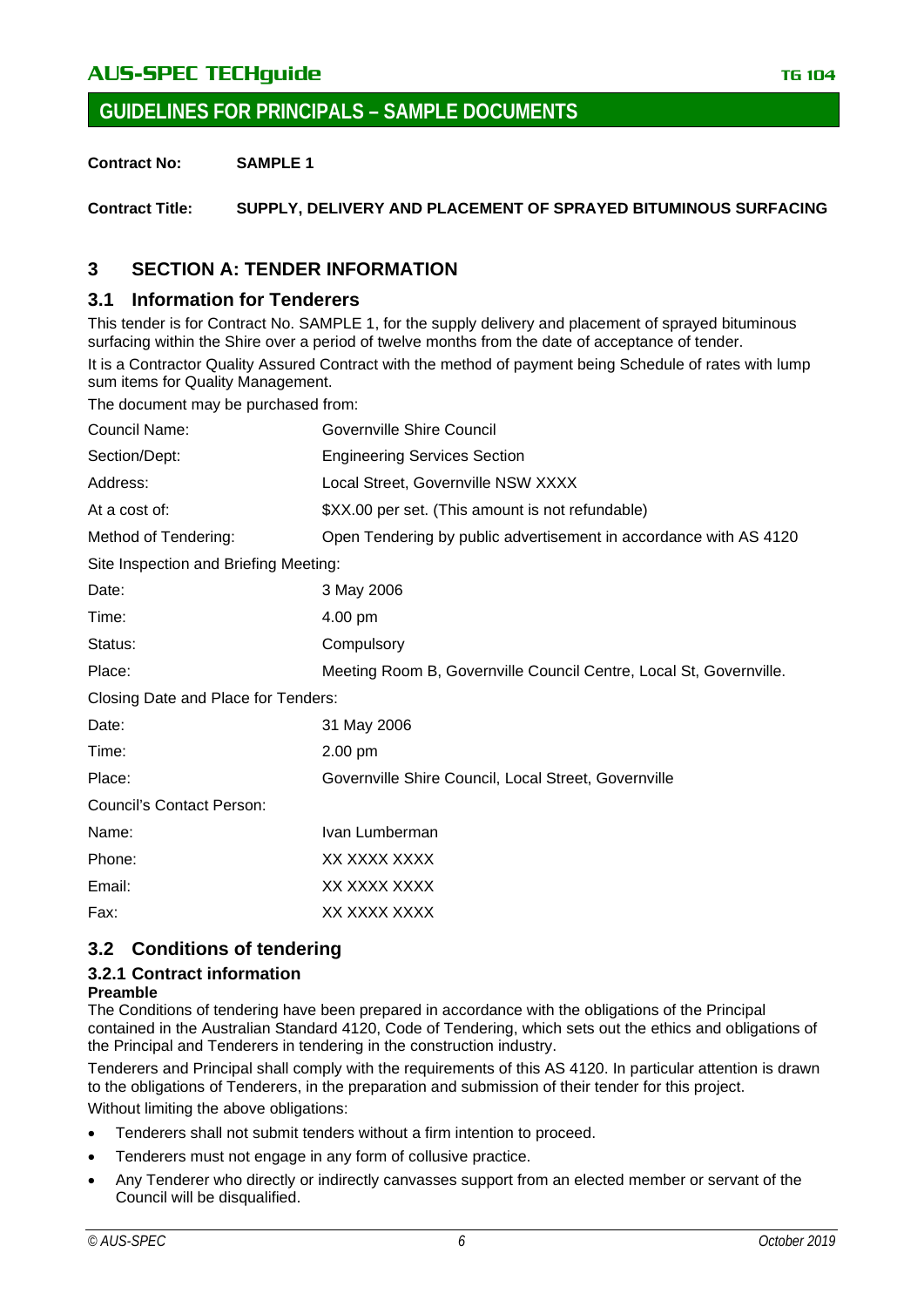## GUIDELINES FOR PRINCIPALS – SAMPLE DOCUMENTS

**Contract No:** **SAMPLE 1**

**Contract Title:** **SUPPLY, DELIVERY AND PLACEMENT OF SPRAYED BITUMINOUS SURFACING**

# 3 SECTION A: TENDER INFORMATION

## 3.1 Information for Tenderers

This tender is for Contract No. SAMPLE 1, for the supply delivery and placement of sprayed bituminous surfacing within the Shire over a period of twelve months from the date of acceptance of tender.

It is a Contractor Quality Assured Contract with the method of payment being Schedule of rates with lump sum items for Quality Management.

The document may be purchased from:

| | |
|---|---|
| Council Name: | Governville Shire Council |
| Section/Dept: | Engineering Services Section |
| Address: | Local Street, Governville NSW XXXX |
| At a cost of: | $XX.00 per set. (This amount is not refundable) |
| Method of Tendering: | Open Tendering by public advertisement in accordance with AS 4120 |
| Site Inspection and Briefing Meeting: | |
| Date: | 3 May 2006 |
| Time: | 4.00 pm |
| Status: | Compulsory |
| Place: | Meeting Room B, Governville Council Centre, Local St, Governville. |
| Closing Date and Place for Tenders: | |
| Date: | 31 May 2006 |
| Time: | 2.00 pm |
| Place: | Governville Shire Council, Local Street, Governville |
| Council's Contact Person: | |
| Name: | Ivan Lumberman |
| Phone: | XX XXXX XXXX |
| Email: | XX XXXX XXXX |
| Fax: | XX XXXX XXXX |

## 3.2 Conditions of tendering

### 3.2.1 Contract information

**Preamble**

The Conditions of tendering have been prepared in accordance with the obligations of the Principal contained in the Australian Standard 4120, Code of Tendering, which sets out the ethics and obligations of the Principal and Tenderers in tendering in the construction industry.

Tenderers and Principal shall comply with the requirements of this AS 4120. In particular attention is drawn to the obligations of Tenderers, in the preparation and submission of their tender for this project.

Without limiting the above obligations:

- Tenderers shall not submit tenders without a firm intention to proceed.
- Tenderers must not engage in any form of collusive practice.
- Any Tenderer who directly or indirectly canvasses support from an elected member or servant of the Council will be disqualified.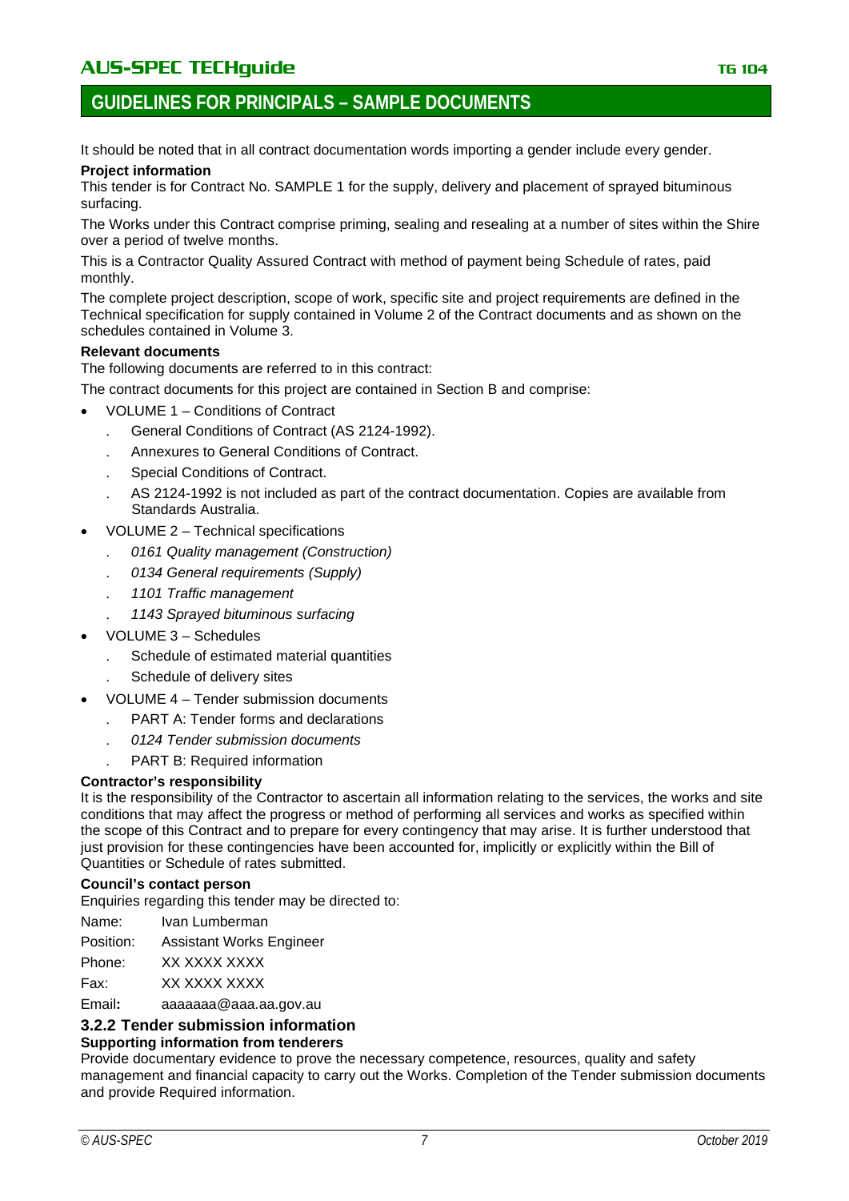## GUIDELINES FOR PRINCIPALS – SAMPLE DOCUMENTS

It should be noted that in all contract documentation words importing a gender include every gender.

**Project information**

This tender is for Contract No. SAMPLE 1 for the supply, delivery and placement of sprayed bituminous surfacing.

The Works under this Contract comprise priming, sealing and resealing at a number of sites within the Shire over a period of twelve months.

This is a Contractor Quality Assured Contract with method of payment being Schedule of rates, paid monthly.

The complete project description, scope of work, specific site and project requirements are defined in the Technical specification for supply contained in Volume 2 of the Contract documents and as shown on the schedules contained in Volume 3.

**Relevant documents**

The following documents are referred to in this contract:

The contract documents for this project are contained in Section B and comprise:

- VOLUME 1 – Conditions of Contract
  - General Conditions of Contract (AS 2124-1992).
  - Annexures to General Conditions of Contract.
  - Special Conditions of Contract.
  - AS 2124-1992 is not included as part of the contract documentation. Copies are available from Standards Australia.
- VOLUME 2 – Technical specifications
  - *0161 Quality management (Construction)*
  - *0134 General requirements (Supply)*
  - *1101 Traffic management*
  - *1143 Sprayed bituminous surfacing*
- VOLUME 3 – Schedules
  - Schedule of estimated material quantities
  - Schedule of delivery sites
- VOLUME 4 – Tender submission documents
  - PART A: Tender forms and declarations
  - *0124 Tender submission documents*
  - PART B: Required information

**Contractor's responsibility**

It is the responsibility of the Contractor to ascertain all information relating to the services, the works and site conditions that may affect the progress or method of performing all services and works as specified within the scope of this Contract and to prepare for every contingency that may arise. It is further understood that just provision for these contingencies have been accounted for, implicitly or explicitly within the Bill of Quantities or Schedule of rates submitted.

**Council's contact person**

Enquiries regarding this tender may be directed to:

Name: Ivan Lumberman

Position: Assistant Works Engineer

Phone: XX XXXX XXXX

Fax: XX XXXX XXXX

Email**:** aaaaaaa@aaa.aa.gov.au

### 3.2.2 Tender submission information

**Supporting information from tenderers**

Provide documentary evidence to prove the necessary competence, resources, quality and safety management and financial capacity to carry out the Works. Completion of the Tender submission documents and provide Required information.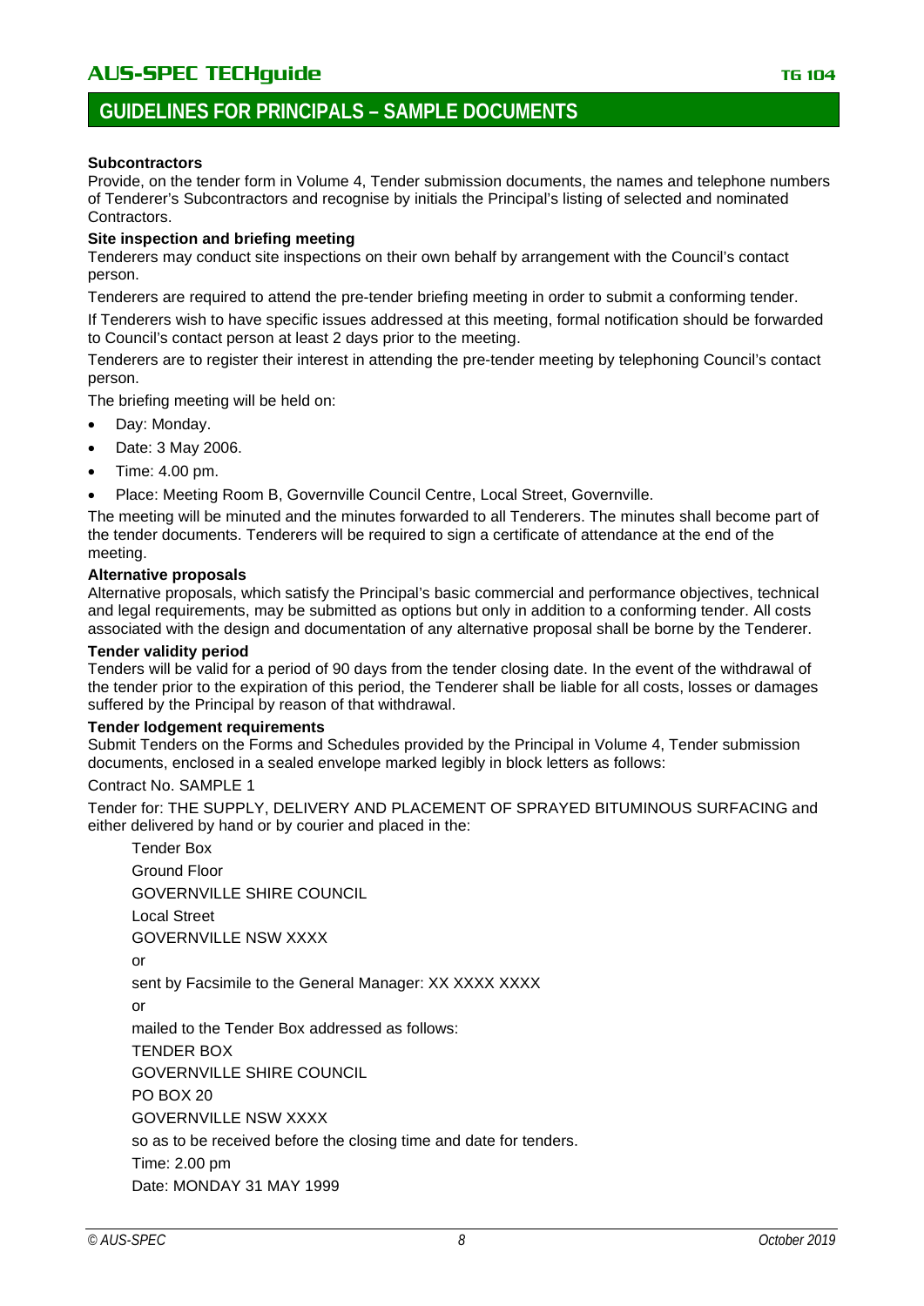**Subcontractors**

Provide, on the tender form in Volume 4, Tender submission documents, the names and telephone numbers of Tenderer's Subcontractors and recognise by initials the Principal's listing of selected and nominated Contractors.

**Site inspection and briefing meeting**

Tenderers may conduct site inspections on their own behalf by arrangement with the Council's contact person.

Tenderers are required to attend the pre-tender briefing meeting in order to submit a conforming tender.

If Tenderers wish to have specific issues addressed at this meeting, formal notification should be forwarded to Council's contact person at least 2 days prior to the meeting.

Tenderers are to register their interest in attending the pre-tender meeting by telephoning Council's contact person.

The briefing meeting will be held on:

- Day: Monday.
- Date: 3 May 2006.
- Time: 4.00 pm.
- Place: Meeting Room B, Governville Council Centre, Local Street, Governville.

The meeting will be minuted and the minutes forwarded to all Tenderers. The minutes shall become part of the tender documents. Tenderers will be required to sign a certificate of attendance at the end of the meeting.

**Alternative proposals**

Alternative proposals, which satisfy the Principal's basic commercial and performance objectives, technical and legal requirements, may be submitted as options but only in addition to a conforming tender. All costs associated with the design and documentation of any alternative proposal shall be borne by the Tenderer.

**Tender validity period**

Tenders will be valid for a period of 90 days from the tender closing date. In the event of the withdrawal of the tender prior to the expiration of this period, the Tenderer shall be liable for all costs, losses or damages suffered by the Principal by reason of that withdrawal.

**Tender lodgement requirements**

Submit Tenders on the Forms and Schedules provided by the Principal in Volume 4, Tender submission documents, enclosed in a sealed envelope marked legibly in block letters as follows:

Contract No. SAMPLE 1

Tender for: THE SUPPLY, DELIVERY AND PLACEMENT OF SPRAYED BITUMINOUS SURFACING and either delivered by hand or by courier and placed in the:

Tender Box

Ground Floor

GOVERNVILLE SHIRE COUNCIL

Local Street

GOVERNVILLE NSW XXXX

or

sent by Facsimile to the General Manager: XX XXXX XXXX

or

mailed to the Tender Box addressed as follows:

TENDER BOX

GOVERNVILLE SHIRE COUNCIL

PO BOX 20

GOVERNVILLE NSW XXXX

so as to be received before the closing time and date for tenders.

Time: 2.00 pm

Date: MONDAY 31 MAY 1999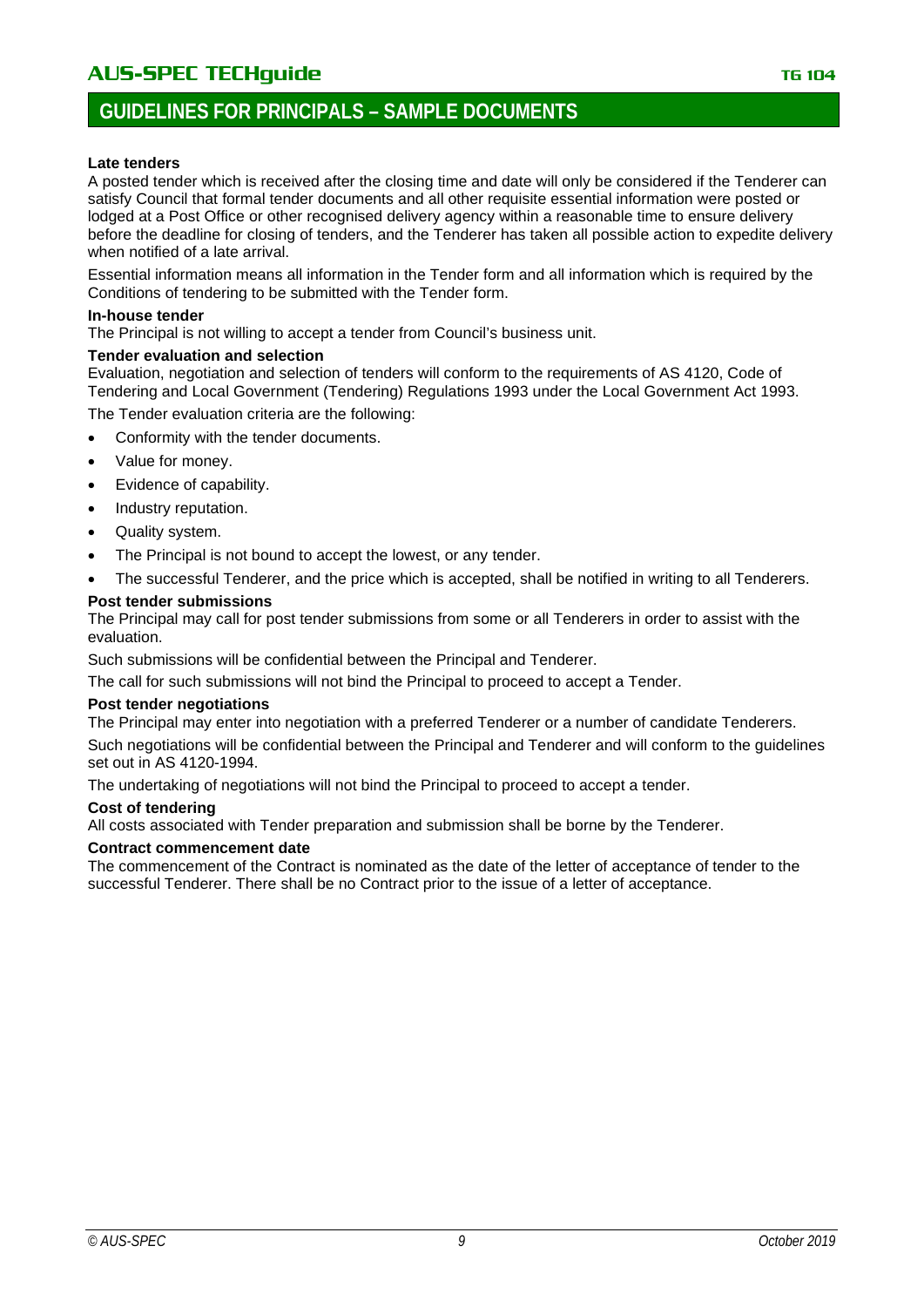**Late tenders**

A posted tender which is received after the closing time and date will only be considered if the Tenderer can satisfy Council that formal tender documents and all other requisite essential information were posted or lodged at a Post Office or other recognised delivery agency within a reasonable time to ensure delivery before the deadline for closing of tenders, and the Tenderer has taken all possible action to expedite delivery when notified of a late arrival.

Essential information means all information in the Tender form and all information which is required by the Conditions of tendering to be submitted with the Tender form.

**In-house tender**

The Principal is not willing to accept a tender from Council's business unit.

**Tender evaluation and selection**

Evaluation, negotiation and selection of tenders will conform to the requirements of AS 4120, Code of Tendering and Local Government (Tendering) Regulations 1993 under the Local Government Act 1993.

The Tender evaluation criteria are the following:

- Conformity with the tender documents.
- Value for money.
- Evidence of capability.
- Industry reputation.
- Quality system.
- The Principal is not bound to accept the lowest, or any tender.
- The successful Tenderer, and the price which is accepted, shall be notified in writing to all Tenderers.

**Post tender submissions**

The Principal may call for post tender submissions from some or all Tenderers in order to assist with the evaluation.

Such submissions will be confidential between the Principal and Tenderer.

The call for such submissions will not bind the Principal to proceed to accept a Tender.

**Post tender negotiations**

The Principal may enter into negotiation with a preferred Tenderer or a number of candidate Tenderers.

Such negotiations will be confidential between the Principal and Tenderer and will conform to the guidelines set out in AS 4120-1994.

The undertaking of negotiations will not bind the Principal to proceed to accept a tender.

**Cost of tendering**

All costs associated with Tender preparation and submission shall be borne by the Tenderer.

**Contract commencement date**

The commencement of the Contract is nominated as the date of the letter of acceptance of tender to the successful Tenderer. There shall be no Contract prior to the issue of a letter of acceptance.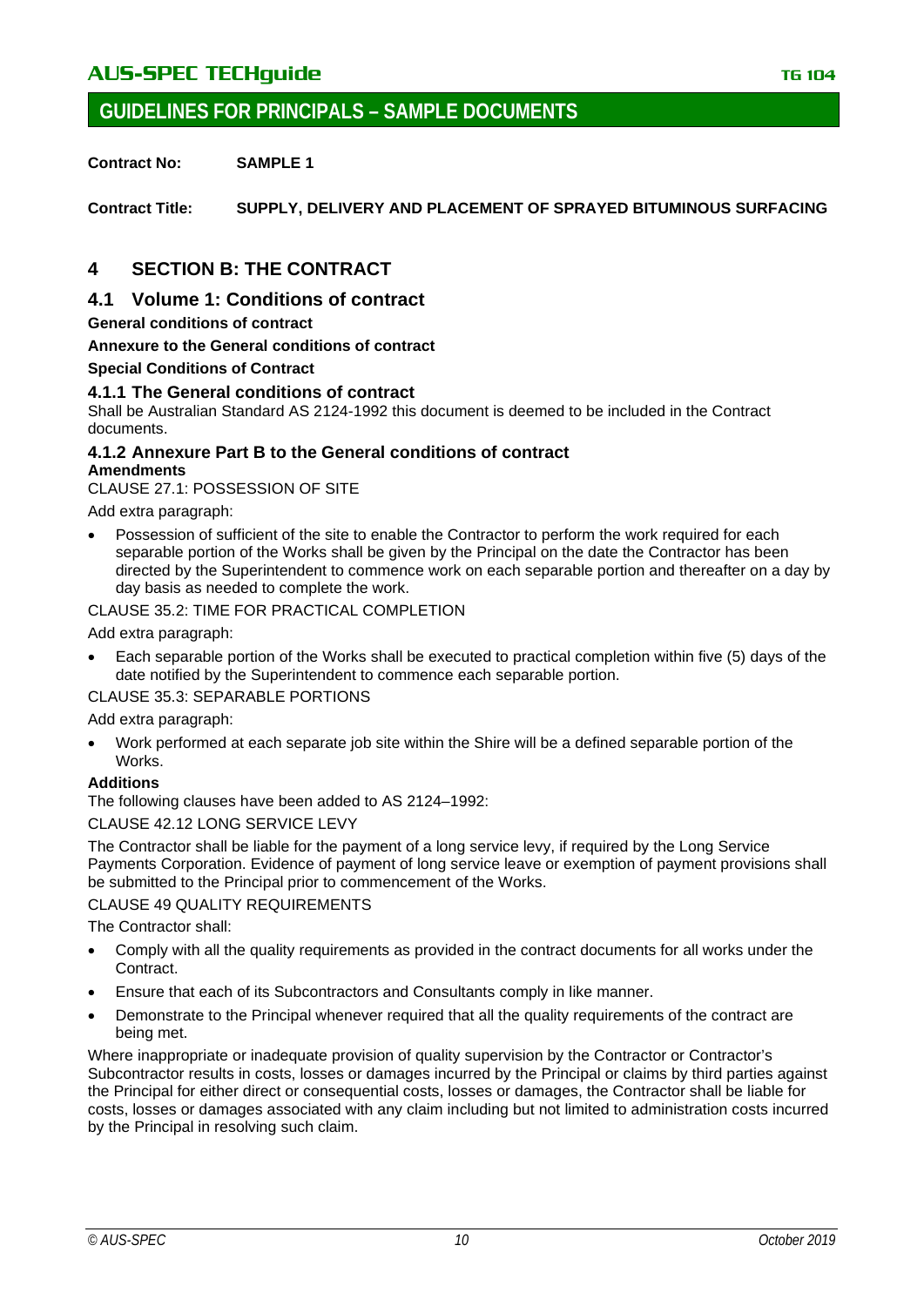## GUIDELINES FOR PRINCIPALS – SAMPLE DOCUMENTS

**Contract No:** **SAMPLE 1**

**Contract Title:** **SUPPLY, DELIVERY AND PLACEMENT OF SPRAYED BITUMINOUS SURFACING**

# 4 SECTION B: THE CONTRACT

## 4.1 Volume 1: Conditions of contract

**General conditions of contract**

**Annexure to the General conditions of contract**

**Special Conditions of Contract**

### 4.1.1 The General conditions of contract

Shall be Australian Standard AS 2124-1992 this document is deemed to be included in the Contract documents.

### 4.1.2 Annexure Part B to the General conditions of contract

**Amendments**

CLAUSE 27.1: POSSESSION OF SITE

Add extra paragraph:

- Possession of sufficient of the site to enable the Contractor to perform the work required for each separable portion of the Works shall be given by the Principal on the date the Contractor has been directed by the Superintendent to commence work on each separable portion and thereafter on a day by day basis as needed to complete the work.

CLAUSE 35.2: TIME FOR PRACTICAL COMPLETION

Add extra paragraph:

- Each separable portion of the Works shall be executed to practical completion within five (5) days of the date notified by the Superintendent to commence each separable portion.

CLAUSE 35.3: SEPARABLE PORTIONS

Add extra paragraph:

- Work performed at each separate job site within the Shire will be a defined separable portion of the Works.

**Additions**

The following clauses have been added to AS 2124–1992:

CLAUSE 42.12 LONG SERVICE LEVY

The Contractor shall be liable for the payment of a long service levy, if required by the Long Service Payments Corporation. Evidence of payment of long service leave or exemption of payment provisions shall be submitted to the Principal prior to commencement of the Works.

CLAUSE 49 QUALITY REQUIREMENTS

The Contractor shall:

- Comply with all the quality requirements as provided in the contract documents for all works under the Contract.
- Ensure that each of its Subcontractors and Consultants comply in like manner.
- Demonstrate to the Principal whenever required that all the quality requirements of the contract are being met.

Where inappropriate or inadequate provision of quality supervision by the Contractor or Contractor's Subcontractor results in costs, losses or damages incurred by the Principal or claims by third parties against the Principal for either direct or consequential costs, losses or damages, the Contractor shall be liable for costs, losses or damages associated with any claim including but not limited to administration costs incurred by the Principal in resolving such claim.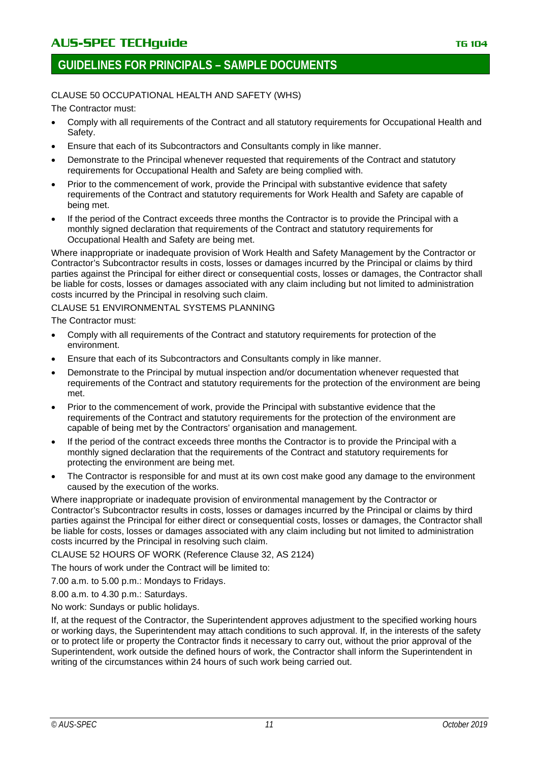CLAUSE 50 OCCUPATIONAL HEALTH AND SAFETY (WHS)

The Contractor must:

- Comply with all requirements of the Contract and all statutory requirements for Occupational Health and Safety.
- Ensure that each of its Subcontractors and Consultants comply in like manner.
- Demonstrate to the Principal whenever requested that requirements of the Contract and statutory requirements for Occupational Health and Safety are being complied with.
- Prior to the commencement of work, provide the Principal with substantive evidence that safety requirements of the Contract and statutory requirements for Work Health and Safety are capable of being met.
- If the period of the Contract exceeds three months the Contractor is to provide the Principal with a monthly signed declaration that requirements of the Contract and statutory requirements for Occupational Health and Safety are being met.

Where inappropriate or inadequate provision of Work Health and Safety Management by the Contractor or Contractor's Subcontractor results in costs, losses or damages incurred by the Principal or claims by third parties against the Principal for either direct or consequential costs, losses or damages, the Contractor shall be liable for costs, losses or damages associated with any claim including but not limited to administration costs incurred by the Principal in resolving such claim.

CLAUSE 51 ENVIRONMENTAL SYSTEMS PLANNING

The Contractor must:

- Comply with all requirements of the Contract and statutory requirements for protection of the environment.
- Ensure that each of its Subcontractors and Consultants comply in like manner.
- Demonstrate to the Principal by mutual inspection and/or documentation whenever requested that requirements of the Contract and statutory requirements for the protection of the environment are being met.
- Prior to the commencement of work, provide the Principal with substantive evidence that the requirements of the Contract and statutory requirements for the protection of the environment are capable of being met by the Contractors' organisation and management.
- If the period of the contract exceeds three months the Contractor is to provide the Principal with a monthly signed declaration that the requirements of the Contract and statutory requirements for protecting the environment are being met.
- The Contractor is responsible for and must at its own cost make good any damage to the environment caused by the execution of the works.

Where inappropriate or inadequate provision of environmental management by the Contractor or Contractor's Subcontractor results in costs, losses or damages incurred by the Principal or claims by third parties against the Principal for either direct or consequential costs, losses or damages, the Contractor shall be liable for costs, losses or damages associated with any claim including but not limited to administration costs incurred by the Principal in resolving such claim.

CLAUSE 52 HOURS OF WORK (Reference Clause 32, AS 2124)

The hours of work under the Contract will be limited to:

7.00 a.m. to 5.00 p.m.: Mondays to Fridays.

8.00 a.m. to 4.30 p.m.: Saturdays.

No work: Sundays or public holidays.

If, at the request of the Contractor, the Superintendent approves adjustment to the specified working hours or working days, the Superintendent may attach conditions to such approval. If, in the interests of the safety or to protect life or property the Contractor finds it necessary to carry out, without the prior approval of the Superintendent, work outside the defined hours of work, the Contractor shall inform the Superintendent in writing of the circumstances within 24 hours of such work being carried out.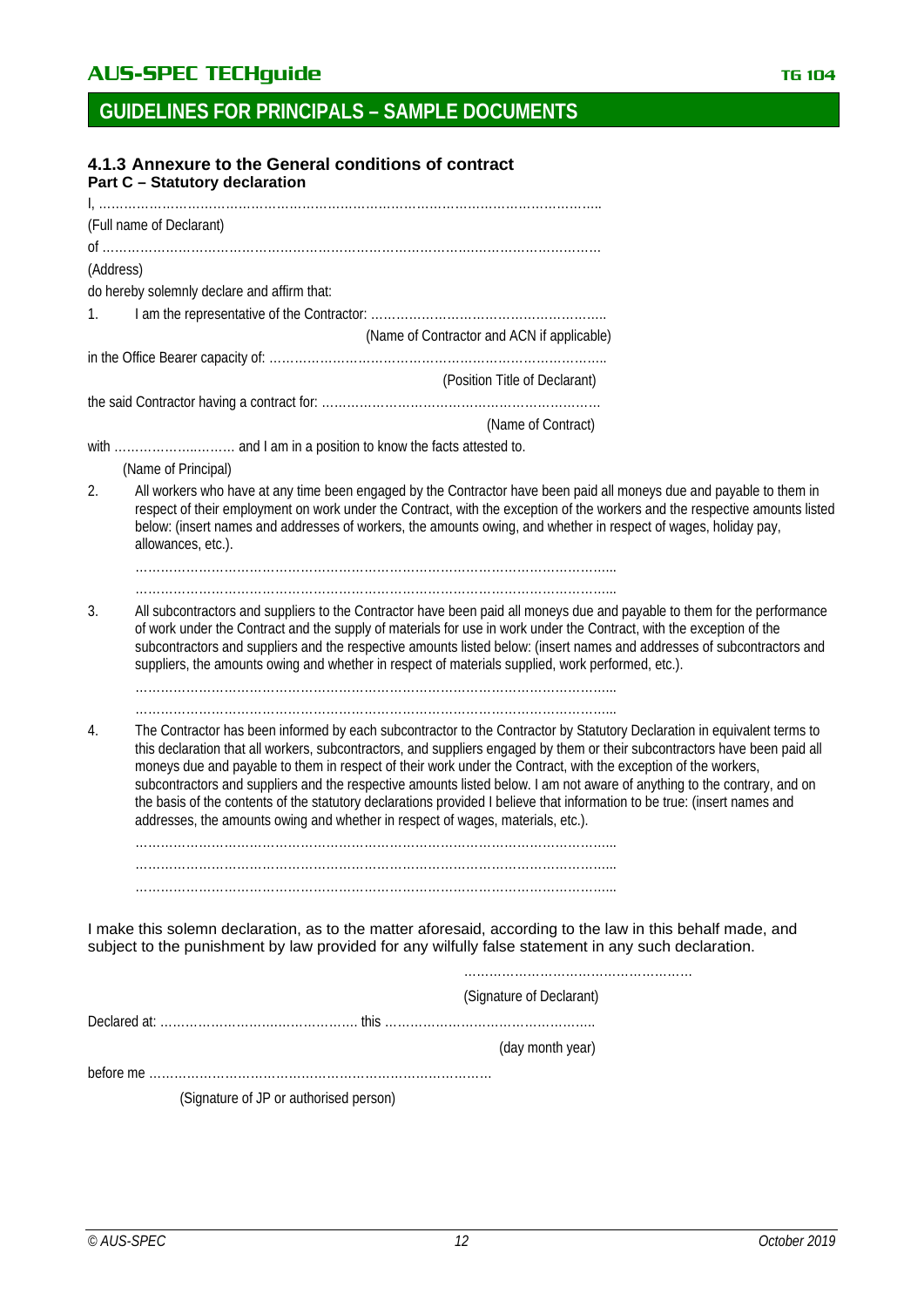## GUIDELINES FOR PRINCIPALS – SAMPLE DOCUMENTS

### 4.1.3 Annexure to the General conditions of contract

**Part C – Statutory declaration**

I, …………………………………………………………………………………………………………..

(Full name of Declarant)

of ………………………………………………………………………………………………………….

(Address)

do hereby solemnly declare and affirm that:

1. I am the representative of the Contractor: ………………………………………………..

(Name of Contractor and ACN if applicable)

in the Office Bearer capacity of: ………………………………………………………………………..

(Position Title of Declarant)

the said Contractor having a contract for: ………………………………………………………….

(Name of Contract)

with ……………………….. and I am in a position to know the facts attested to.

(Name of Principal)

2. All workers who have at any time been engaged by the Contractor have been paid all moneys due and payable to them in respect of their employment on work under the Contract, with the exception of the workers and the respective amounts listed below: (insert names and addresses of workers, the amounts owing, and whether in respect of wages, holiday pay, allowances, etc.).

   ……………………………………………………………………………………………………..

   ……………………………………………………………………………………………………..

3. All subcontractors and suppliers to the Contractor have been paid all moneys due and payable to them for the performance of work under the Contract and the supply of materials for use in work under the Contract, with the exception of the subcontractors and suppliers and the respective amounts listed below: (insert names and addresses of subcontractors and suppliers, the amounts owing and whether in respect of materials supplied, work performed, etc.).

   ……………………………………………………………………………………………………..

   ……………………………………………………………………………………………………..

4. The Contractor has been informed by each subcontractor to the Contractor by Statutory Declaration in equivalent terms to this declaration that all workers, subcontractors, and suppliers engaged by them or their subcontractors have been paid all moneys due and payable to them in respect of their work under the Contract, with the exception of the workers, subcontractors and suppliers and the respective amounts listed below. I am not aware of anything to the contrary, and on the basis of the contents of the statutory declarations provided I believe that information to be true: (insert names and addresses, the amounts owing and whether in respect of wages, materials, etc.).

   ……………………………………………………………………………………………………..

   ……………………………………………………………………………………………………..

   ……………………………………………………………………………………………………..

I make this solemn declaration, as to the matter aforesaid, according to the law in this behalf made, and subject to the punishment by law provided for any wilfully false statement in any such declaration.

………………………………………………

(Signature of Declarant)

Declared at: ………………………………………… this …………………………………………..

(day month year)

before me ………………………………………………………………………

(Signature of JP or authorised person)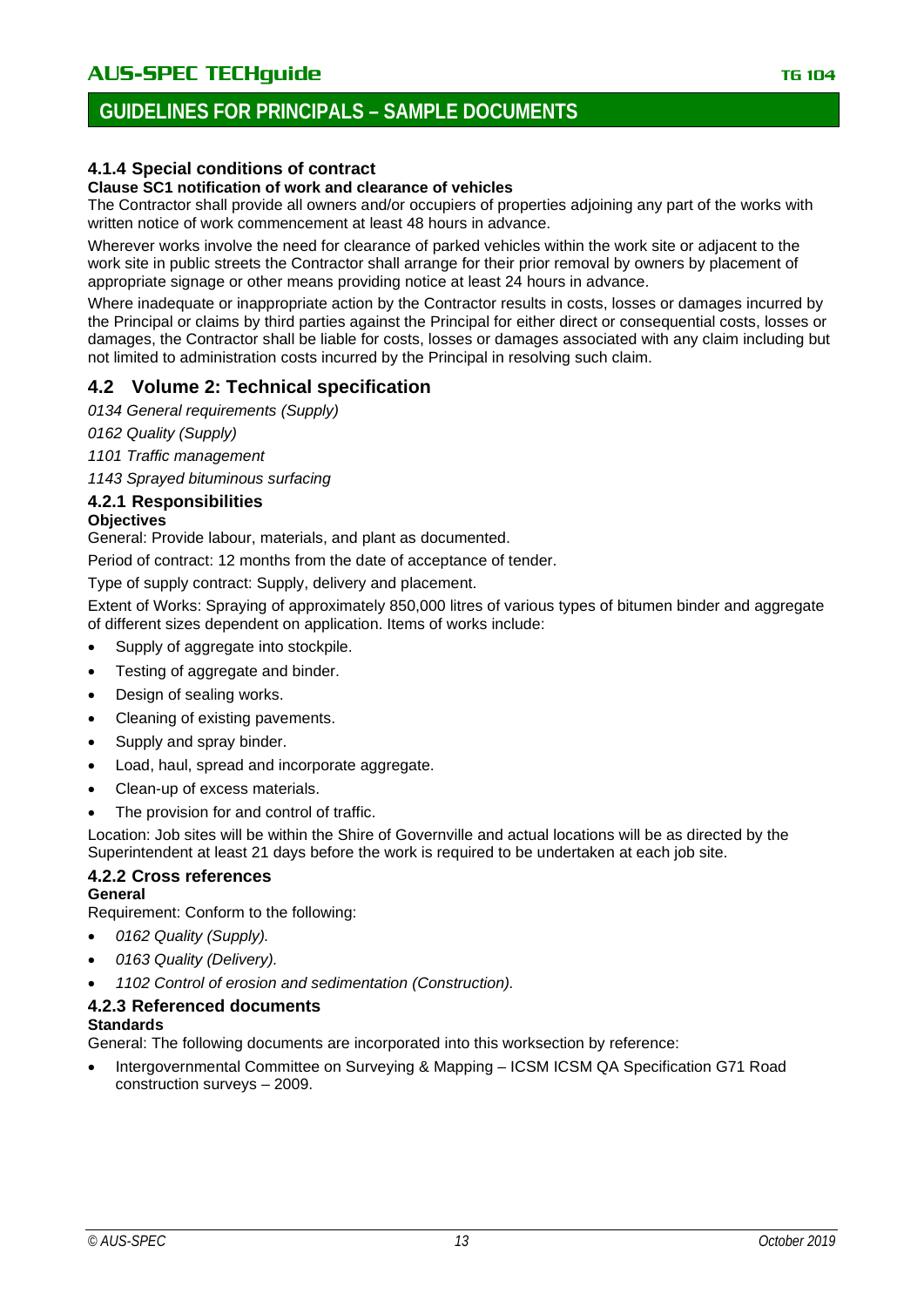### 4.1.4 Special conditions of contract

**Clause SC1 notification of work and clearance of vehicles**

The Contractor shall provide all owners and/or occupiers of properties adjoining any part of the works with written notice of work commencement at least 48 hours in advance.

Wherever works involve the need for clearance of parked vehicles within the work site or adjacent to the work site in public streets the Contractor shall arrange for their prior removal by owners by placement of appropriate signage or other means providing notice at least 24 hours in advance.

Where inadequate or inappropriate action by the Contractor results in costs, losses or damages incurred by the Principal or claims by third parties against the Principal for either direct or consequential costs, losses or damages, the Contractor shall be liable for costs, losses or damages associated with any claim including but not limited to administration costs incurred by the Principal in resolving such claim.

## 4.2 Volume 2: Technical specification

*0134 General requirements (Supply)*

*0162 Quality (Supply)*

*1101 Traffic management*

*1143 Sprayed bituminous surfacing*

### 4.2.1 Responsibilities

**Objectives**

General: Provide labour, materials, and plant as documented.

Period of contract: 12 months from the date of acceptance of tender.

Type of supply contract: Supply, delivery and placement.

Extent of Works: Spraying of approximately 850,000 litres of various types of bitumen binder and aggregate of different sizes dependent on application. Items of works include:

- Supply of aggregate into stockpile.
- Testing of aggregate and binder.
- Design of sealing works.
- Cleaning of existing pavements.
- Supply and spray binder.
- Load, haul, spread and incorporate aggregate.
- Clean-up of excess materials.
- The provision for and control of traffic.

Location: Job sites will be within the Shire of Governville and actual locations will be as directed by the Superintendent at least 21 days before the work is required to be undertaken at each job site.

### 4.2.2 Cross references

**General**

Requirement: Conform to the following:

- *0162 Quality (Supply).*
- *0163 Quality (Delivery).*
- *1102 Control of erosion and sedimentation (Construction).*

### 4.2.3 Referenced documents

**Standards**

General: The following documents are incorporated into this worksection by reference:

- Intergovernmental Committee on Surveying & Mapping – ICSM ICSM QA Specification G71 Road construction surveys – 2009.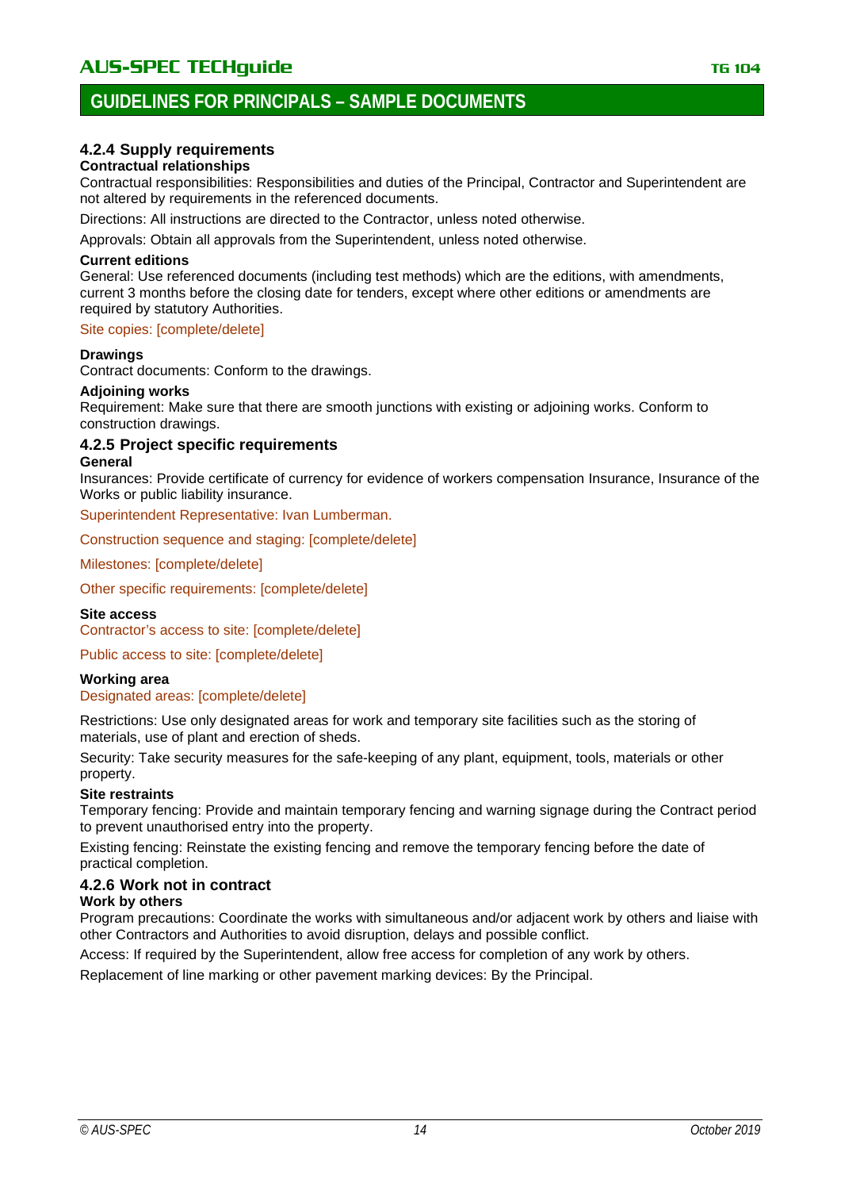### 4.2.4 Supply requirements

**Contractual relationships**

Contractual responsibilities: Responsibilities and duties of the Principal, Contractor and Superintendent are not altered by requirements in the referenced documents.

Directions: All instructions are directed to the Contractor, unless noted otherwise.

Approvals: Obtain all approvals from the Superintendent, unless noted otherwise.

**Current editions**

General: Use referenced documents (including test methods) which are the editions, with amendments, current 3 months before the closing date for tenders, except where other editions or amendments are required by statutory Authorities.

Site copies: [complete/delete]

**Drawings**

Contract documents: Conform to the drawings.

**Adjoining works**

Requirement: Make sure that there are smooth junctions with existing or adjoining works. Conform to construction drawings.

### 4.2.5 Project specific requirements

**General**

Insurances: Provide certificate of currency for evidence of workers compensation Insurance, Insurance of the Works or public liability insurance.

Superintendent Representative: Ivan Lumberman.

Construction sequence and staging: [complete/delete]

Milestones: [complete/delete]

Other specific requirements: [complete/delete]

**Site access**

Contractor's access to site: [complete/delete]

Public access to site: [complete/delete]

**Working area**

Designated areas: [complete/delete]

Restrictions: Use only designated areas for work and temporary site facilities such as the storing of materials, use of plant and erection of sheds.

Security: Take security measures for the safe-keeping of any plant, equipment, tools, materials or other property.

**Site restraints**

Temporary fencing: Provide and maintain temporary fencing and warning signage during the Contract period to prevent unauthorised entry into the property.

Existing fencing: Reinstate the existing fencing and remove the temporary fencing before the date of practical completion.

### 4.2.6 Work not in contract

**Work by others**

Program precautions: Coordinate the works with simultaneous and/or adjacent work by others and liaise with other Contractors and Authorities to avoid disruption, delays and possible conflict.

Access: If required by the Superintendent, allow free access for completion of any work by others.

Replacement of line marking or other pavement marking devices: By the Principal.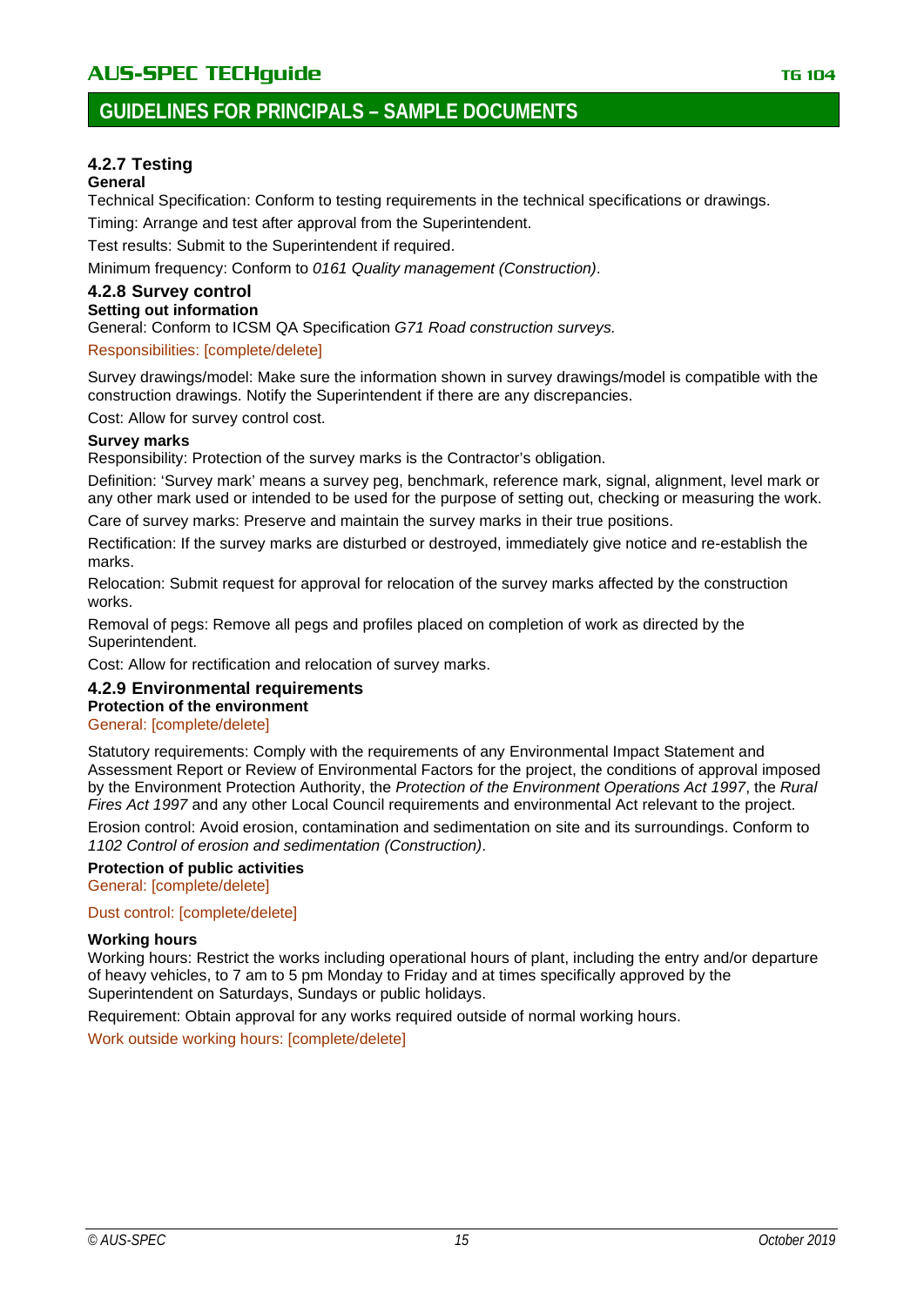#### 4.2.7 Testing

**General**

Technical Specification: Conform to testing requirements in the technical specifications or drawings.

Timing: Arrange and test after approval from the Superintendent.

Test results: Submit to the Superintendent if required.

Minimum frequency: Conform to *0161 Quality management (Construction)*.

#### 4.2.8 Survey control

**Setting out information**

General: Conform to ICSM QA Specification *G71 Road construction surveys.*

Responsibilities: [complete/delete]

Survey drawings/model: Make sure the information shown in survey drawings/model is compatible with the construction drawings. Notify the Superintendent if there are any discrepancies.

Cost: Allow for survey control cost.

**Survey marks**

Responsibility: Protection of the survey marks is the Contractor's obligation.

Definition: 'Survey mark' means a survey peg, benchmark, reference mark, signal, alignment, level mark or any other mark used or intended to be used for the purpose of setting out, checking or measuring the work.

Care of survey marks: Preserve and maintain the survey marks in their true positions.

Rectification: If the survey marks are disturbed or destroyed, immediately give notice and re-establish the marks.

Relocation: Submit request for approval for relocation of the survey marks affected by the construction works.

Removal of pegs: Remove all pegs and profiles placed on completion of work as directed by the Superintendent.

Cost: Allow for rectification and relocation of survey marks.

#### 4.2.9 Environmental requirements

**Protection of the environment**

General: [complete/delete]

Statutory requirements: Comply with the requirements of any Environmental Impact Statement and Assessment Report or Review of Environmental Factors for the project, the conditions of approval imposed by the Environment Protection Authority, the *Protection of the Environment Operations Act 1997*, the *Rural Fires Act 1997* and any other Local Council requirements and environmental Act relevant to the project.

Erosion control: Avoid erosion, contamination and sedimentation on site and its surroundings. Conform to *1102 Control of erosion and sedimentation (Construction)*.

**Protection of public activities**

General: [complete/delete]

Dust control: [complete/delete]

**Working hours**

Working hours: Restrict the works including operational hours of plant, including the entry and/or departure of heavy vehicles, to 7 am to 5 pm Monday to Friday and at times specifically approved by the Superintendent on Saturdays, Sundays or public holidays.

Requirement: Obtain approval for any works required outside of normal working hours.

Work outside working hours: [complete/delete]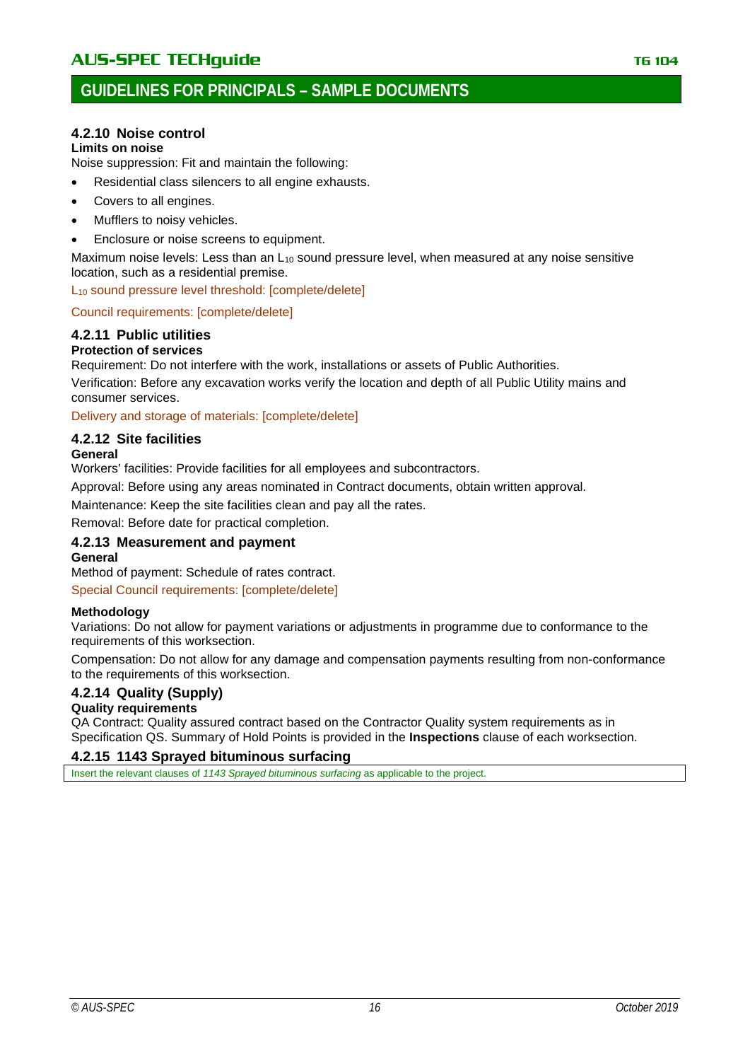### 4.2.10 Noise control

**Limits on noise**

Noise suppression: Fit and maintain the following:

- Residential class silencers to all engine exhausts.
- Covers to all engines.
- Mufflers to noisy vehicles.
- Enclosure or noise screens to equipment.

Maximum noise levels: Less than an $L_{10}$ sound pressure level, when measured at any noise sensitive location, such as a residential premise.

$L_{10}$ sound pressure level threshold: [complete/delete]

Council requirements: [complete/delete]

### 4.2.11 Public utilities

**Protection of services**

Requirement: Do not interfere with the work, installations or assets of Public Authorities.

Verification: Before any excavation works verify the location and depth of all Public Utility mains and consumer services.

Delivery and storage of materials: [complete/delete]

### 4.2.12 Site facilities

**General**

Workers' facilities: Provide facilities for all employees and subcontractors.

Approval: Before using any areas nominated in Contract documents, obtain written approval.

Maintenance: Keep the site facilities clean and pay all the rates.

Removal: Before date for practical completion.

### 4.2.13 Measurement and payment

**General**

Method of payment: Schedule of rates contract.

Special Council requirements: [complete/delete]

**Methodology**

Variations: Do not allow for payment variations or adjustments in programme due to conformance to the requirements of this worksection.

Compensation: Do not allow for any damage and compensation payments resulting from non-conformance to the requirements of this worksection.

### 4.2.14 Quality (Supply)

**Quality requirements**

QA Contract: Quality assured contract based on the Contractor Quality system requirements as in Specification QS. Summary of Hold Points is provided in the **Inspections** clause of each worksection.

### 4.2.15 1143 Sprayed bituminous surfacing

Insert the relevant clauses of *1143 Sprayed bituminous surfacing* as applicable to the project.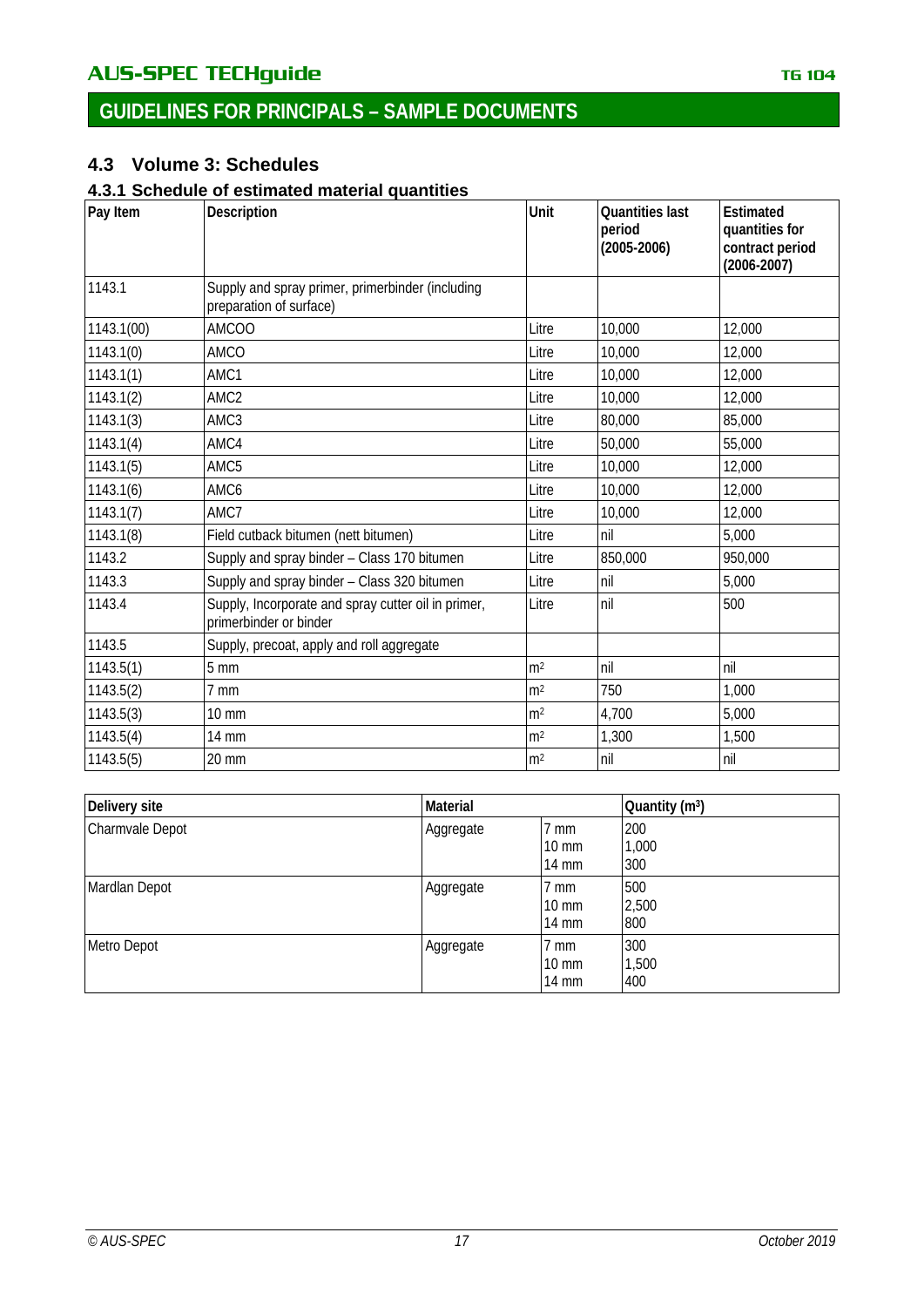## 4.3 Volume 3: Schedules

### 4.3.1 Schedule of estimated material quantities

| Pay Item | Description | Unit | Quantities last period (2005-2006) | Estimated quantities for contract period (2006-2007) |
|---|---|---|---|---|
| 1143.1 | Supply and spray primer, primerbinder (including preparation of surface) | | | |
| 1143.1(00) | AMCOO | Litre | 10,000 | 12,000 |
| 1143.1(0) | AMCO | Litre | 10,000 | 12,000 |
| 1143.1(1) | AMC1 | Litre | 10,000 | 12,000 |
| 1143.1(2) | AMC2 | Litre | 10,000 | 12,000 |
| 1143.1(3) | AMC3 | Litre | 80,000 | 85,000 |
| 1143.1(4) | AMC4 | Litre | 50,000 | 55,000 |
| 1143.1(5) | AMC5 | Litre | 10,000 | 12,000 |
| 1143.1(6) | AMC6 | Litre | 10,000 | 12,000 |
| 1143.1(7) | AMC7 | Litre | 10,000 | 12,000 |
| 1143.1(8) | Field cutback bitumen (nett bitumen) | Litre | nil | 5,000 |
| 1143.2 | Supply and spray binder – Class 170 bitumen | Litre | 850,000 | 950,000 |
| 1143.3 | Supply and spray binder – Class 320 bitumen | Litre | nil | 5,000 |
| 1143.4 | Supply, Incorporate and spray cutter oil in primer, primerbinder or binder | Litre | nil | 500 |
| 1143.5 | Supply, precoat, apply and roll aggregate | | | |
| 1143.5(1) | 5 mm | $m^2$ | nil | nil |
| 1143.5(2) | 7 mm | $m^2$ | 750 | 1,000 |
| 1143.5(3) | 10 mm | $m^2$ | 4,700 | 5,000 |
| 1143.5(4) | 14 mm | $m^2$ | 1,300 | 1,500 |
| 1143.5(5) | 20 mm | $m^2$ | nil | nil |

| Delivery site | Material | | Quantity ($m^3$) |
|---|---|---|---|
| Charmvale Depot | Aggregate | 7 mm<br>10 mm<br>14 mm | 200<br>1,000<br>300 |
| Mardlan Depot | Aggregate | 7 mm<br>10 mm<br>14 mm | 500<br>2,500<br>800 |
| Metro Depot | Aggregate | 7 mm<br>10 mm<br>14 mm | 300<br>1,500<br>400 |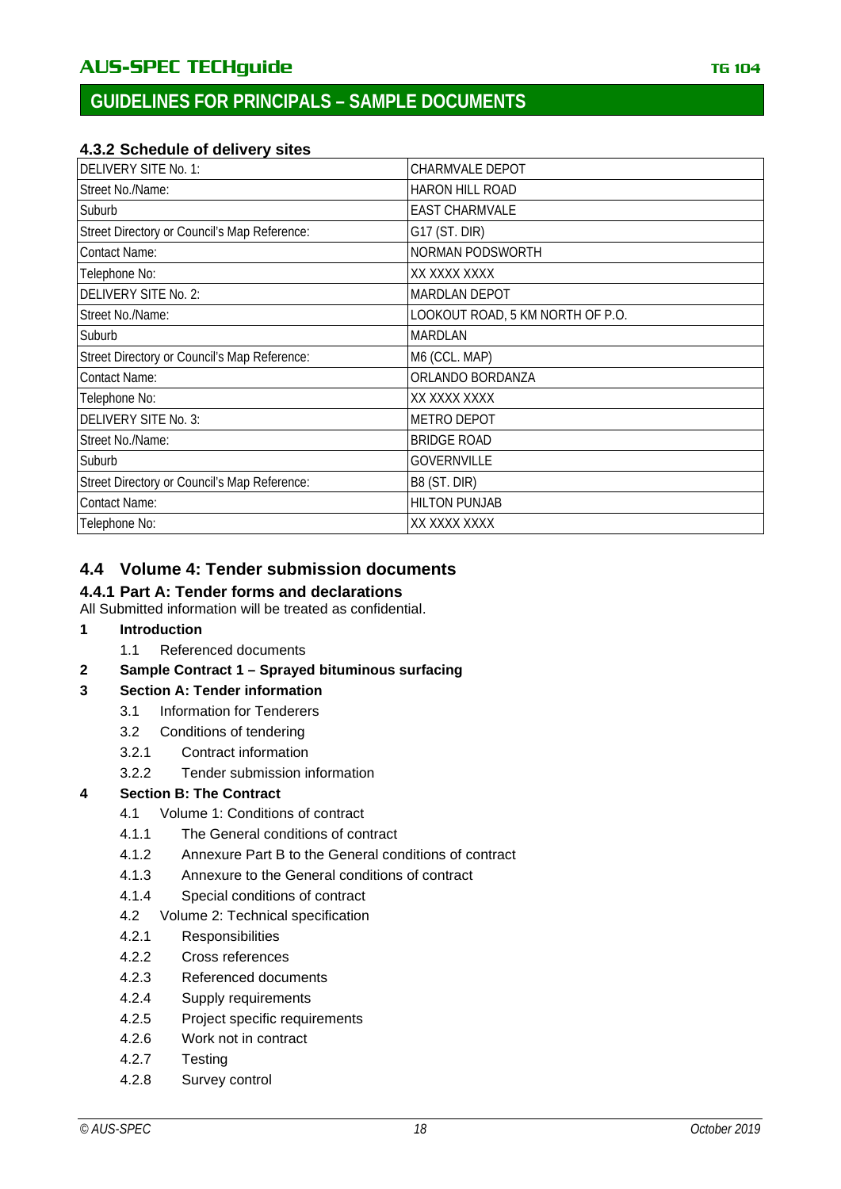#### 4.3.2 Schedule of delivery sites

| DELIVERY SITE No. 1: | CHARMVALE DEPOT |
|---|---|
| Street No./Name: | HARON HILL ROAD |
| Suburb | EAST CHARMVALE |
| Street Directory or Council's Map Reference: | G17 (ST. DIR) |
| Contact Name: | NORMAN PODSWORTH |
| Telephone No: | XX XXXX XXXX |
| DELIVERY SITE No. 2: | MARDLAN DEPOT |
| Street No./Name: | LOOKOUT ROAD, 5 KM NORTH OF P.O. |
| Suburb | MARDLAN |
| Street Directory or Council's Map Reference: | M6 (CCL. MAP) |
| Contact Name: | ORLANDO BORDANZA |
| Telephone No: | XX XXXX XXXX |
| DELIVERY SITE No. 3: | METRO DEPOT |
| Street No./Name: | BRIDGE ROAD |
| Suburb | GOVERNVILLE |
| Street Directory or Council's Map Reference: | B8 (ST. DIR) |
| Contact Name: | HILTON PUNJAB |
| Telephone No: | XX XXXX XXXX |

### 4.4 Volume 4: Tender submission documents

#### 4.4.1 Part A: Tender forms and declarations

All Submitted information will be treated as confidential.

**1 Introduction**

- 1.1 Referenced documents

**2 Sample Contract 1 – Sprayed bituminous surfacing**

**3 Section A: Tender information**

- 3.1 Information for Tenderers
- 3.2 Conditions of tendering
- 3.2.1 Contract information
- 3.2.2 Tender submission information

**4 Section B: The Contract**

- 4.1 Volume 1: Conditions of contract
- 4.1.1 The General conditions of contract
- 4.1.2 Annexure Part B to the General conditions of contract
- 4.1.3 Annexure to the General conditions of contract
- 4.1.4 Special conditions of contract
- 4.2 Volume 2: Technical specification
- 4.2.1 Responsibilities
- 4.2.2 Cross references
- 4.2.3 Referenced documents
- 4.2.4 Supply requirements
- 4.2.5 Project specific requirements
- 4.2.6 Work not in contract
- 4.2.7 Testing
- 4.2.8 Survey control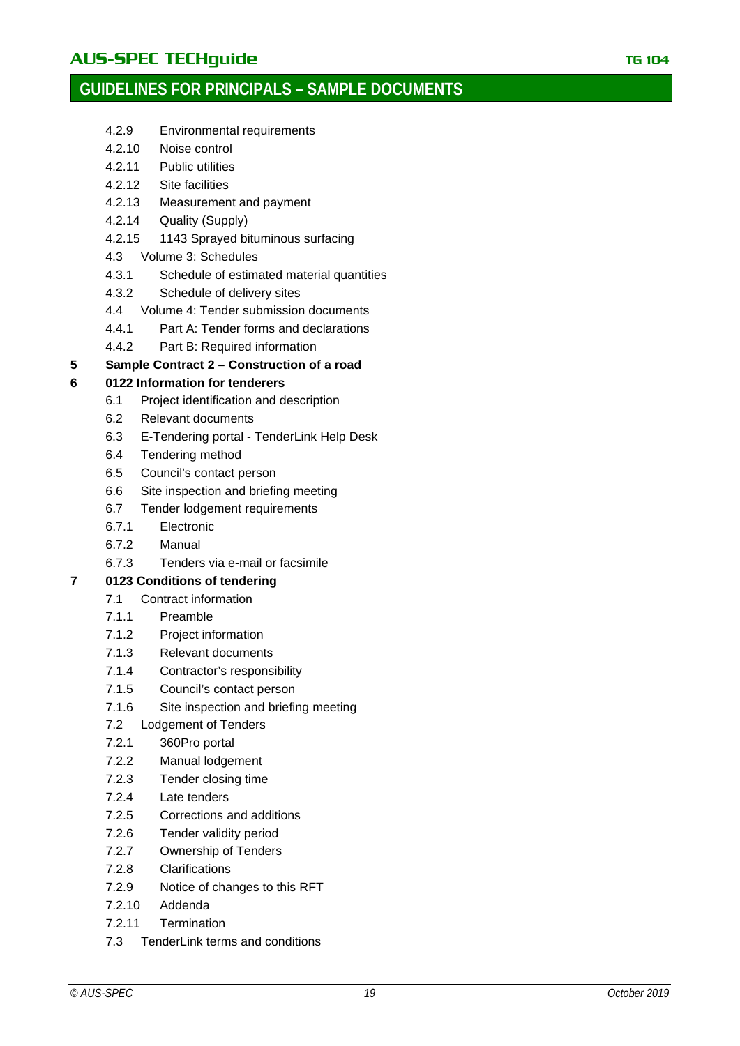- 4.2.9 Environmental requirements
- 4.2.10 Noise control
- 4.2.11 Public utilities
- 4.2.12 Site facilities
- 4.2.13 Measurement and payment
- 4.2.14 Quality (Supply)
- 4.2.15 1143 Sprayed bituminous surfacing
- 4.3 Volume 3: Schedules
- 4.3.1 Schedule of estimated material quantities
- 4.3.2 Schedule of delivery sites
- 4.4 Volume 4: Tender submission documents
- 4.4.1 Part A: Tender forms and declarations
- 4.4.2 Part B: Required information

**5 Sample Contract 2 – Construction of a road**

**6 0122 Information for tenderers**

- 6.1 Project identification and description
- 6.2 Relevant documents
- 6.3 E-Tendering portal - TenderLink Help Desk
- 6.4 Tendering method
- 6.5 Council's contact person
- 6.6 Site inspection and briefing meeting
- 6.7 Tender lodgement requirements
- 6.7.1 Electronic
- 6.7.2 Manual
- 6.7.3 Tenders via e-mail or facsimile

**7 0123 Conditions of tendering**

- 7.1 Contract information
- 7.1.1 Preamble
- 7.1.2 Project information
- 7.1.3 Relevant documents
- 7.1.4 Contractor's responsibility
- 7.1.5 Council's contact person
- 7.1.6 Site inspection and briefing meeting
- 7.2 Lodgement of Tenders
- 7.2.1 360Pro portal
- 7.2.2 Manual lodgement
- 7.2.3 Tender closing time
- 7.2.4 Late tenders
- 7.2.5 Corrections and additions
- 7.2.6 Tender validity period
- 7.2.7 Ownership of Tenders
- 7.2.8 Clarifications
- 7.2.9 Notice of changes to this RFT
- 7.2.10 Addenda
- 7.2.11 Termination
- 7.3 TenderLink terms and conditions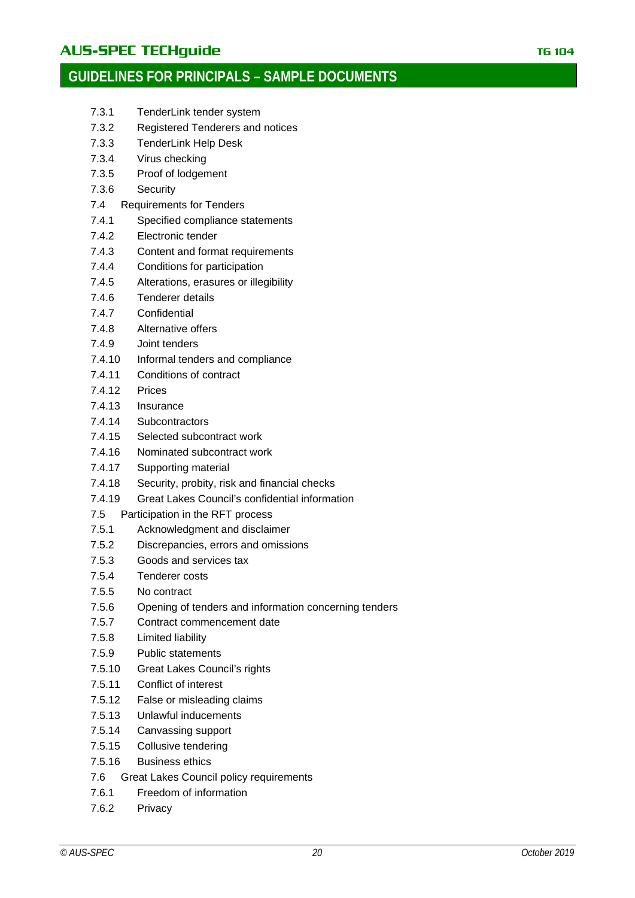7.3.1 TenderLink tender system
7.3.2 Registered Tenderers and notices
7.3.3 TenderLink Help Desk
7.3.4 Virus checking
7.3.5 Proof of lodgement
7.3.6 Security
7.4 Requirements for Tenders
7.4.1 Specified compliance statements
7.4.2 Electronic tender
7.4.3 Content and format requirements
7.4.4 Conditions for participation
7.4.5 Alterations, erasures or illegibility
7.4.6 Tenderer details
7.4.7 Confidential
7.4.8 Alternative offers
7.4.9 Joint tenders
7.4.10 Informal tenders and compliance
7.4.11 Conditions of contract
7.4.12 Prices
7.4.13 Insurance
7.4.14 Subcontractors
7.4.15 Selected subcontract work
7.4.16 Nominated subcontract work
7.4.17 Supporting material
7.4.18 Security, probity, risk and financial checks
7.4.19 Great Lakes Council's confidential information
7.5 Participation in the RFT process
7.5.1 Acknowledgment and disclaimer
7.5.2 Discrepancies, errors and omissions
7.5.3 Goods and services tax
7.5.4 Tenderer costs
7.5.5 No contract
7.5.6 Opening of tenders and information concerning tenders
7.5.7 Contract commencement date
7.5.8 Limited liability
7.5.9 Public statements
7.5.10 Great Lakes Council's rights
7.5.11 Conflict of interest
7.5.12 False or misleading claims
7.5.13 Unlawful inducements
7.5.14 Canvassing support
7.5.15 Collusive tendering
7.5.16 Business ethics
7.6 Great Lakes Council policy requirements
7.6.1 Freedom of information
7.6.2 Privacy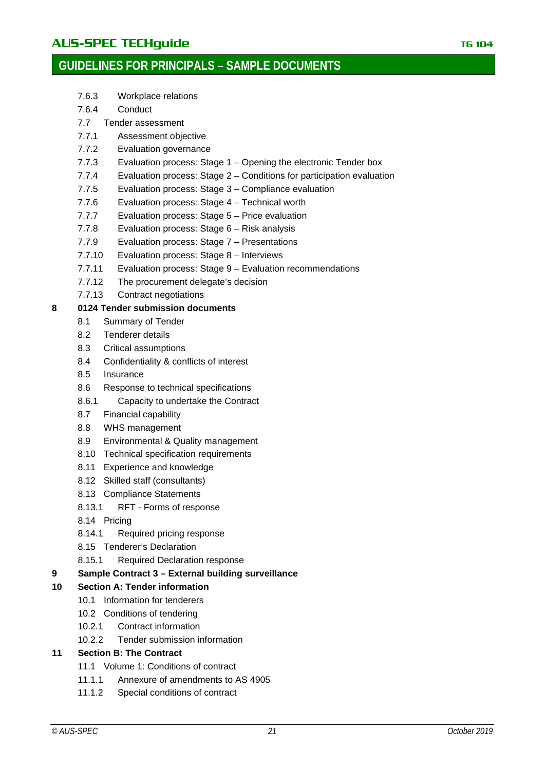7.6.3 Workplace relations

7.6.4 Conduct

7.7 Tender assessment

7.7.1 Assessment objective

7.7.2 Evaluation governance

7.7.3 Evaluation process: Stage 1 – Opening the electronic Tender box

7.7.4 Evaluation process: Stage 2 – Conditions for participation evaluation

7.7.5 Evaluation process: Stage 3 – Compliance evaluation

7.7.6 Evaluation process: Stage 4 – Technical worth

7.7.7 Evaluation process: Stage 5 – Price evaluation

7.7.8 Evaluation process: Stage 6 – Risk analysis

7.7.9 Evaluation process: Stage 7 – Presentations

7.7.10 Evaluation process: Stage 8 – Interviews

7.7.11 Evaluation process: Stage 9 – Evaluation recommendations

7.7.12 The procurement delegate's decision

7.7.13 Contract negotiations

**8 0124 Tender submission documents**

8.1 Summary of Tender

8.2 Tenderer details

8.3 Critical assumptions

8.4 Confidentiality & conflicts of interest

8.5 Insurance

8.6 Response to technical specifications

8.6.1 Capacity to undertake the Contract

8.7 Financial capability

8.8 WHS management

8.9 Environmental & Quality management

8.10 Technical specification requirements

8.11 Experience and knowledge

8.12 Skilled staff (consultants)

8.13 Compliance Statements

8.13.1 RFT - Forms of response

8.14 Pricing

8.14.1 Required pricing response

8.15 Tenderer's Declaration

8.15.1 Required Declaration response

**9 Sample Contract 3 – External building surveillance**

**10 Section A: Tender information**

10.1 Information for tenderers

10.2 Conditions of tendering

10.2.1 Contract information

10.2.2 Tender submission information

**11 Section B: The Contract**

11.1 Volume 1: Conditions of contract

11.1.1 Annexure of amendments to AS 4905

11.1.2 Special conditions of contract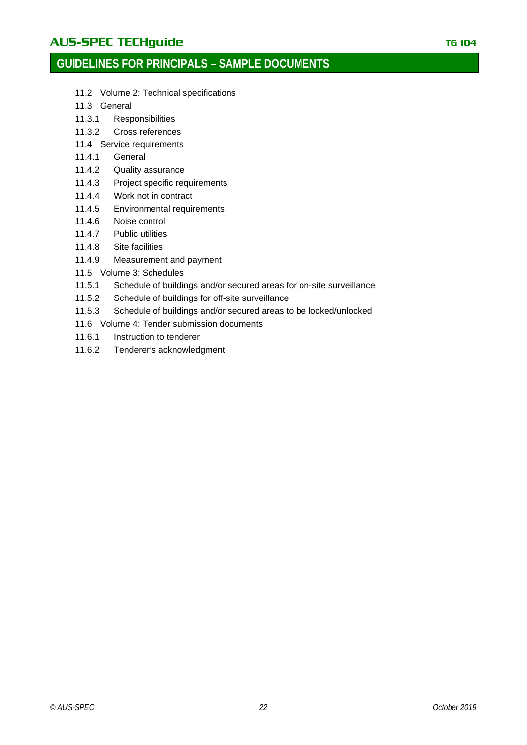11.2 Volume 2: Technical specifications

11.3 General

11.3.1 Responsibilities

11.3.2 Cross references

11.4 Service requirements

11.4.1 General

11.4.2 Quality assurance

11.4.3 Project specific requirements

11.4.4 Work not in contract

11.4.5 Environmental requirements

11.4.6 Noise control

11.4.7 Public utilities

11.4.8 Site facilities

11.4.9 Measurement and payment

11.5 Volume 3: Schedules

11.5.1 Schedule of buildings and/or secured areas for on-site surveillance

11.5.2 Schedule of buildings for off-site surveillance

11.5.3 Schedule of buildings and/or secured areas to be locked/unlocked

11.6 Volume 4: Tender submission documents

11.6.1 Instruction to tenderer

11.6.2 Tenderer's acknowledgment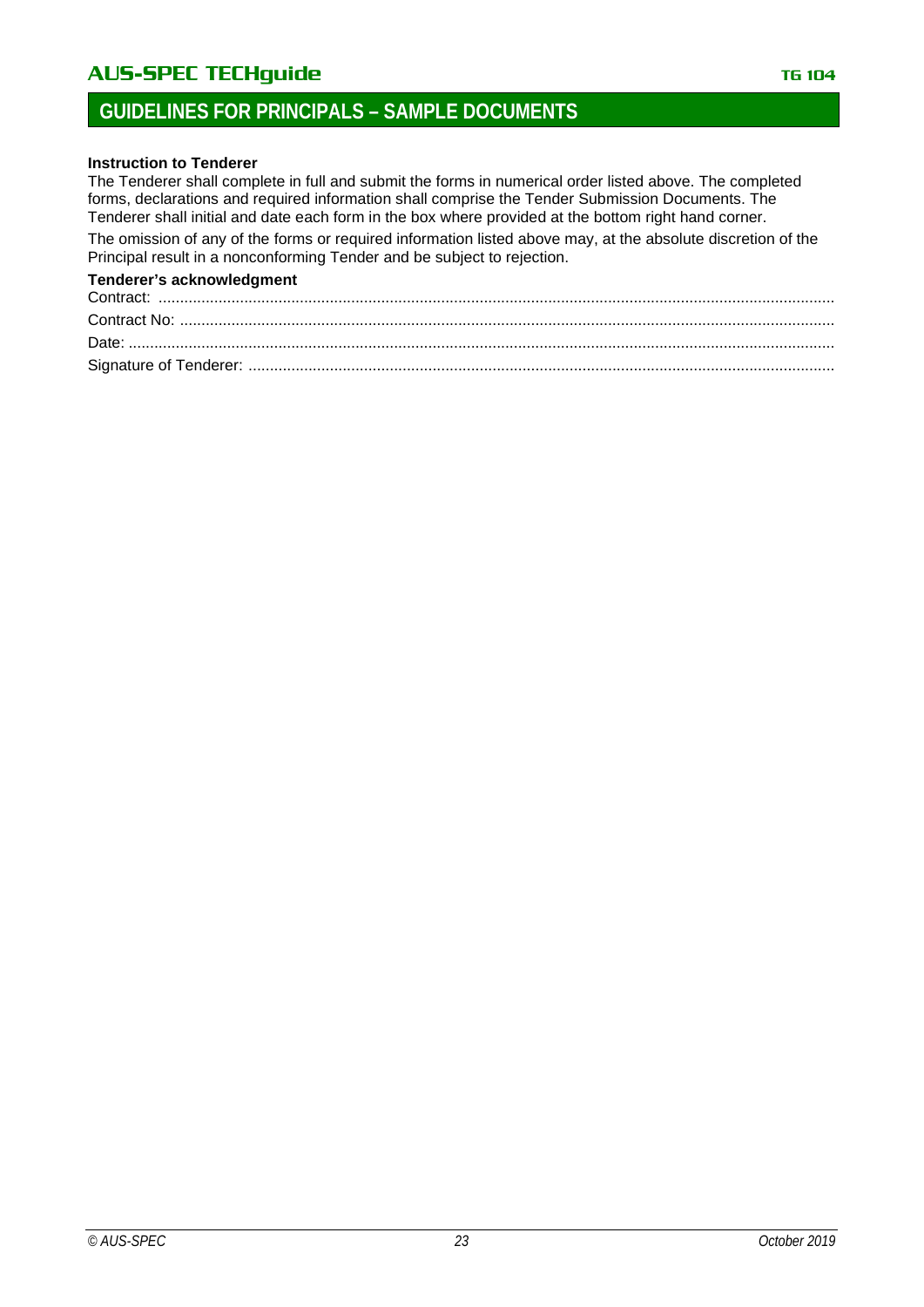**Instruction to Tenderer**

The Tenderer shall complete in full and submit the forms in numerical order listed above. The completed forms, declarations and required information shall comprise the Tender Submission Documents. The Tenderer shall initial and date each form in the box where provided at the bottom right hand corner.

The omission of any of the forms or required information listed above may, at the absolute discretion of the Principal result in a nonconforming Tender and be subject to rejection.

**Tenderer's acknowledgment**

Contract: ...........................................................................................................................................................

Contract No: .....................................................................................................................................................

Date: .................................................................................................................................................................

Signature of Tenderer: ......................................................................................................................................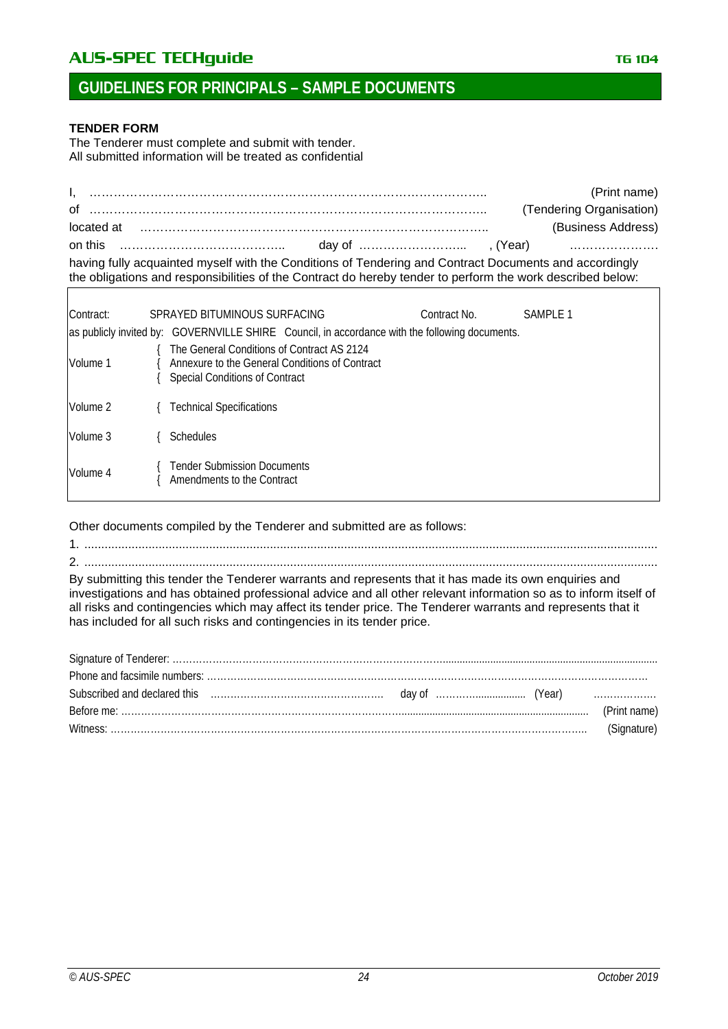## GUIDELINES FOR PRINCIPALS – SAMPLE DOCUMENTS

**TENDER FORM**

The Tenderer must complete and submit with tender.
All submitted information will be treated as confidential

I, ………………………………………………………………………………….. (Print name)
of ………………………………………………………………………………….. (Tendering Organisation)
located at ……………………………………………………………………….. (Business Address)
on this ………………………………….. day of ……………………... , (Year) ………………….
having fully acquainted myself with the Conditions of Tendering and Contract Documents and accordingly the obligations and responsibilities of the Contract do hereby tender to perform the work described below:

| | | | |
|---|---|---|---|
| Contract: | SPRAYED BITUMINOUS SURFACING | Contract No. | SAMPLE 1 |
| as publicly invited by: GOVERNVILLE SHIRE Council, in accordance with the following documents. | | | |
| Volume 1 | { The General Conditions of Contract AS 2124<br>{ Annexure to the General Conditions of Contract<br>{ Special Conditions of Contract | | |
| Volume 2 | { Technical Specifications | | |
| Volume 3 | { Schedules | | |
| Volume 4 | { Tender Submission Documents<br>{ Amendments to the Contract | | |

Other documents compiled by the Tenderer and submitted are as follows:

1. ........................................................................................................................................................
2. ........................................................................................................................................................

By submitting this tender the Tenderer warrants and represents that it has made its own enquiries and investigations and has obtained professional advice and all other relevant information so as to inform itself of all risks and contingencies which may affect its tender price. The Tenderer warrants and represents that it has included for all such risks and contingencies in its tender price.

Signature of Tenderer: ………………………………………………………………………………………………
Phone and facsimile numbers: ……………………………………………………………………………………
Subscribed and declared this …………………………………………… day of ……………………… (Year) ………………
Before me: ……………………………………………………………………………………………… (Print name)
Witness: ……………………………………………………………………………………………… (Signature)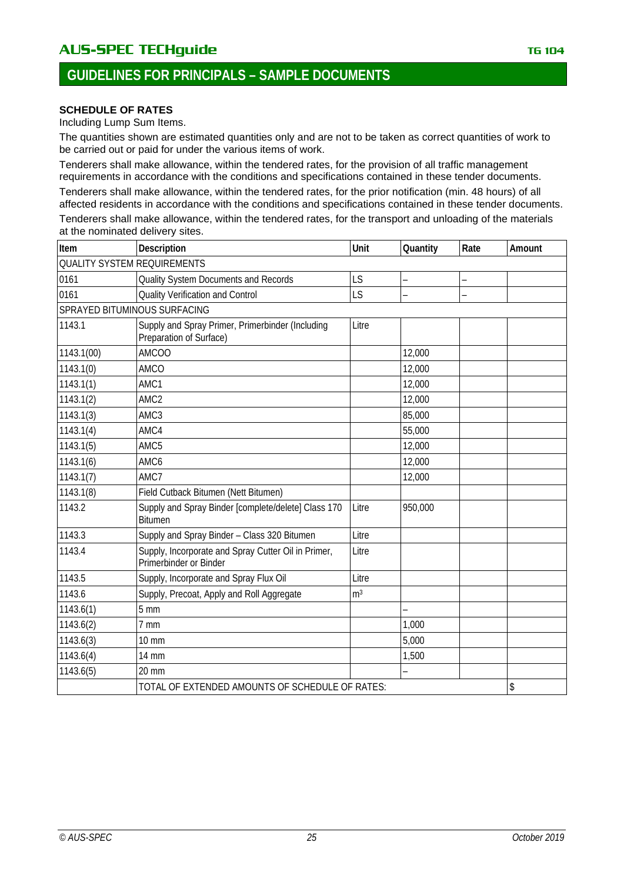## GUIDELINES FOR PRINCIPALS – SAMPLE DOCUMENTS

**SCHEDULE OF RATES**

Including Lump Sum Items.

The quantities shown are estimated quantities only and are not to be taken as correct quantities of work to be carried out or paid for under the various items of work.

Tenderers shall make allowance, within the tendered rates, for the provision of all traffic management requirements in accordance with the conditions and specifications contained in these tender documents.

Tenderers shall make allowance, within the tendered rates, for the prior notification (min. 48 hours) of all affected residents in accordance with the conditions and specifications contained in these tender documents.

Tenderers shall make allowance, within the tendered rates, for the transport and unloading of the materials at the nominated delivery sites.

| Item | Description | Unit | Quantity | Rate | Amount |
|---|---|---|---|---|---|
| QUALITY SYSTEM REQUIREMENTS | | | | | |
| 0161 | Quality System Documents and Records | LS | – | – | |
| 0161 | Quality Verification and Control | LS | – | – | |
| SPRAYED BITUMINOUS SURFACING | | | | | |
| 1143.1 | Supply and Spray Primer, Primerbinder (Including Preparation of Surface) | Litre | | | |
| 1143.1(00) | AMCOO | | 12,000 | | |
| 1143.1(0) | AMCO | | 12,000 | | |
| 1143.1(1) | AMC1 | | 12,000 | | |
| 1143.1(2) | AMC2 | | 12,000 | | |
| 1143.1(3) | AMC3 | | 85,000 | | |
| 1143.1(4) | AMC4 | | 55,000 | | |
| 1143.1(5) | AMC5 | | 12,000 | | |
| 1143.1(6) | AMC6 | | 12,000 | | |
| 1143.1(7) | AMC7 | | 12,000 | | |
| 1143.1(8) | Field Cutback Bitumen (Nett Bitumen) | | | | |
| 1143.2 | Supply and Spray Binder [complete/delete] Class 170 Bitumen | Litre | 950,000 | | |
| 1143.3 | Supply and Spray Binder – Class 320 Bitumen | Litre | | | |
| 1143.4 | Supply, Incorporate and Spray Cutter Oil in Primer, Primerbinder or Binder | Litre | | | |
| 1143.5 | Supply, Incorporate and Spray Flux Oil | Litre | | | |
| 1143.6 | Supply, Precoat, Apply and Roll Aggregate | $m^3$ | | | |
| 1143.6(1) | 5 mm | | – | | |
| 1143.6(2) | 7 mm | | 1,000 | | |
| 1143.6(3) | 10 mm | | 5,000 | | |
| 1143.6(4) | 14 mm | | 1,500 | | |
| 1143.6(5) | 20 mm | | – | | |
| | TOTAL OF EXTENDED AMOUNTS OF SCHEDULE OF RATES: | | | | $ |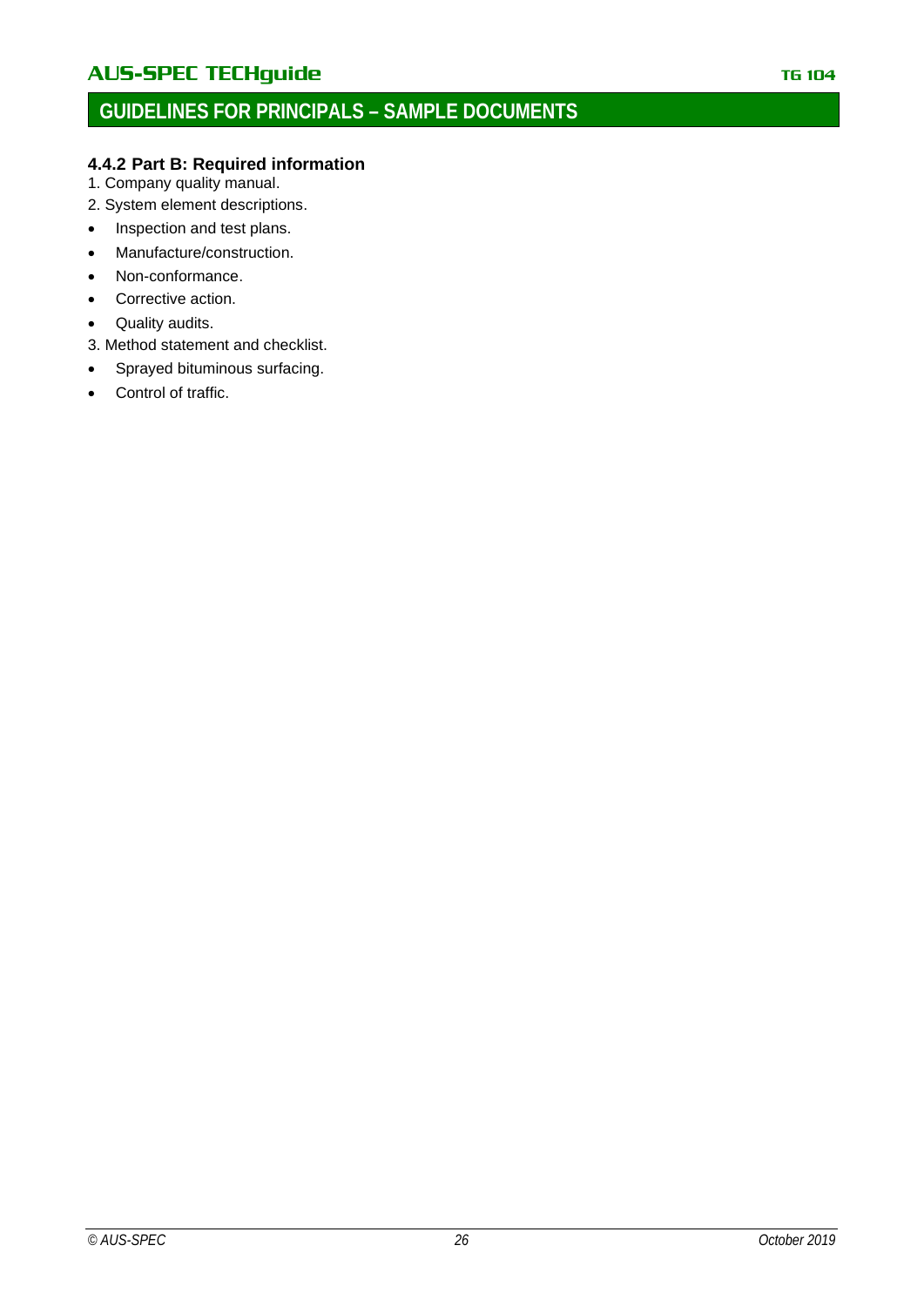#### 4.4.2 Part B: Required information

1. Company quality manual.
2. System element descriptions.

- Inspection and test plans.
- Manufacture/construction.
- Non-conformance.
- Corrective action.
- Quality audits.

3. Method statement and checklist.

- Sprayed bituminous surfacing.
- Control of traffic.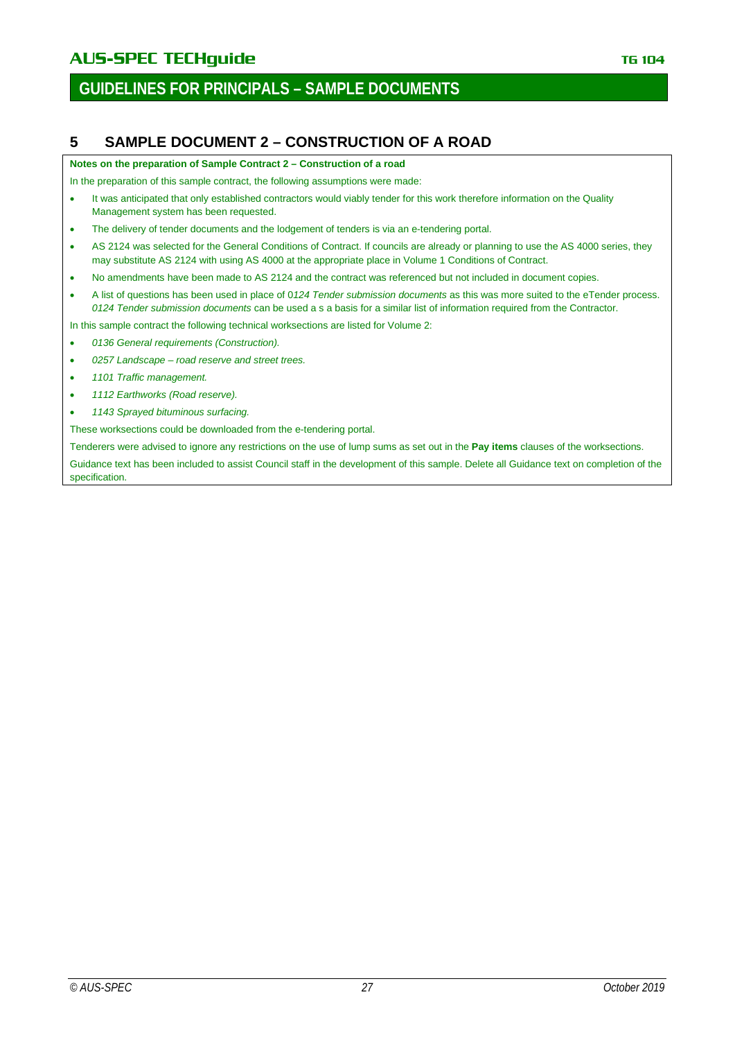## 5 SAMPLE DOCUMENT 2 – CONSTRUCTION OF A ROAD

**Notes on the preparation of Sample Contract 2 – Construction of a road**

In the preparation of this sample contract, the following assumptions were made:

- It was anticipated that only established contractors would viably tender for this work therefore information on the Quality Management system has been requested.
- The delivery of tender documents and the lodgement of tenders is via an e-tendering portal.
- AS 2124 was selected for the General Conditions of Contract. If councils are already or planning to use the AS 4000 series, they may substitute AS 2124 with using AS 4000 at the appropriate place in Volume 1 Conditions of Contract.
- No amendments have been made to AS 2124 and the contract was referenced but not included in document copies.
- A list of questions has been used in place of 0*124 Tender submission documents* as this was more suited to the eTender process. *0124 Tender submission documents* can be used a s a basis for a similar list of information required from the Contractor.

In this sample contract the following technical worksections are listed for Volume 2:

- *0136 General requirements (Construction).*
- *0257 Landscape – road reserve and street trees.*
- *1101 Traffic management.*
- *1112 Earthworks (Road reserve).*
- *1143 Sprayed bituminous surfacing.*

These worksections could be downloaded from the e-tendering portal.

Tenderers were advised to ignore any restrictions on the use of lump sums as set out in the **Pay items** clauses of the worksections.

Guidance text has been included to assist Council staff in the development of this sample. Delete all Guidance text on completion of the specification.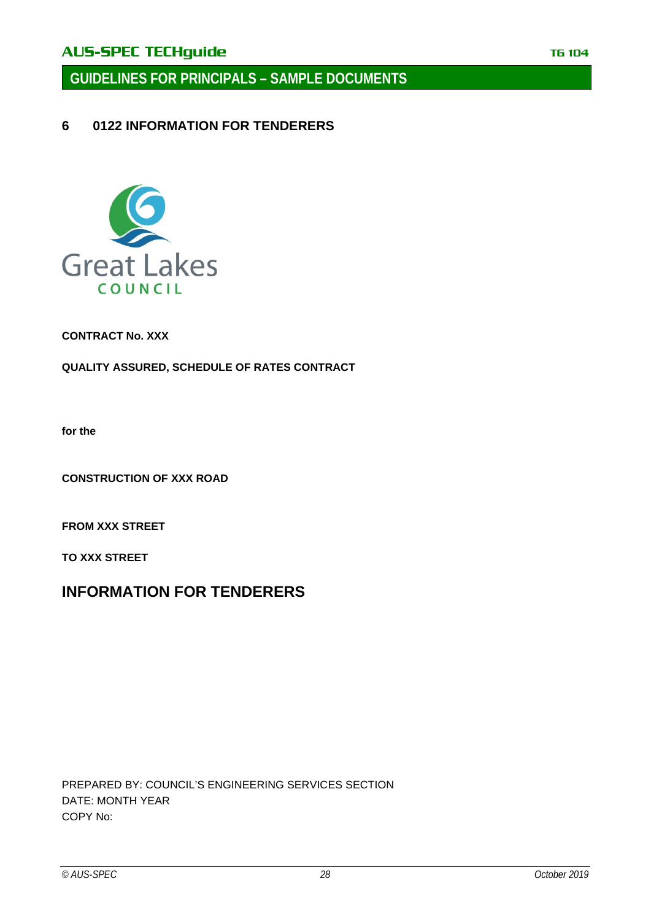## 6 0122 INFORMATION FOR TENDERERS

Great Lakes
COUNCIL

**CONTRACT No. XXX**

**QUALITY ASSURED, SCHEDULE OF RATES CONTRACT**

**for the**

**CONSTRUCTION OF XXX ROAD**

**FROM XXX STREET**

**TO XXX STREET**

# INFORMATION FOR TENDERERS

PREPARED BY: COUNCIL'S ENGINEERING SERVICES SECTION
DATE: MONTH YEAR
COPY No: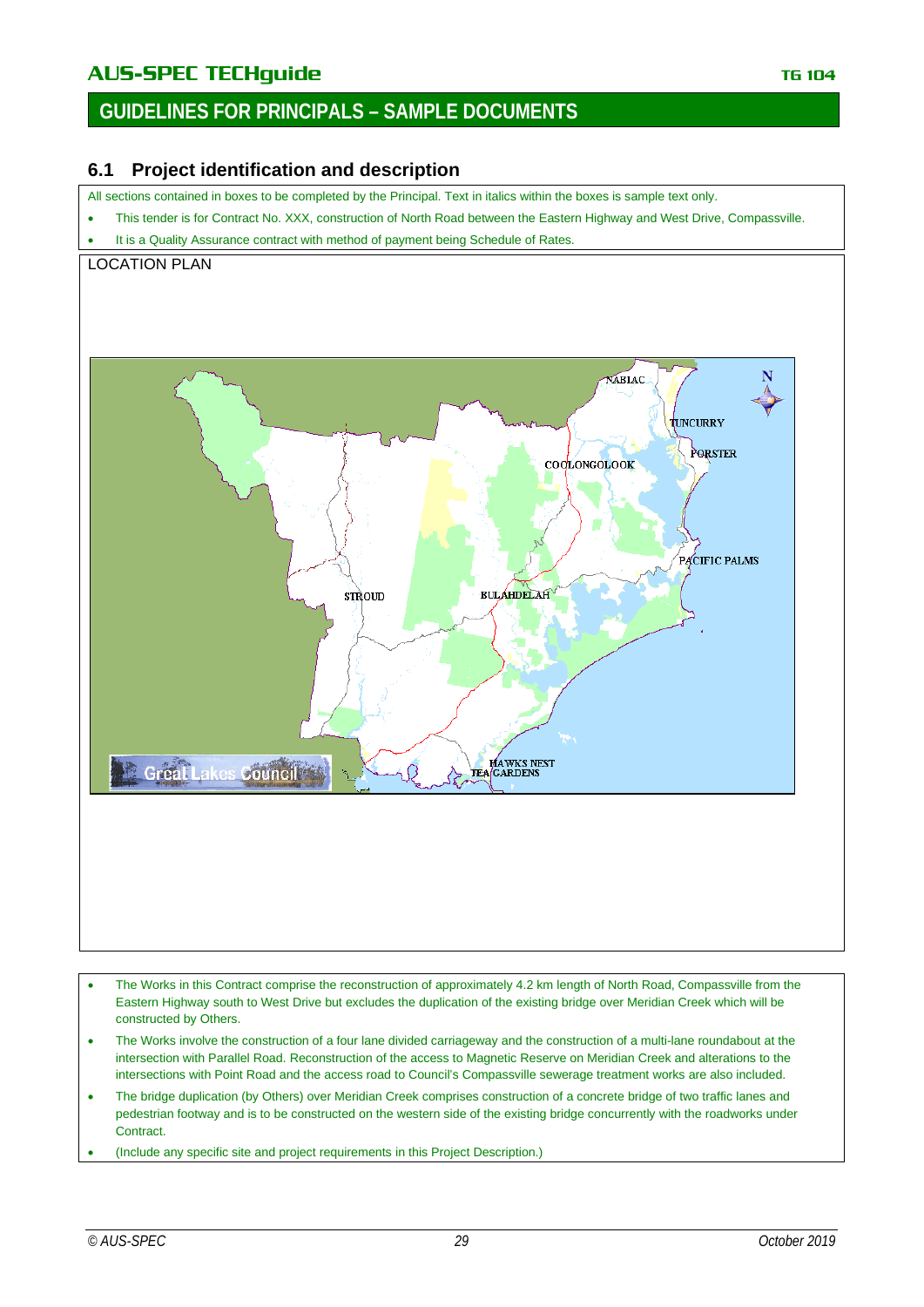## 6.1 Project identification and description

All sections contained in boxes to be completed by the Principal. Text in italics within the boxes is sample text only.

- This tender is for Contract No. XXX, construction of North Road between the Eastern Highway and West Drive, Compassville.
- It is a Quality Assurance contract with method of payment being Schedule of Rates.

LOCATION PLAN

- The Works in this Contract comprise the reconstruction of approximately 4.2 km length of North Road, Compassville from the Eastern Highway south to West Drive but excludes the duplication of the existing bridge over Meridian Creek which will be constructed by Others.
- The Works involve the construction of a four lane divided carriageway and the construction of a multi-lane roundabout at the intersection with Parallel Road. Reconstruction of the access to Magnetic Reserve on Meridian Creek and alterations to the intersections with Point Road and the access road to Council's Compassville sewerage treatment works are also included.
- The bridge duplication (by Others) over Meridian Creek comprises construction of a concrete bridge of two traffic lanes and pedestrian footway and is to be constructed on the western side of the existing bridge concurrently with the roadworks under Contract.
- (Include any specific site and project requirements in this Project Description.)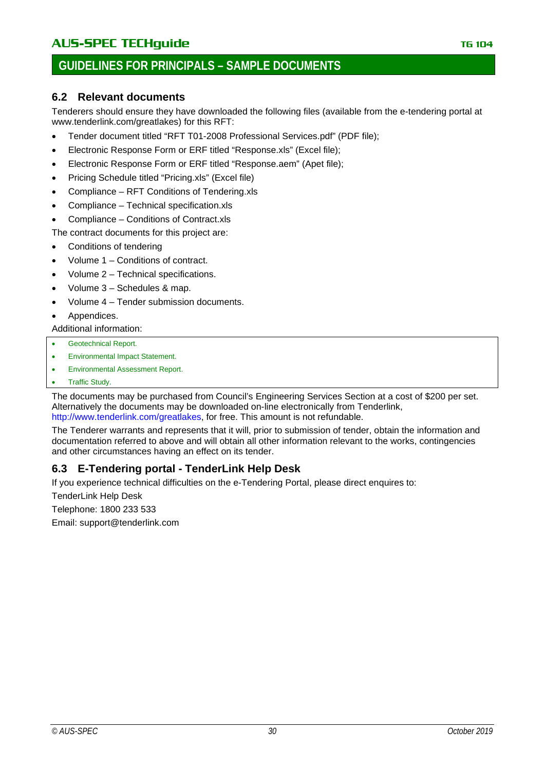## 6.2 Relevant documents

Tenderers should ensure they have downloaded the following files (available from the e-tendering portal at www.tenderlink.com/greatlakes) for this RFT:

- Tender document titled "RFT T01-2008 Professional Services.pdf" (PDF file);
- Electronic Response Form or ERF titled "Response.xls" (Excel file);
- Electronic Response Form or ERF titled "Response.aem" (Apet file);
- Pricing Schedule titled "Pricing.xls" (Excel file)
- Compliance – RFT Conditions of Tendering.xls
- Compliance – Technical specification.xls
- Compliance – Conditions of Contract.xls

The contract documents for this project are:

- Conditions of tendering
- Volume 1 – Conditions of contract.
- Volume 2 – Technical specifications.
- Volume 3 – Schedules & map.
- Volume 4 – Tender submission documents.
- Appendices.

Additional information:

- Geotechnical Report.
- Environmental Impact Statement.
- Environmental Assessment Report.
- Traffic Study.

The documents may be purchased from Council's Engineering Services Section at a cost of $200 per set. Alternatively the documents may be downloaded on-line electronically from Tenderlink, http://www.tenderlink.com/greatlakes, for free. This amount is not refundable.

The Tenderer warrants and represents that it will, prior to submission of tender, obtain the information and documentation referred to above and will obtain all other information relevant to the works, contingencies and other circumstances having an effect on its tender.

## 6.3 E-Tendering portal - TenderLink Help Desk

If you experience technical difficulties on the e-Tendering Portal, please direct enquires to:

TenderLink Help Desk

Telephone: 1800 233 533

Email: support@tenderlink.com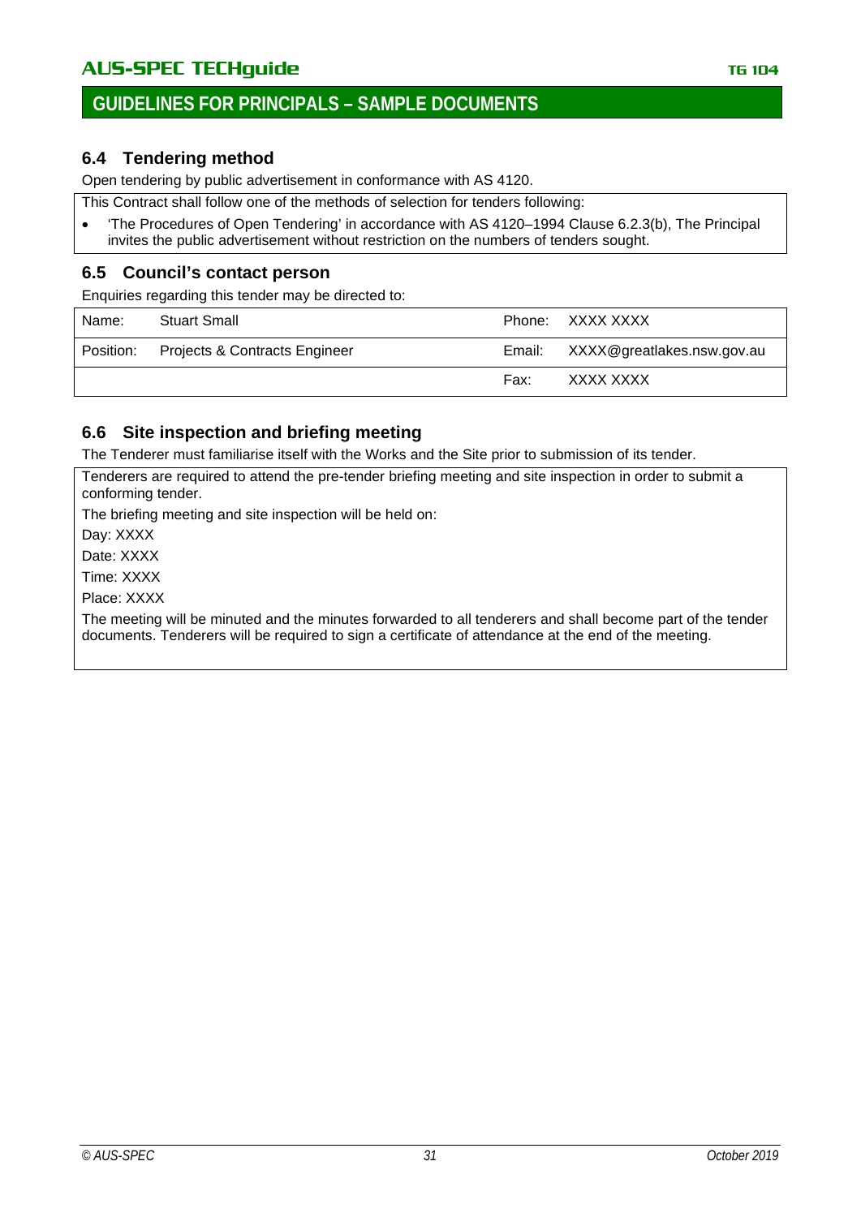## 6.4 Tendering method

Open tendering by public advertisement in conformance with AS 4120.

This Contract shall follow one of the methods of selection for tenders following:

- 'The Procedures of Open Tendering' in accordance with AS 4120–1994 Clause 6.2.3(b), The Principal invites the public advertisement without restriction on the numbers of tenders sought.

## 6.5 Council's contact person

Enquiries regarding this tender may be directed to:

| | | | |
|---|---|---|---|
| Name: | Stuart Small | Phone: | XXXX XXXX |
| Position: | Projects & Contracts Engineer | Email: | XXXX@greatlakes.nsw.gov.au |
| | | Fax: | XXXX XXXX |

## 6.6 Site inspection and briefing meeting

The Tenderer must familiarise itself with the Works and the Site prior to submission of its tender.

Tenderers are required to attend the pre-tender briefing meeting and site inspection in order to submit a conforming tender.

The briefing meeting and site inspection will be held on:

Day: XXXX

Date: XXXX

Time: XXXX

Place: XXXX

The meeting will be minuted and the minutes forwarded to all tenderers and shall become part of the tender documents. Tenderers will be required to sign a certificate of attendance at the end of the meeting.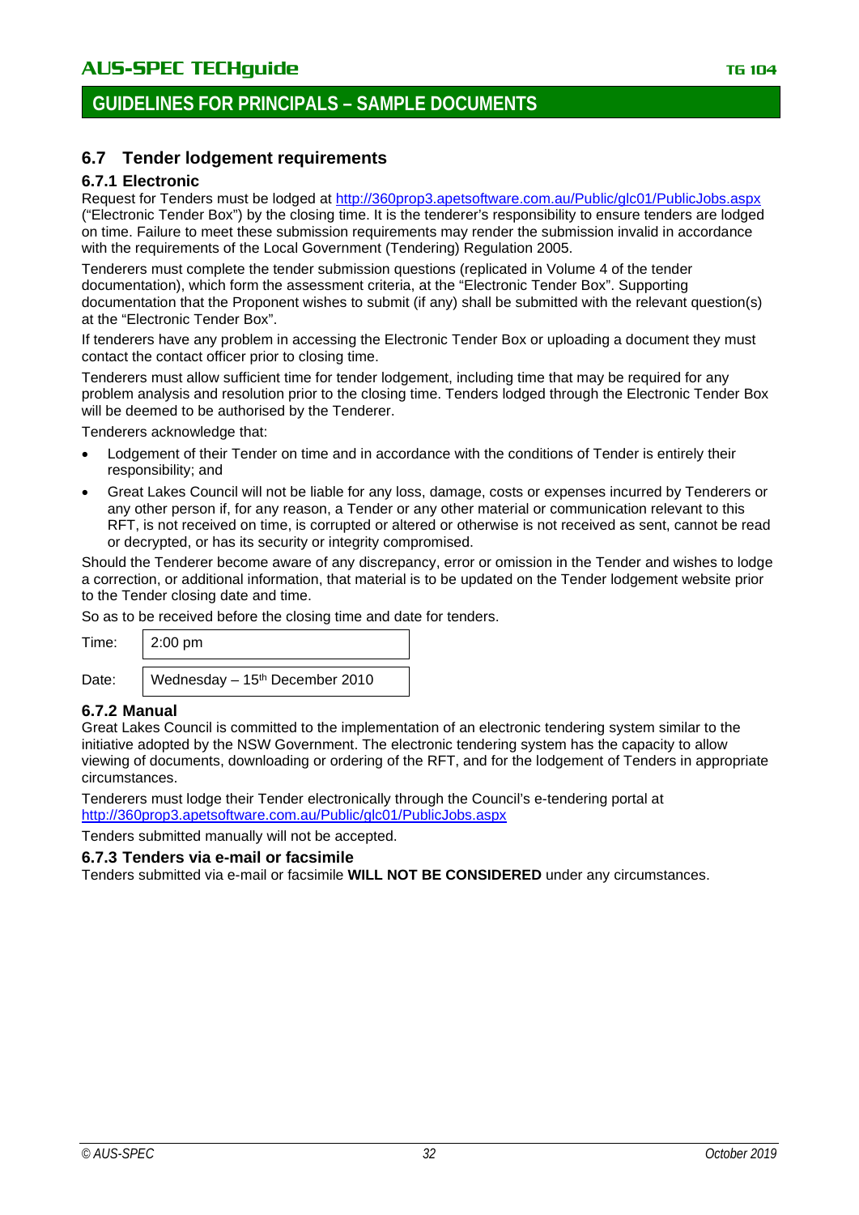## 6.7 Tender lodgement requirements

### 6.7.1 Electronic

Request for Tenders must be lodged at http://360prop3.apetsoftware.com.au/Public/glc01/PublicJobs.aspx ("Electronic Tender Box") by the closing time. It is the tenderer's responsibility to ensure tenders are lodged on time. Failure to meet these submission requirements may render the submission invalid in accordance with the requirements of the Local Government (Tendering) Regulation 2005.

Tenderers must complete the tender submission questions (replicated in Volume 4 of the tender documentation), which form the assessment criteria, at the "Electronic Tender Box". Supporting documentation that the Proponent wishes to submit (if any) shall be submitted with the relevant question(s) at the "Electronic Tender Box".

If tenderers have any problem in accessing the Electronic Tender Box or uploading a document they must contact the contact officer prior to closing time.

Tenderers must allow sufficient time for tender lodgement, including time that may be required for any problem analysis and resolution prior to the closing time. Tenders lodged through the Electronic Tender Box will be deemed to be authorised by the Tenderer.

Tenderers acknowledge that:

- Lodgement of their Tender on time and in accordance with the conditions of Tender is entirely their responsibility; and
- Great Lakes Council will not be liable for any loss, damage, costs or expenses incurred by Tenderers or any other person if, for any reason, a Tender or any other material or communication relevant to this RFT, is not received on time, is corrupted or altered or otherwise is not received as sent, cannot be read or decrypted, or has its security or integrity compromised.

Should the Tenderer become aware of any discrepancy, error or omission in the Tender and wishes to lodge a correction, or additional information, that material is to be updated on the Tender lodgement website prior to the Tender closing date and time.

So as to be received before the closing time and date for tenders.

| | |
|---|---|
| Time: | 2:00 pm |
| Date: | Wednesday – 15th December 2010 |

### 6.7.2 Manual

Great Lakes Council is committed to the implementation of an electronic tendering system similar to the initiative adopted by the NSW Government. The electronic tendering system has the capacity to allow viewing of documents, downloading or ordering of the RFT, and for the lodgement of Tenders in appropriate circumstances.

Tenderers must lodge their Tender electronically through the Council's e-tendering portal at http://360prop3.apetsoftware.com.au/Public/glc01/PublicJobs.aspx

Tenders submitted manually will not be accepted.

### 6.7.3 Tenders via e-mail or facsimile

Tenders submitted via e-mail or facsimile **WILL NOT BE CONSIDERED** under any circumstances.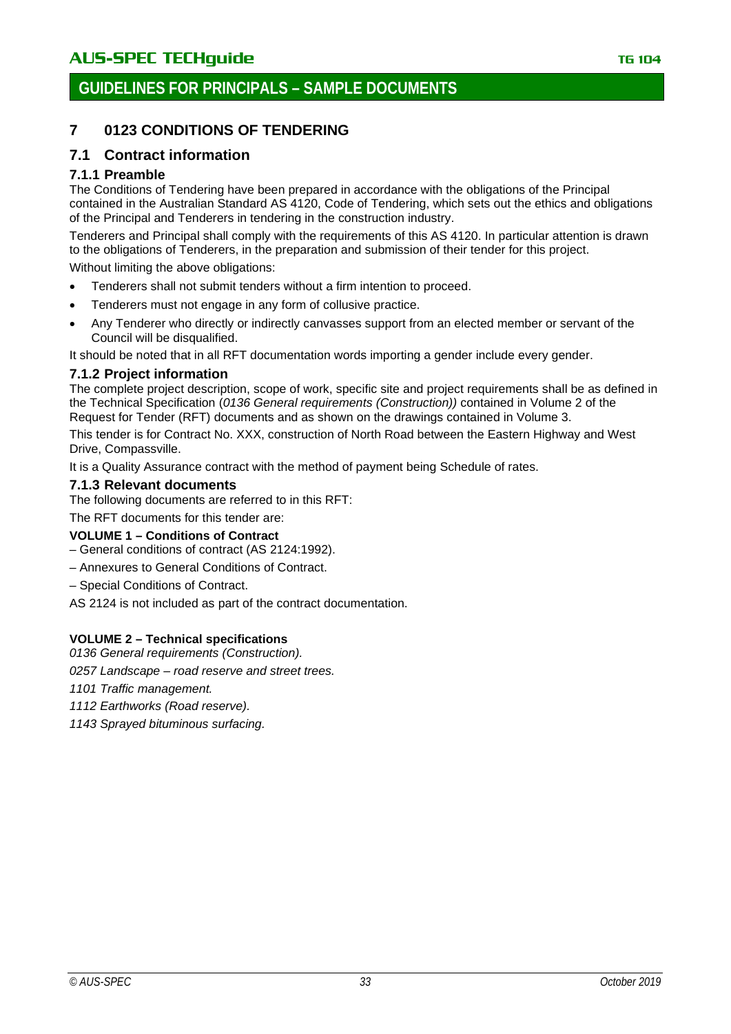# 7 0123 CONDITIONS OF TENDERING

## 7.1 Contract information

### 7.1.1 Preamble

The Conditions of Tendering have been prepared in accordance with the obligations of the Principal contained in the Australian Standard AS 4120, Code of Tendering, which sets out the ethics and obligations of the Principal and Tenderers in tendering in the construction industry.

Tenderers and Principal shall comply with the requirements of this AS 4120. In particular attention is drawn to the obligations of Tenderers, in the preparation and submission of their tender for this project.

Without limiting the above obligations:

- Tenderers shall not submit tenders without a firm intention to proceed.
- Tenderers must not engage in any form of collusive practice.
- Any Tenderer who directly or indirectly canvasses support from an elected member or servant of the Council will be disqualified.

It should be noted that in all RFT documentation words importing a gender include every gender.

### 7.1.2 Project information

The complete project description, scope of work, specific site and project requirements shall be as defined in the Technical Specification (*0136 General requirements (Construction))* contained in Volume 2 of the Request for Tender (RFT) documents and as shown on the drawings contained in Volume 3.

This tender is for Contract No. XXX, construction of North Road between the Eastern Highway and West Drive, Compassville.

It is a Quality Assurance contract with the method of payment being Schedule of rates.

### 7.1.3 Relevant documents

The following documents are referred to in this RFT:

The RFT documents for this tender are:

**VOLUME 1 – Conditions of Contract**

– General conditions of contract (AS 2124:1992).

– Annexures to General Conditions of Contract.

– Special Conditions of Contract.

AS 2124 is not included as part of the contract documentation.

**VOLUME 2 – Technical specifications**

*0136 General requirements (Construction).*

*0257 Landscape – road reserve and street trees.*

*1101 Traffic management.*

*1112 Earthworks (Road reserve).*

*1143 Sprayed bituminous surfacing.*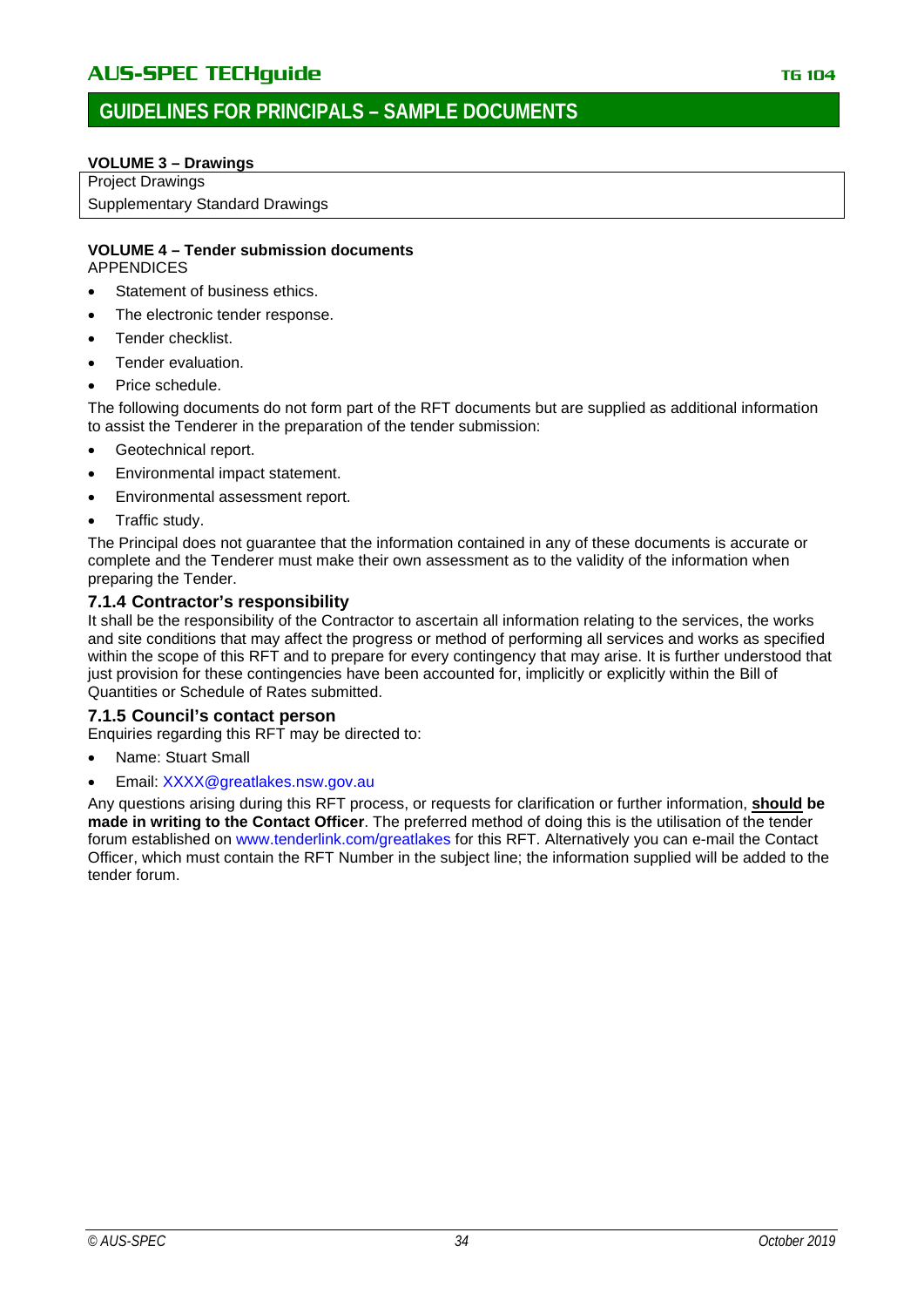**VOLUME 3 – Drawings**

| Project Drawings |
| --- |
| Supplementary Standard Drawings |

**VOLUME 4 – Tender submission documents**
APPENDICES

- Statement of business ethics.
- The electronic tender response.
- Tender checklist.
- Tender evaluation.
- Price schedule.

The following documents do not form part of the RFT documents but are supplied as additional information to assist the Tenderer in the preparation of the tender submission:

- Geotechnical report.
- Environmental impact statement.
- Environmental assessment report.
- Traffic study.

The Principal does not guarantee that the information contained in any of these documents is accurate or complete and the Tenderer must make their own assessment as to the validity of the information when preparing the Tender.

### 7.1.4 Contractor's responsibility

It shall be the responsibility of the Contractor to ascertain all information relating to the services, the works and site conditions that may affect the progress or method of performing all services and works as specified within the scope of this RFT and to prepare for every contingency that may arise. It is further understood that just provision for these contingencies have been accounted for, implicitly or explicitly within the Bill of Quantities or Schedule of Rates submitted.

### 7.1.5 Council's contact person

Enquiries regarding this RFT may be directed to:

- Name: Stuart Small
- Email: XXXX@greatlakes.nsw.gov.au

Any questions arising during this RFT process, or requests for clarification or further information, **should be made in writing to the Contact Officer**. The preferred method of doing this is the utilisation of the tender forum established on www.tenderlink.com/greatlakes for this RFT. Alternatively you can e-mail the Contact Officer, which must contain the RFT Number in the subject line; the information supplied will be added to the tender forum.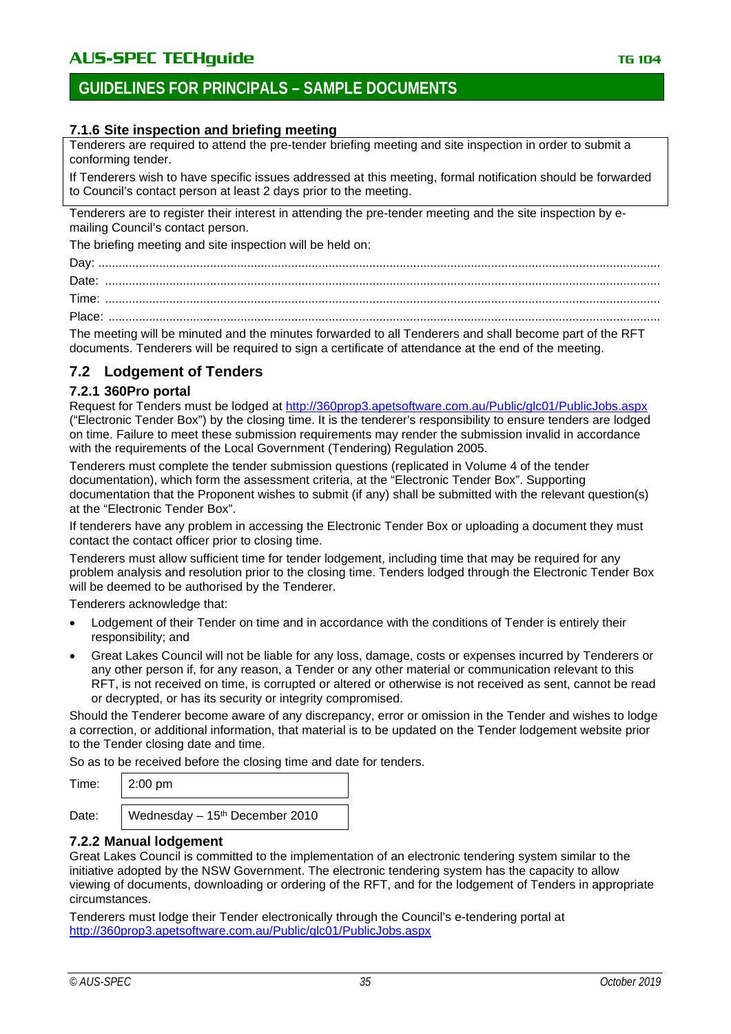#### 7.1.6 Site inspection and briefing meeting

Tenderers are required to attend the pre-tender briefing meeting and site inspection in order to submit a conforming tender.

If Tenderers wish to have specific issues addressed at this meeting, formal notification should be forwarded to Council's contact person at least 2 days prior to the meeting.

Tenderers are to register their interest in attending the pre-tender meeting and the site inspection by e-mailing Council's contact person.

The briefing meeting and site inspection will be held on:

Day: ..................................................................................................................................................................

Date: ..................................................................................................................................................................

Time: ..................................................................................................................................................................

Place: ..................................................................................................................................................................

The meeting will be minuted and the minutes forwarded to all Tenderers and shall become part of the RFT documents. Tenderers will be required to sign a certificate of attendance at the end of the meeting.

### 7.2 Lodgement of Tenders

#### 7.2.1 360Pro portal

Request for Tenders must be lodged at http://360prop3.apetsoftware.com.au/Public/glc01/PublicJobs.aspx ("Electronic Tender Box") by the closing time. It is the tenderer's responsibility to ensure tenders are lodged on time. Failure to meet these submission requirements may render the submission invalid in accordance with the requirements of the Local Government (Tendering) Regulation 2005.

Tenderers must complete the tender submission questions (replicated in Volume 4 of the tender documentation), which form the assessment criteria, at the "Electronic Tender Box". Supporting documentation that the Proponent wishes to submit (if any) shall be submitted with the relevant question(s) at the "Electronic Tender Box".

If tenderers have any problem in accessing the Electronic Tender Box or uploading a document they must contact the contact officer prior to closing time.

Tenderers must allow sufficient time for tender lodgement, including time that may be required for any problem analysis and resolution prior to the closing time. Tenders lodged through the Electronic Tender Box will be deemed to be authorised by the Tenderer.

Tenderers acknowledge that:

- Lodgement of their Tender on time and in accordance with the conditions of Tender is entirely their responsibility; and
- Great Lakes Council will not be liable for any loss, damage, costs or expenses incurred by Tenderers or any other person if, for any reason, a Tender or any other material or communication relevant to this RFT, is not received on time, is corrupted or altered or otherwise is not received as sent, cannot be read or decrypted, or has its security or integrity compromised.

Should the Tenderer become aware of any discrepancy, error or omission in the Tender and wishes to lodge a correction, or additional information, that material is to be updated on the Tender lodgement website prior to the Tender closing date and time.

So as to be received before the closing time and date for tenders.

| Time: | 2:00 pm |
|---|---|
| Date: | Wednesday – 15th December 2010 |

#### 7.2.2 Manual lodgement

Great Lakes Council is committed to the implementation of an electronic tendering system similar to the initiative adopted by the NSW Government. The electronic tendering system has the capacity to allow viewing of documents, downloading or ordering of the RFT, and for the lodgement of Tenders in appropriate circumstances.

Tenderers must lodge their Tender electronically through the Council's e-tendering portal at http://360prop3.apetsoftware.com.au/Public/glc01/PublicJobs.aspx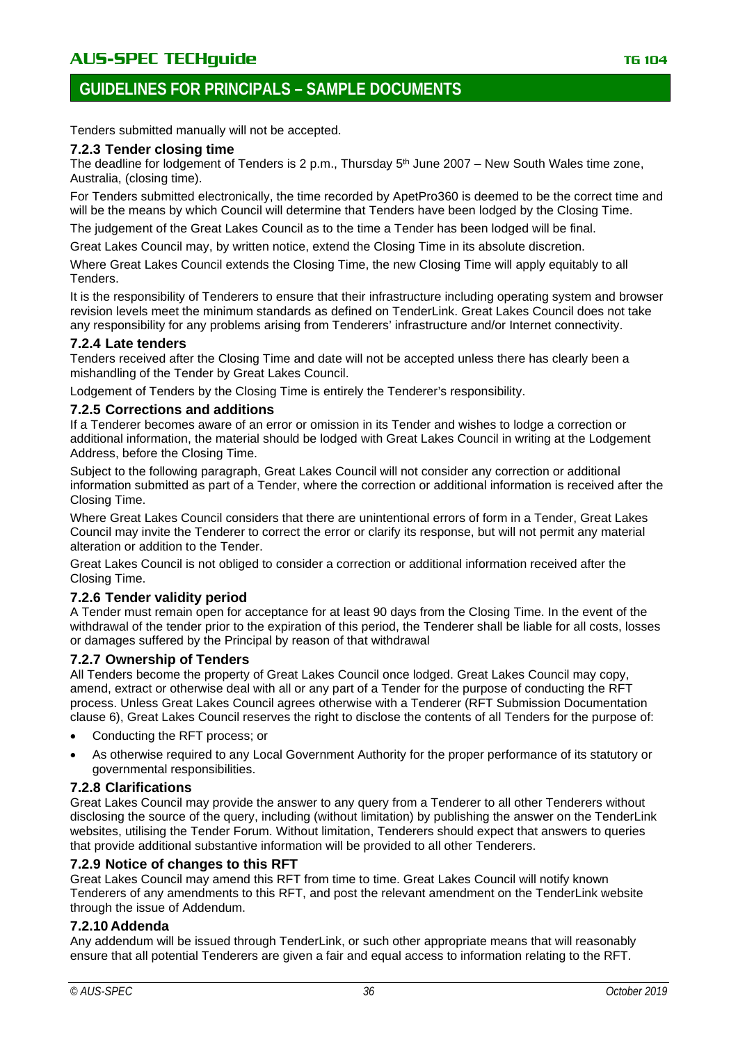Tenders submitted manually will not be accepted.

### 7.2.3 Tender closing time

The deadline for lodgement of Tenders is 2 p.m., Thursday 5th June 2007 – New South Wales time zone, Australia, (closing time).

For Tenders submitted electronically, the time recorded by ApetPro360 is deemed to be the correct time and will be the means by which Council will determine that Tenders have been lodged by the Closing Time.

The judgement of the Great Lakes Council as to the time a Tender has been lodged will be final.

Great Lakes Council may, by written notice, extend the Closing Time in its absolute discretion.

Where Great Lakes Council extends the Closing Time, the new Closing Time will apply equitably to all Tenders.

It is the responsibility of Tenderers to ensure that their infrastructure including operating system and browser revision levels meet the minimum standards as defined on TenderLink. Great Lakes Council does not take any responsibility for any problems arising from Tenderers' infrastructure and/or Internet connectivity.

### 7.2.4 Late tenders

Tenders received after the Closing Time and date will not be accepted unless there has clearly been a mishandling of the Tender by Great Lakes Council.

Lodgement of Tenders by the Closing Time is entirely the Tenderer's responsibility.

### 7.2.5 Corrections and additions

If a Tenderer becomes aware of an error or omission in its Tender and wishes to lodge a correction or additional information, the material should be lodged with Great Lakes Council in writing at the Lodgement Address, before the Closing Time.

Subject to the following paragraph, Great Lakes Council will not consider any correction or additional information submitted as part of a Tender, where the correction or additional information is received after the Closing Time.

Where Great Lakes Council considers that there are unintentional errors of form in a Tender, Great Lakes Council may invite the Tenderer to correct the error or clarify its response, but will not permit any material alteration or addition to the Tender.

Great Lakes Council is not obliged to consider a correction or additional information received after the Closing Time.

### 7.2.6 Tender validity period

A Tender must remain open for acceptance for at least 90 days from the Closing Time. In the event of the withdrawal of the tender prior to the expiration of this period, the Tenderer shall be liable for all costs, losses or damages suffered by the Principal by reason of that withdrawal

### 7.2.7 Ownership of Tenders

All Tenders become the property of Great Lakes Council once lodged. Great Lakes Council may copy, amend, extract or otherwise deal with all or any part of a Tender for the purpose of conducting the RFT process. Unless Great Lakes Council agrees otherwise with a Tenderer (RFT Submission Documentation clause 6), Great Lakes Council reserves the right to disclose the contents of all Tenders for the purpose of:

- Conducting the RFT process; or
- As otherwise required to any Local Government Authority for the proper performance of its statutory or governmental responsibilities.

### 7.2.8 Clarifications

Great Lakes Council may provide the answer to any query from a Tenderer to all other Tenderers without disclosing the source of the query, including (without limitation) by publishing the answer on the TenderLink websites, utilising the Tender Forum. Without limitation, Tenderers should expect that answers to queries that provide additional substantive information will be provided to all other Tenderers.

### 7.2.9 Notice of changes to this RFT

Great Lakes Council may amend this RFT from time to time. Great Lakes Council will notify known Tenderers of any amendments to this RFT, and post the relevant amendment on the TenderLink website through the issue of Addendum.

### 7.2.10 Addenda

Any addendum will be issued through TenderLink, or such other appropriate means that will reasonably ensure that all potential Tenderers are given a fair and equal access to information relating to the RFT.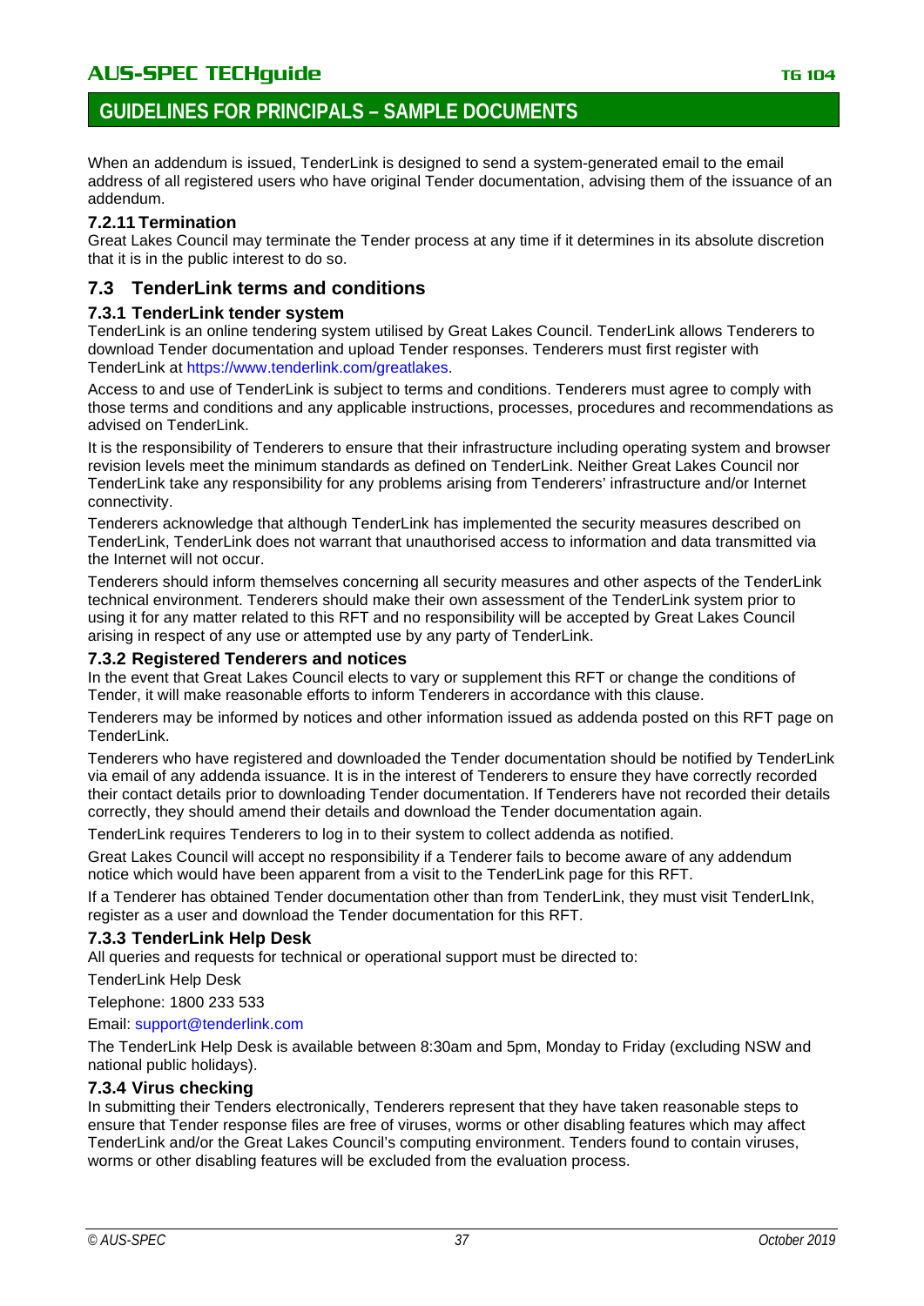When an addendum is issued, TenderLink is designed to send a system-generated email to the email address of all registered users who have original Tender documentation, advising them of the issuance of an addendum.

#### 7.2.11 Termination

Great Lakes Council may terminate the Tender process at any time if it determines in its absolute discretion that it is in the public interest to do so.

## 7.3 TenderLink terms and conditions

### 7.3.1 TenderLink tender system

TenderLink is an online tendering system utilised by Great Lakes Council. TenderLink allows Tenderers to download Tender documentation and upload Tender responses. Tenderers must first register with TenderLink at https://www.tenderlink.com/greatlakes.

Access to and use of TenderLink is subject to terms and conditions. Tenderers must agree to comply with those terms and conditions and any applicable instructions, processes, procedures and recommendations as advised on TenderLink.

It is the responsibility of Tenderers to ensure that their infrastructure including operating system and browser revision levels meet the minimum standards as defined on TenderLink. Neither Great Lakes Council nor TenderLink take any responsibility for any problems arising from Tenderers' infrastructure and/or Internet connectivity.

Tenderers acknowledge that although TenderLink has implemented the security measures described on TenderLink, TenderLink does not warrant that unauthorised access to information and data transmitted via the Internet will not occur.

Tenderers should inform themselves concerning all security measures and other aspects of the TenderLink technical environment. Tenderers should make their own assessment of the TenderLink system prior to using it for any matter related to this RFT and no responsibility will be accepted by Great Lakes Council arising in respect of any use or attempted use by any party of TenderLink.

### 7.3.2 Registered Tenderers and notices

In the event that Great Lakes Council elects to vary or supplement this RFT or change the conditions of Tender, it will make reasonable efforts to inform Tenderers in accordance with this clause.

Tenderers may be informed by notices and other information issued as addenda posted on this RFT page on TenderLink.

Tenderers who have registered and downloaded the Tender documentation should be notified by TenderLink via email of any addenda issuance. It is in the interest of Tenderers to ensure they have correctly recorded their contact details prior to downloading Tender documentation. If Tenderers have not recorded their details correctly, they should amend their details and download the Tender documentation again.

TenderLink requires Tenderers to log in to their system to collect addenda as notified.

Great Lakes Council will accept no responsibility if a Tenderer fails to become aware of any addendum notice which would have been apparent from a visit to the TenderLink page for this RFT.

If a Tenderer has obtained Tender documentation other than from TenderLink, they must visit TenderLInk, register as a user and download the Tender documentation for this RFT.

### 7.3.3 TenderLink Help Desk

All queries and requests for technical or operational support must be directed to:

TenderLink Help Desk

Telephone: 1800 233 533

Email: support@tenderlink.com

The TenderLink Help Desk is available between 8:30am and 5pm, Monday to Friday (excluding NSW and national public holidays).

### 7.3.4 Virus checking

In submitting their Tenders electronically, Tenderers represent that they have taken reasonable steps to ensure that Tender response files are free of viruses, worms or other disabling features which may affect TenderLink and/or the Great Lakes Council's computing environment. Tenders found to contain viruses, worms or other disabling features will be excluded from the evaluation process.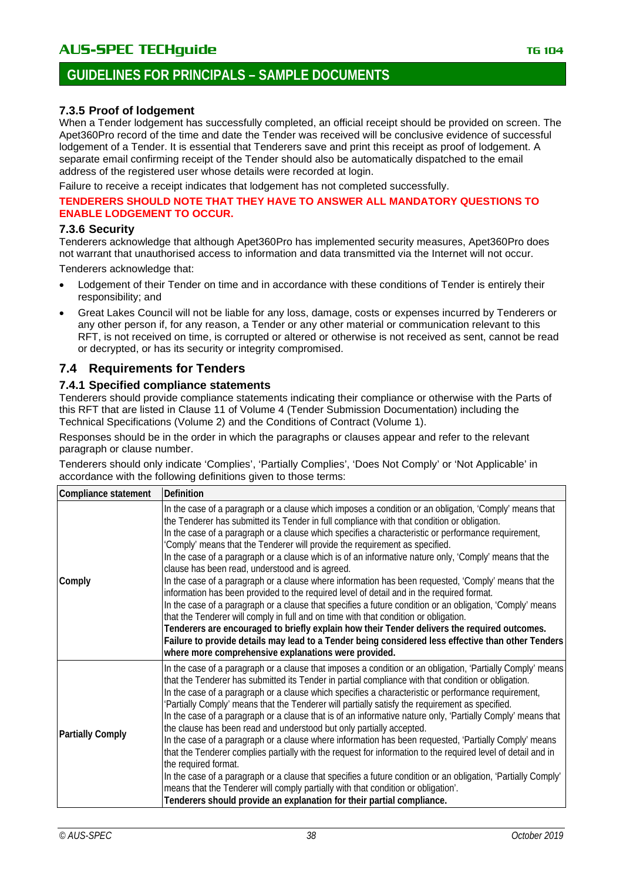#### 7.3.5 Proof of lodgement

When a Tender lodgement has successfully completed, an official receipt should be provided on screen. The Apet360Pro record of the time and date the Tender was received will be conclusive evidence of successful lodgement of a Tender. It is essential that Tenderers save and print this receipt as proof of lodgement. A separate email confirming receipt of the Tender should also be automatically dispatched to the email address of the registered user whose details were recorded at login.

Failure to receive a receipt indicates that lodgement has not completed successfully.

**TENDERERS SHOULD NOTE THAT THEY HAVE TO ANSWER ALL MANDATORY QUESTIONS TO ENABLE LODGEMENT TO OCCUR.**

#### 7.3.6 Security

Tenderers acknowledge that although Apet360Pro has implemented security measures, Apet360Pro does not warrant that unauthorised access to information and data transmitted via the Internet will not occur.

Tenderers acknowledge that:

- Lodgement of their Tender on time and in accordance with these conditions of Tender is entirely their responsibility; and
- Great Lakes Council will not be liable for any loss, damage, costs or expenses incurred by Tenderers or any other person if, for any reason, a Tender or any other material or communication relevant to this RFT, is not received on time, is corrupted or altered or otherwise is not received as sent, cannot be read or decrypted, or has its security or integrity compromised.

### 7.4 Requirements for Tenders

#### 7.4.1 Specified compliance statements

Tenderers should provide compliance statements indicating their compliance or otherwise with the Parts of this RFT that are listed in Clause 11 of Volume 4 (Tender Submission Documentation) including the Technical Specifications (Volume 2) and the Conditions of Contract (Volume 1).

Responses should be in the order in which the paragraphs or clauses appear and refer to the relevant paragraph or clause number.

Tenderers should only indicate 'Complies', 'Partially Complies', 'Does Not Comply' or 'Not Applicable' in accordance with the following definitions given to those terms:

| Compliance statement | Definition |
|---|---|
| Comply | In the case of a paragraph or a clause which imposes a condition or an obligation, 'Comply' means that the Tenderer has submitted its Tender in full compliance with that condition or obligation.<br>In the case of a paragraph or a clause which specifies a characteristic or performance requirement, 'Comply' means that the Tenderer will provide the requirement as specified.<br>In the case of a paragraph or a clause which is of an informative nature only, 'Comply' means that the clause has been read, understood and is agreed.<br>In the case of a paragraph or a clause where information has been requested, 'Comply' means that the information has been provided to the required level of detail and in the required format.<br>In the case of a paragraph or a clause that specifies a future condition or an obligation, 'Comply' means that the Tenderer will comply in full and on time with that condition or obligation.<br>**Tenderers are encouraged to briefly explain how their Tender delivers the required outcomes. Failure to provide details may lead to a Tender being considered less effective than other Tenders where more comprehensive explanations were provided.** |
| Partially Comply | In the case of a paragraph or a clause that imposes a condition or an obligation, 'Partially Comply' means that the Tenderer has submitted its Tender in partial compliance with that condition or obligation.<br>In the case of a paragraph or a clause which specifies a characteristic or performance requirement, 'Partially Comply' means that the Tenderer will partially satisfy the requirement as specified.<br>In the case of a paragraph or a clause that is of an informative nature only, 'Partially Comply' means that the clause has been read and understood but only partially accepted.<br>In the case of a paragraph or a clause where information has been requested, 'Partially Comply' means that the Tenderer complies partially with the request for information to the required level of detail and in the required format.<br>In the case of a paragraph or a clause that specifies a future condition or an obligation, 'Partially Comply' means that the Tenderer will comply partially with that condition or obligation'.<br>**Tenderers should provide an explanation for their partial compliance.** |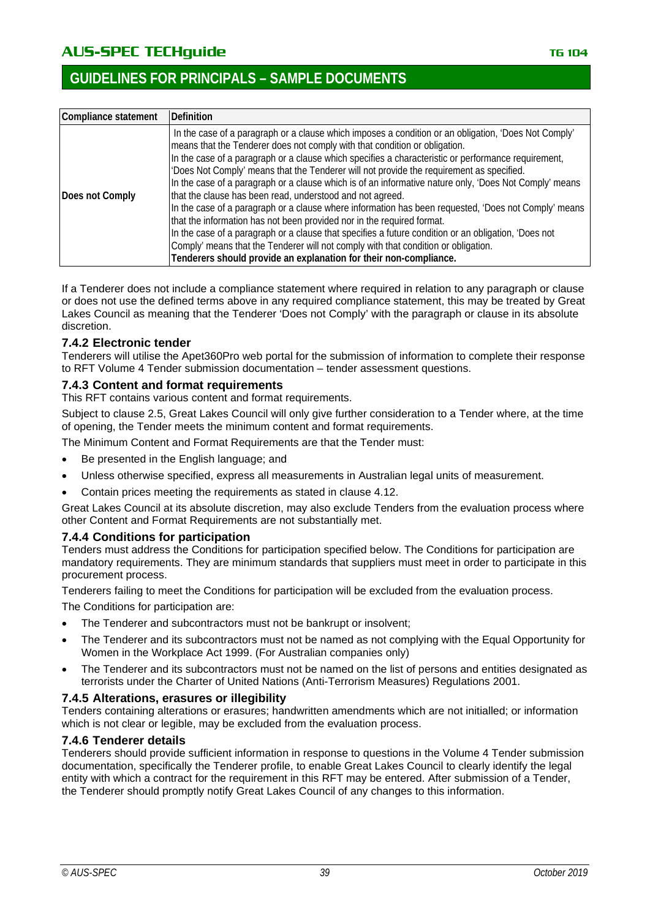| Compliance statement | Definition |
| --- | --- |
| **Does not Comply** | In the case of a paragraph or a clause which imposes a condition or an obligation, 'Does Not Comply' means that the Tenderer does not comply with that condition or obligation.<br>In the case of a paragraph or a clause which specifies a characteristic or performance requirement, 'Does Not Comply' means that the Tenderer will not provide the requirement as specified.<br>In the case of a paragraph or a clause which is of an informative nature only, 'Does Not Comply' means that the clause has been read, understood and not agreed.<br>In the case of a paragraph or a clause where information has been requested, 'Does not Comply' means that the information has not been provided nor in the required format.<br>In the case of a paragraph or a clause that specifies a future condition or an obligation, 'Does not Comply' means that the Tenderer will not comply with that condition or obligation.<br>**Tenderers should provide an explanation for their non-compliance.** |

If a Tenderer does not include a compliance statement where required in relation to any paragraph or clause or does not use the defined terms above in any required compliance statement, this may be treated by Great Lakes Council as meaning that the Tenderer 'Does not Comply' with the paragraph or clause in its absolute discretion.

### 7.4.2 Electronic tender

Tenderers will utilise the Apet360Pro web portal for the submission of information to complete their response to RFT Volume 4 Tender submission documentation – tender assessment questions.

### 7.4.3 Content and format requirements

This RFT contains various content and format requirements.

Subject to clause 2.5, Great Lakes Council will only give further consideration to a Tender where, at the time of opening, the Tender meets the minimum content and format requirements.

The Minimum Content and Format Requirements are that the Tender must:

- Be presented in the English language; and
- Unless otherwise specified, express all measurements in Australian legal units of measurement.
- Contain prices meeting the requirements as stated in clause 4.12.

Great Lakes Council at its absolute discretion, may also exclude Tenders from the evaluation process where other Content and Format Requirements are not substantially met.

### 7.4.4 Conditions for participation

Tenders must address the Conditions for participation specified below. The Conditions for participation are mandatory requirements. They are minimum standards that suppliers must meet in order to participate in this procurement process.

Tenderers failing to meet the Conditions for participation will be excluded from the evaluation process.

The Conditions for participation are:

- The Tenderer and subcontractors must not be bankrupt or insolvent;
- The Tenderer and its subcontractors must not be named as not complying with the Equal Opportunity for Women in the Workplace Act 1999. (For Australian companies only)
- The Tenderer and its subcontractors must not be named on the list of persons and entities designated as terrorists under the Charter of United Nations (Anti-Terrorism Measures) Regulations 2001.

### 7.4.5 Alterations, erasures or illegibility

Tenders containing alterations or erasures; handwritten amendments which are not initialled; or information which is not clear or legible, may be excluded from the evaluation process.

### 7.4.6 Tenderer details

Tenderers should provide sufficient information in response to questions in the Volume 4 Tender submission documentation, specifically the Tenderer profile, to enable Great Lakes Council to clearly identify the legal entity with which a contract for the requirement in this RFT may be entered. After submission of a Tender, the Tenderer should promptly notify Great Lakes Council of any changes to this information.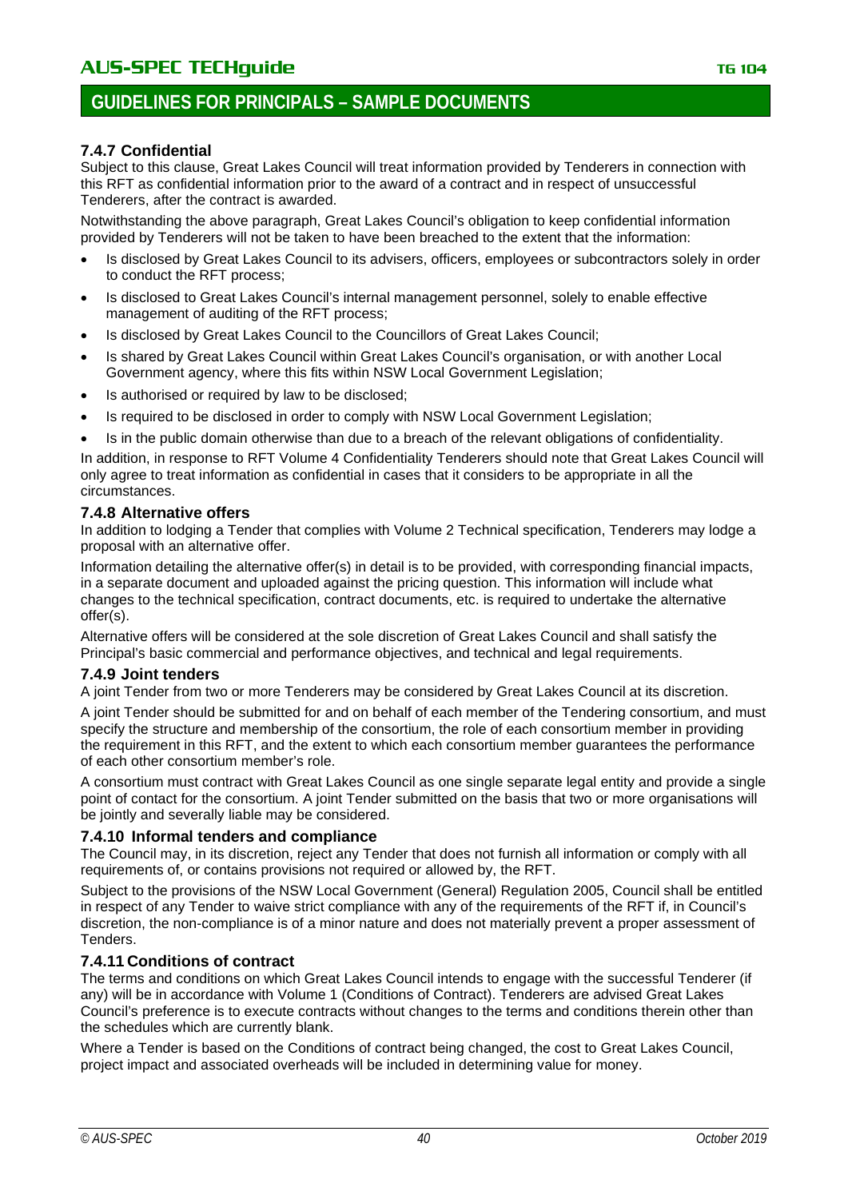### 7.4.7 Confidential

Subject to this clause, Great Lakes Council will treat information provided by Tenderers in connection with this RFT as confidential information prior to the award of a contract and in respect of unsuccessful Tenderers, after the contract is awarded.

Notwithstanding the above paragraph, Great Lakes Council's obligation to keep confidential information provided by Tenderers will not be taken to have been breached to the extent that the information:

- Is disclosed by Great Lakes Council to its advisers, officers, employees or subcontractors solely in order to conduct the RFT process;
- Is disclosed to Great Lakes Council's internal management personnel, solely to enable effective management of auditing of the RFT process;
- Is disclosed by Great Lakes Council to the Councillors of Great Lakes Council;
- Is shared by Great Lakes Council within Great Lakes Council's organisation, or with another Local Government agency, where this fits within NSW Local Government Legislation;
- Is authorised or required by law to be disclosed;
- Is required to be disclosed in order to comply with NSW Local Government Legislation;
- Is in the public domain otherwise than due to a breach of the relevant obligations of confidentiality.

In addition, in response to RFT Volume 4 Confidentiality Tenderers should note that Great Lakes Council will only agree to treat information as confidential in cases that it considers to be appropriate in all the circumstances.

### 7.4.8 Alternative offers

In addition to lodging a Tender that complies with Volume 2 Technical specification, Tenderers may lodge a proposal with an alternative offer.

Information detailing the alternative offer(s) in detail is to be provided, with corresponding financial impacts, in a separate document and uploaded against the pricing question. This information will include what changes to the technical specification, contract documents, etc. is required to undertake the alternative offer(s).

Alternative offers will be considered at the sole discretion of Great Lakes Council and shall satisfy the Principal's basic commercial and performance objectives, and technical and legal requirements.

### 7.4.9 Joint tenders

A joint Tender from two or more Tenderers may be considered by Great Lakes Council at its discretion.

A joint Tender should be submitted for and on behalf of each member of the Tendering consortium, and must specify the structure and membership of the consortium, the role of each consortium member in providing the requirement in this RFT, and the extent to which each consortium member guarantees the performance of each other consortium member's role.

A consortium must contract with Great Lakes Council as one single separate legal entity and provide a single point of contact for the consortium. A joint Tender submitted on the basis that two or more organisations will be jointly and severally liable may be considered.

### 7.4.10 Informal tenders and compliance

The Council may, in its discretion, reject any Tender that does not furnish all information or comply with all requirements of, or contains provisions not required or allowed by, the RFT.

Subject to the provisions of the NSW Local Government (General) Regulation 2005, Council shall be entitled in respect of any Tender to waive strict compliance with any of the requirements of the RFT if, in Council's discretion, the non-compliance is of a minor nature and does not materially prevent a proper assessment of Tenders.

### 7.4.11 Conditions of contract

The terms and conditions on which Great Lakes Council intends to engage with the successful Tenderer (if any) will be in accordance with Volume 1 (Conditions of Contract). Tenderers are advised Great Lakes Council's preference is to execute contracts without changes to the terms and conditions therein other than the schedules which are currently blank.

Where a Tender is based on the Conditions of contract being changed, the cost to Great Lakes Council, project impact and associated overheads will be included in determining value for money.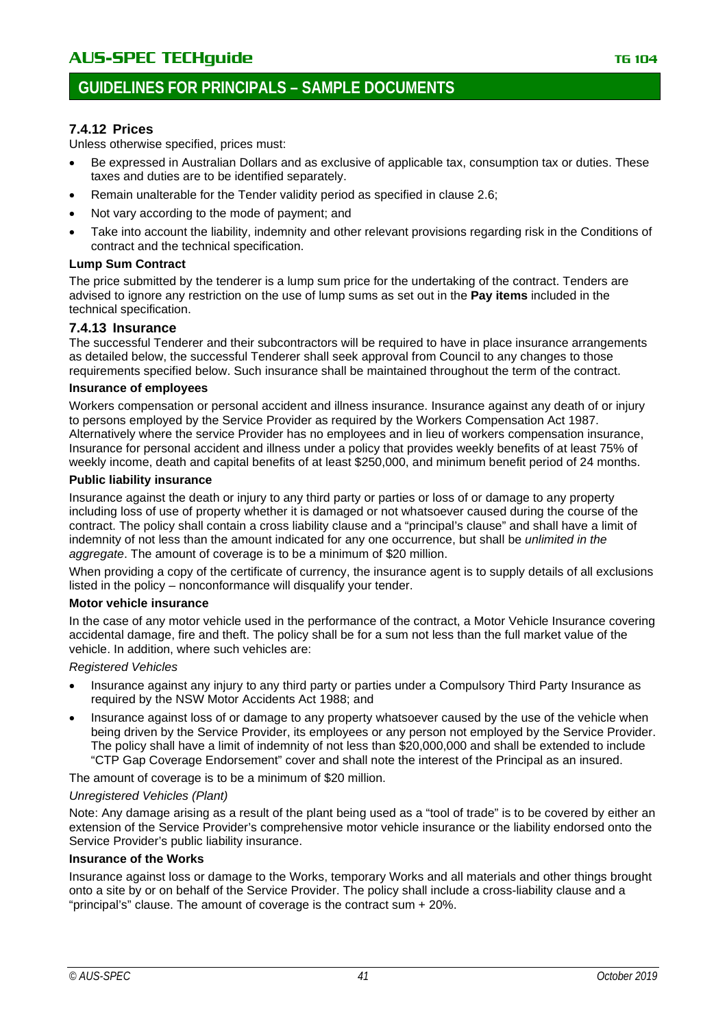### 7.4.12 Prices

Unless otherwise specified, prices must:

- Be expressed in Australian Dollars and as exclusive of applicable tax, consumption tax or duties. These taxes and duties are to be identified separately.
- Remain unalterable for the Tender validity period as specified in clause 2.6;
- Not vary according to the mode of payment; and
- Take into account the liability, indemnity and other relevant provisions regarding risk in the Conditions of contract and the technical specification.

**Lump Sum Contract**

The price submitted by the tenderer is a lump sum price for the undertaking of the contract. Tenders are advised to ignore any restriction on the use of lump sums as set out in the **Pay items** included in the technical specification.

### 7.4.13 Insurance

The successful Tenderer and their subcontractors will be required to have in place insurance arrangements as detailed below, the successful Tenderer shall seek approval from Council to any changes to those requirements specified below. Such insurance shall be maintained throughout the term of the contract.

**Insurance of employees**

Workers compensation or personal accident and illness insurance. Insurance against any death of or injury to persons employed by the Service Provider as required by the Workers Compensation Act 1987. Alternatively where the service Provider has no employees and in lieu of workers compensation insurance, Insurance for personal accident and illness under a policy that provides weekly benefits of at least 75% of weekly income, death and capital benefits of at least $250,000, and minimum benefit period of 24 months.

**Public liability insurance**

Insurance against the death or injury to any third party or parties or loss of or damage to any property including loss of use of property whether it is damaged or not whatsoever caused during the course of the contract. The policy shall contain a cross liability clause and a "principal's clause" and shall have a limit of indemnity of not less than the amount indicated for any one occurrence, but shall be *unlimited in the aggregate*. The amount of coverage is to be a minimum of $20 million.

When providing a copy of the certificate of currency, the insurance agent is to supply details of all exclusions listed in the policy – nonconformance will disqualify your tender.

**Motor vehicle insurance**

In the case of any motor vehicle used in the performance of the contract, a Motor Vehicle Insurance covering accidental damage, fire and theft. The policy shall be for a sum not less than the full market value of the vehicle. In addition, where such vehicles are:

*Registered Vehicles*

- Insurance against any injury to any third party or parties under a Compulsory Third Party Insurance as required by the NSW Motor Accidents Act 1988; and
- Insurance against loss of or damage to any property whatsoever caused by the use of the vehicle when being driven by the Service Provider, its employees or any person not employed by the Service Provider. The policy shall have a limit of indemnity of not less than $20,000,000 and shall be extended to include "CTP Gap Coverage Endorsement" cover and shall note the interest of the Principal as an insured.

The amount of coverage is to be a minimum of $20 million.

*Unregistered Vehicles (Plant)*

Note: Any damage arising as a result of the plant being used as a "tool of trade" is to be covered by either an extension of the Service Provider's comprehensive motor vehicle insurance or the liability endorsed onto the Service Provider's public liability insurance.

**Insurance of the Works**

Insurance against loss or damage to the Works, temporary Works and all materials and other things brought onto a site by or on behalf of the Service Provider. The policy shall include a cross-liability clause and a "principal's" clause. The amount of coverage is the contract sum + 20%.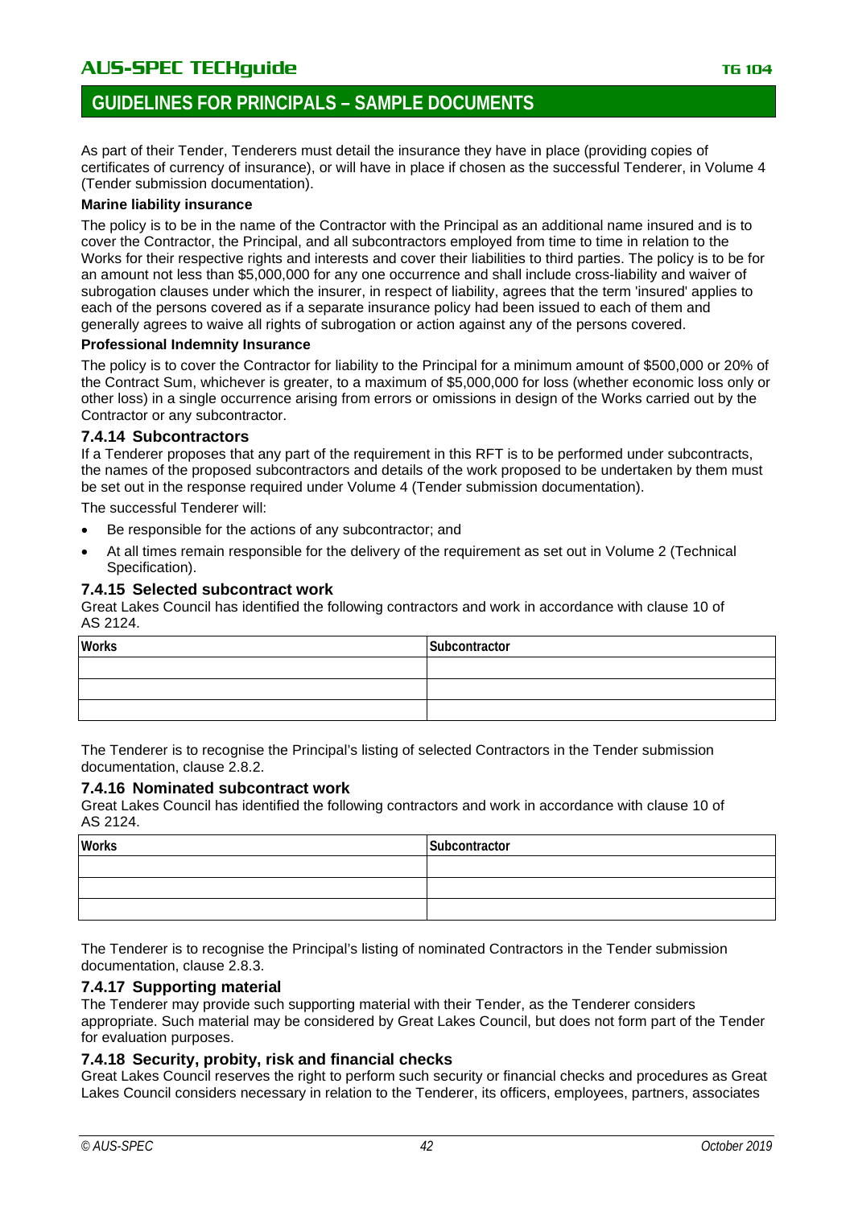As part of their Tender, Tenderers must detail the insurance they have in place (providing copies of certificates of currency of insurance), or will have in place if chosen as the successful Tenderer, in Volume 4 (Tender submission documentation).

**Marine liability insurance**

The policy is to be in the name of the Contractor with the Principal as an additional name insured and is to cover the Contractor, the Principal, and all subcontractors employed from time to time in relation to the Works for their respective rights and interests and cover their liabilities to third parties. The policy is to be for an amount not less than $5,000,000 for any one occurrence and shall include cross-liability and waiver of subrogation clauses under which the insurer, in respect of liability, agrees that the term 'insured' applies to each of the persons covered as if a separate insurance policy had been issued to each of them and generally agrees to waive all rights of subrogation or action against any of the persons covered.

**Professional Indemnity Insurance**

The policy is to cover the Contractor for liability to the Principal for a minimum amount of $500,000 or 20% of the Contract Sum, whichever is greater, to a maximum of $5,000,000 for loss (whether economic loss only or other loss) in a single occurrence arising from errors or omissions in design of the Works carried out by the Contractor or any subcontractor.

### 7.4.14 Subcontractors

If a Tenderer proposes that any part of the requirement in this RFT is to be performed under subcontracts, the names of the proposed subcontractors and details of the work proposed to be undertaken by them must be set out in the response required under Volume 4 (Tender submission documentation).

The successful Tenderer will:

- Be responsible for the actions of any subcontractor; and
- At all times remain responsible for the delivery of the requirement as set out in Volume 2 (Technical Specification).

### 7.4.15 Selected subcontract work

Great Lakes Council has identified the following contractors and work in accordance with clause 10 of AS 2124.

| Works | Subcontractor |
|---|---|
| | |
| | |
| | |

The Tenderer is to recognise the Principal's listing of selected Contractors in the Tender submission documentation, clause 2.8.2.

### 7.4.16 Nominated subcontract work

Great Lakes Council has identified the following contractors and work in accordance with clause 10 of AS 2124.

| Works | Subcontractor |
|---|---|
| | |
| | |
| | |

The Tenderer is to recognise the Principal's listing of nominated Contractors in the Tender submission documentation, clause 2.8.3.

### 7.4.17 Supporting material

The Tenderer may provide such supporting material with their Tender, as the Tenderer considers appropriate. Such material may be considered by Great Lakes Council, but does not form part of the Tender for evaluation purposes.

### 7.4.18 Security, probity, risk and financial checks

Great Lakes Council reserves the right to perform such security or financial checks and procedures as Great Lakes Council considers necessary in relation to the Tenderer, its officers, employees, partners, associates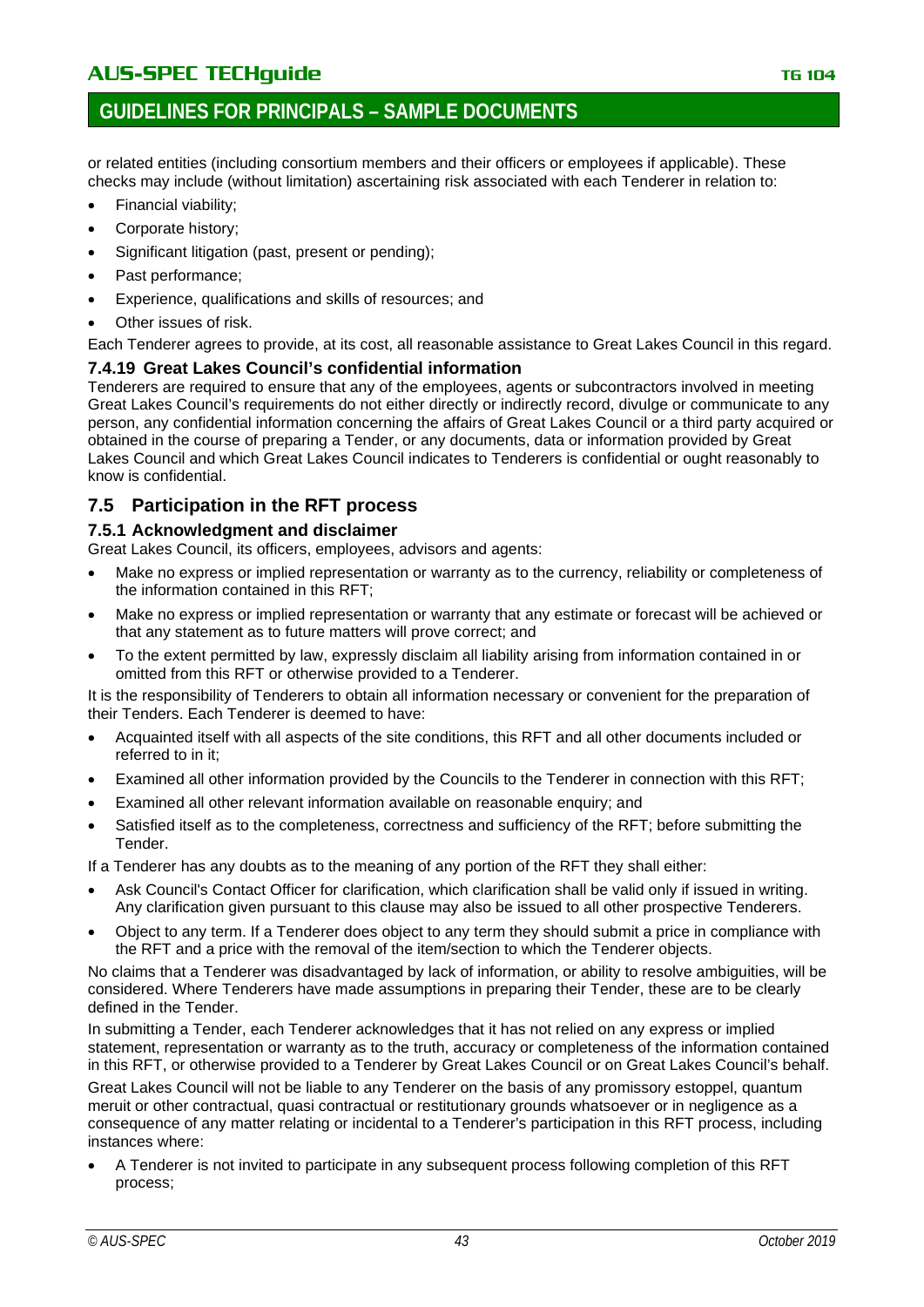or related entities (including consortium members and their officers or employees if applicable). These checks may include (without limitation) ascertaining risk associated with each Tenderer in relation to:

- Financial viability;
- Corporate history;
- Significant litigation (past, present or pending);
- Past performance;
- Experience, qualifications and skills of resources; and
- Other issues of risk.

Each Tenderer agrees to provide, at its cost, all reasonable assistance to Great Lakes Council in this regard.

#### 7.4.19 Great Lakes Council's confidential information

Tenderers are required to ensure that any of the employees, agents or subcontractors involved in meeting Great Lakes Council's requirements do not either directly or indirectly record, divulge or communicate to any person, any confidential information concerning the affairs of Great Lakes Council or a third party acquired or obtained in the course of preparing a Tender, or any documents, data or information provided by Great Lakes Council and which Great Lakes Council indicates to Tenderers is confidential or ought reasonably to know is confidential.

### 7.5 Participation in the RFT process

#### 7.5.1 Acknowledgment and disclaimer

Great Lakes Council, its officers, employees, advisors and agents:

- Make no express or implied representation or warranty as to the currency, reliability or completeness of the information contained in this RFT;
- Make no express or implied representation or warranty that any estimate or forecast will be achieved or that any statement as to future matters will prove correct; and
- To the extent permitted by law, expressly disclaim all liability arising from information contained in or omitted from this RFT or otherwise provided to a Tenderer.

It is the responsibility of Tenderers to obtain all information necessary or convenient for the preparation of their Tenders. Each Tenderer is deemed to have:

- Acquainted itself with all aspects of the site conditions, this RFT and all other documents included or referred to in it;
- Examined all other information provided by the Councils to the Tenderer in connection with this RFT;
- Examined all other relevant information available on reasonable enquiry; and
- Satisfied itself as to the completeness, correctness and sufficiency of the RFT; before submitting the Tender.

If a Tenderer has any doubts as to the meaning of any portion of the RFT they shall either:

- Ask Council's Contact Officer for clarification, which clarification shall be valid only if issued in writing. Any clarification given pursuant to this clause may also be issued to all other prospective Tenderers.
- Object to any term. If a Tenderer does object to any term they should submit a price in compliance with the RFT and a price with the removal of the item/section to which the Tenderer objects.

No claims that a Tenderer was disadvantaged by lack of information, or ability to resolve ambiguities, will be considered. Where Tenderers have made assumptions in preparing their Tender, these are to be clearly defined in the Tender.

In submitting a Tender, each Tenderer acknowledges that it has not relied on any express or implied statement, representation or warranty as to the truth, accuracy or completeness of the information contained in this RFT, or otherwise provided to a Tenderer by Great Lakes Council or on Great Lakes Council's behalf.

Great Lakes Council will not be liable to any Tenderer on the basis of any promissory estoppel, quantum meruit or other contractual, quasi contractual or restitutionary grounds whatsoever or in negligence as a consequence of any matter relating or incidental to a Tenderer's participation in this RFT process, including instances where:

- A Tenderer is not invited to participate in any subsequent process following completion of this RFT process;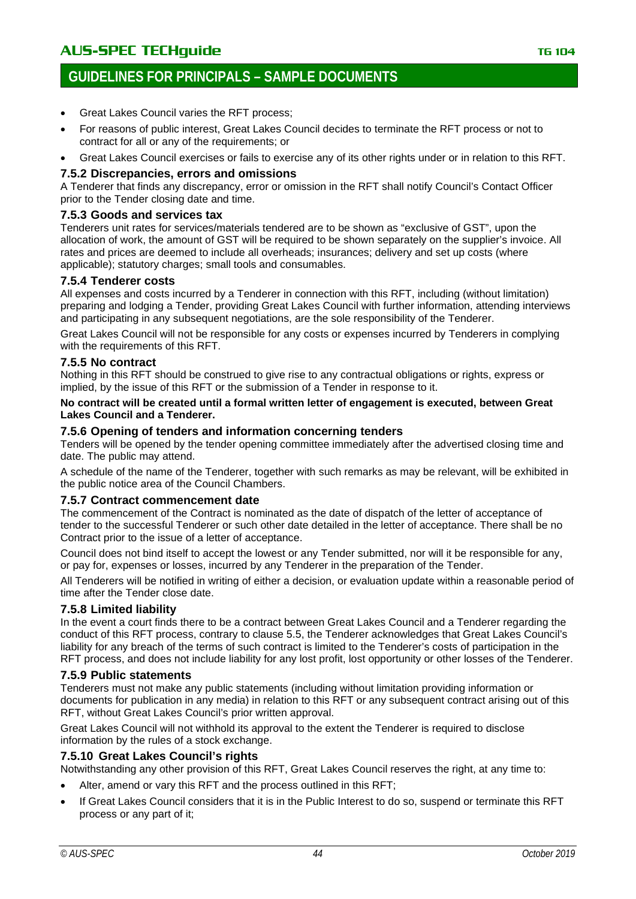- Great Lakes Council varies the RFT process;
- For reasons of public interest, Great Lakes Council decides to terminate the RFT process or not to contract for all or any of the requirements; or
- Great Lakes Council exercises or fails to exercise any of its other rights under or in relation to this RFT.

### 7.5.2 Discrepancies, errors and omissions

A Tenderer that finds any discrepancy, error or omission in the RFT shall notify Council's Contact Officer prior to the Tender closing date and time.

### 7.5.3 Goods and services tax

Tenderers unit rates for services/materials tendered are to be shown as "exclusive of GST", upon the allocation of work, the amount of GST will be required to be shown separately on the supplier's invoice. All rates and prices are deemed to include all overheads; insurances; delivery and set up costs (where applicable); statutory charges; small tools and consumables.

### 7.5.4 Tenderer costs

All expenses and costs incurred by a Tenderer in connection with this RFT, including (without limitation) preparing and lodging a Tender, providing Great Lakes Council with further information, attending interviews and participating in any subsequent negotiations, are the sole responsibility of the Tenderer.

Great Lakes Council will not be responsible for any costs or expenses incurred by Tenderers in complying with the requirements of this RFT.

### 7.5.5 No contract

Nothing in this RFT should be construed to give rise to any contractual obligations or rights, express or implied, by the issue of this RFT or the submission of a Tender in response to it.

**No contract will be created until a formal written letter of engagement is executed, between Great Lakes Council and a Tenderer.**

### 7.5.6 Opening of tenders and information concerning tenders

Tenders will be opened by the tender opening committee immediately after the advertised closing time and date. The public may attend.

A schedule of the name of the Tenderer, together with such remarks as may be relevant, will be exhibited in the public notice area of the Council Chambers.

### 7.5.7 Contract commencement date

The commencement of the Contract is nominated as the date of dispatch of the letter of acceptance of tender to the successful Tenderer or such other date detailed in the letter of acceptance. There shall be no Contract prior to the issue of a letter of acceptance.

Council does not bind itself to accept the lowest or any Tender submitted, nor will it be responsible for any, or pay for, expenses or losses, incurred by any Tenderer in the preparation of the Tender.

All Tenderers will be notified in writing of either a decision, or evaluation update within a reasonable period of time after the Tender close date.

### 7.5.8 Limited liability

In the event a court finds there to be a contract between Great Lakes Council and a Tenderer regarding the conduct of this RFT process, contrary to clause 5.5, the Tenderer acknowledges that Great Lakes Council's liability for any breach of the terms of such contract is limited to the Tenderer's costs of participation in the RFT process, and does not include liability for any lost profit, lost opportunity or other losses of the Tenderer.

### 7.5.9 Public statements

Tenderers must not make any public statements (including without limitation providing information or documents for publication in any media) in relation to this RFT or any subsequent contract arising out of this RFT, without Great Lakes Council's prior written approval.

Great Lakes Council will not withhold its approval to the extent the Tenderer is required to disclose information by the rules of a stock exchange.

### 7.5.10 Great Lakes Council's rights

Notwithstanding any other provision of this RFT, Great Lakes Council reserves the right, at any time to:

- Alter, amend or vary this RFT and the process outlined in this RFT;
- If Great Lakes Council considers that it is in the Public Interest to do so, suspend or terminate this RFT process or any part of it;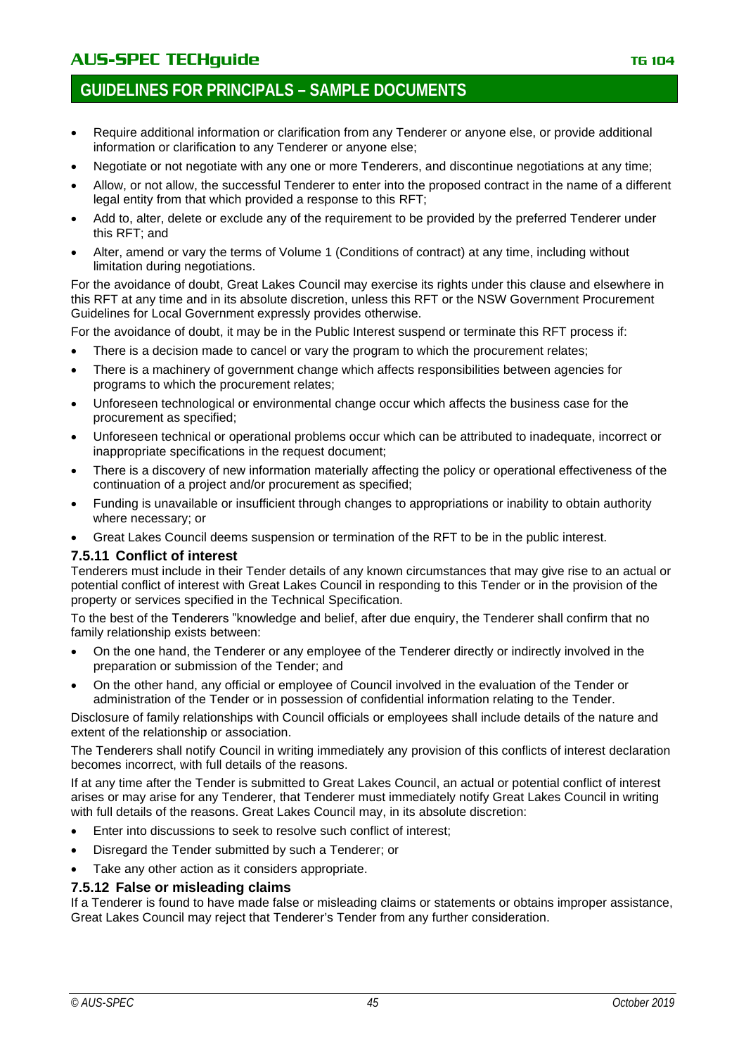- Require additional information or clarification from any Tenderer or anyone else, or provide additional information or clarification to any Tenderer or anyone else;
- Negotiate or not negotiate with any one or more Tenderers, and discontinue negotiations at any time;
- Allow, or not allow, the successful Tenderer to enter into the proposed contract in the name of a different legal entity from that which provided a response to this RFT;
- Add to, alter, delete or exclude any of the requirement to be provided by the preferred Tenderer under this RFT; and
- Alter, amend or vary the terms of Volume 1 (Conditions of contract) at any time, including without limitation during negotiations.

For the avoidance of doubt, Great Lakes Council may exercise its rights under this clause and elsewhere in this RFT at any time and in its absolute discretion, unless this RFT or the NSW Government Procurement Guidelines for Local Government expressly provides otherwise.

For the avoidance of doubt, it may be in the Public Interest suspend or terminate this RFT process if:

- There is a decision made to cancel or vary the program to which the procurement relates;
- There is a machinery of government change which affects responsibilities between agencies for programs to which the procurement relates;
- Unforeseen technological or environmental change occur which affects the business case for the procurement as specified;
- Unforeseen technical or operational problems occur which can be attributed to inadequate, incorrect or inappropriate specifications in the request document;
- There is a discovery of new information materially affecting the policy or operational effectiveness of the continuation of a project and/or procurement as specified;
- Funding is unavailable or insufficient through changes to appropriations or inability to obtain authority where necessary; or
- Great Lakes Council deems suspension or termination of the RFT to be in the public interest.

### 7.5.11 Conflict of interest

Tenderers must include in their Tender details of any known circumstances that may give rise to an actual or potential conflict of interest with Great Lakes Council in responding to this Tender or in the provision of the property or services specified in the Technical Specification.

To the best of the Tenderers "knowledge and belief, after due enquiry, the Tenderer shall confirm that no family relationship exists between:

- On the one hand, the Tenderer or any employee of the Tenderer directly or indirectly involved in the preparation or submission of the Tender; and
- On the other hand, any official or employee of Council involved in the evaluation of the Tender or administration of the Tender or in possession of confidential information relating to the Tender.

Disclosure of family relationships with Council officials or employees shall include details of the nature and extent of the relationship or association.

The Tenderers shall notify Council in writing immediately any provision of this conflicts of interest declaration becomes incorrect, with full details of the reasons.

If at any time after the Tender is submitted to Great Lakes Council, an actual or potential conflict of interest arises or may arise for any Tenderer, that Tenderer must immediately notify Great Lakes Council in writing with full details of the reasons. Great Lakes Council may, in its absolute discretion:

- Enter into discussions to seek to resolve such conflict of interest;
- Disregard the Tender submitted by such a Tenderer; or
- Take any other action as it considers appropriate.

### 7.5.12 False or misleading claims

If a Tenderer is found to have made false or misleading claims or statements or obtains improper assistance, Great Lakes Council may reject that Tenderer's Tender from any further consideration.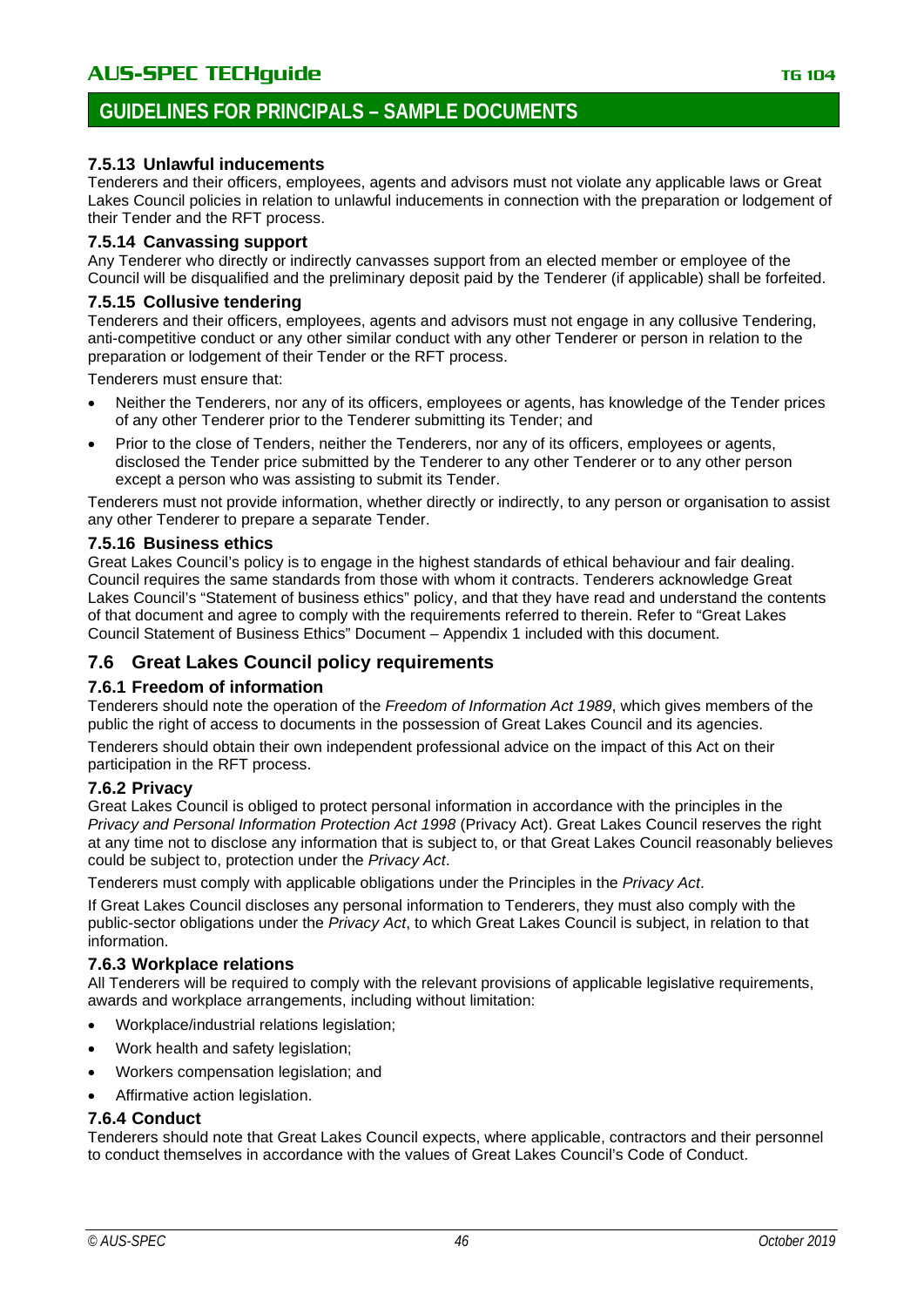#### 7.5.13 Unlawful inducements

Tenderers and their officers, employees, agents and advisors must not violate any applicable laws or Great Lakes Council policies in relation to unlawful inducements in connection with the preparation or lodgement of their Tender and the RFT process.

#### 7.5.14 Canvassing support

Any Tenderer who directly or indirectly canvasses support from an elected member or employee of the Council will be disqualified and the preliminary deposit paid by the Tenderer (if applicable) shall be forfeited.

#### 7.5.15 Collusive tendering

Tenderers and their officers, employees, agents and advisors must not engage in any collusive Tendering, anti-competitive conduct or any other similar conduct with any other Tenderer or person in relation to the preparation or lodgement of their Tender or the RFT process.

Tenderers must ensure that:

- Neither the Tenderers, nor any of its officers, employees or agents, has knowledge of the Tender prices of any other Tenderer prior to the Tenderer submitting its Tender; and
- Prior to the close of Tenders, neither the Tenderers, nor any of its officers, employees or agents, disclosed the Tender price submitted by the Tenderer to any other Tenderer or to any other person except a person who was assisting to submit its Tender.

Tenderers must not provide information, whether directly or indirectly, to any person or organisation to assist any other Tenderer to prepare a separate Tender.

#### 7.5.16 Business ethics

Great Lakes Council's policy is to engage in the highest standards of ethical behaviour and fair dealing. Council requires the same standards from those with whom it contracts. Tenderers acknowledge Great Lakes Council's "Statement of business ethics" policy, and that they have read and understand the contents of that document and agree to comply with the requirements referred to therein. Refer to "Great Lakes Council Statement of Business Ethics" Document – Appendix 1 included with this document.

### 7.6 Great Lakes Council policy requirements

#### 7.6.1 Freedom of information

Tenderers should note the operation of the *Freedom of Information Act 1989*, which gives members of the public the right of access to documents in the possession of Great Lakes Council and its agencies.

Tenderers should obtain their own independent professional advice on the impact of this Act on their participation in the RFT process.

#### 7.6.2 Privacy

Great Lakes Council is obliged to protect personal information in accordance with the principles in the *Privacy and Personal Information Protection Act 1998* (Privacy Act). Great Lakes Council reserves the right at any time not to disclose any information that is subject to, or that Great Lakes Council reasonably believes could be subject to, protection under the *Privacy Act*.

Tenderers must comply with applicable obligations under the Principles in the *Privacy Act*.

If Great Lakes Council discloses any personal information to Tenderers, they must also comply with the public-sector obligations under the *Privacy Act*, to which Great Lakes Council is subject, in relation to that information.

#### 7.6.3 Workplace relations

All Tenderers will be required to comply with the relevant provisions of applicable legislative requirements, awards and workplace arrangements, including without limitation:

- Workplace/industrial relations legislation;
- Work health and safety legislation;
- Workers compensation legislation; and
- Affirmative action legislation.

#### 7.6.4 Conduct

Tenderers should note that Great Lakes Council expects, where applicable, contractors and their personnel to conduct themselves in accordance with the values of Great Lakes Council's Code of Conduct.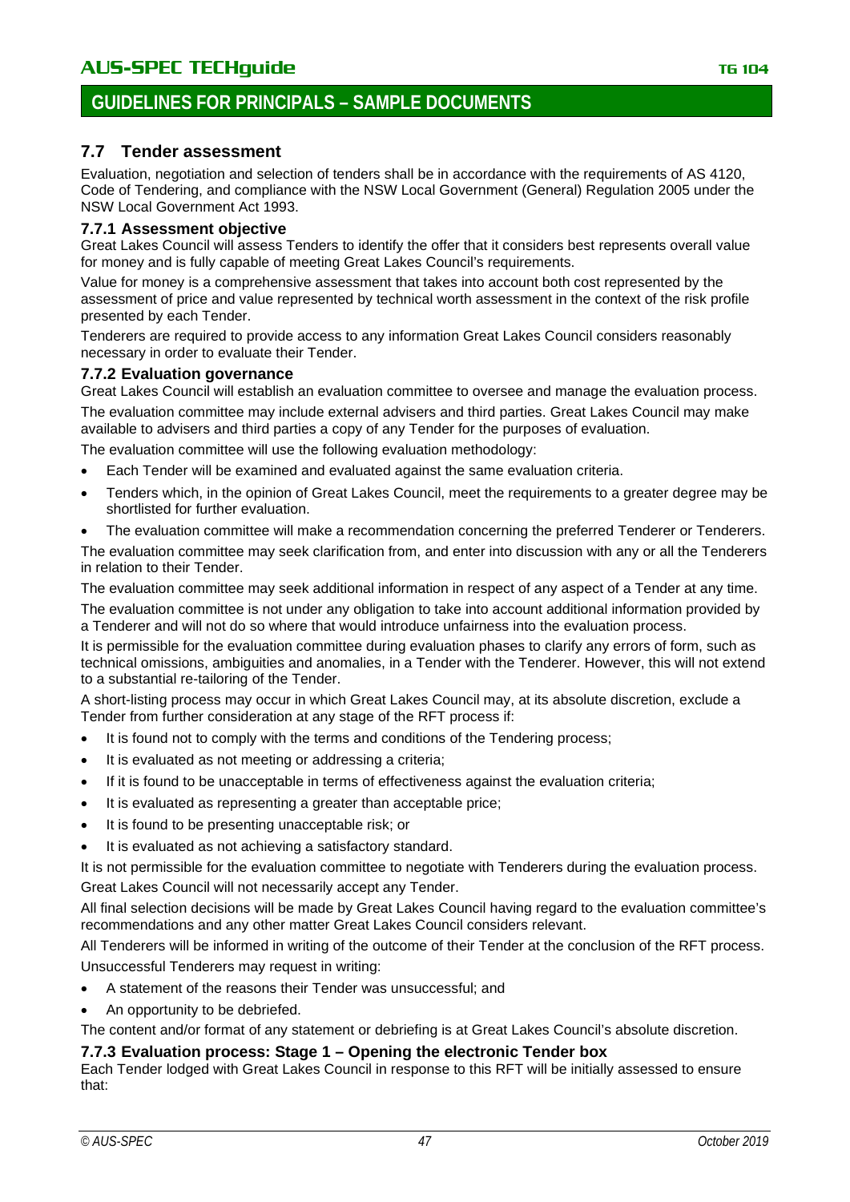## 7.7 Tender assessment

Evaluation, negotiation and selection of tenders shall be in accordance with the requirements of AS 4120, Code of Tendering, and compliance with the NSW Local Government (General) Regulation 2005 under the NSW Local Government Act 1993.

### 7.7.1 Assessment objective

Great Lakes Council will assess Tenders to identify the offer that it considers best represents overall value for money and is fully capable of meeting Great Lakes Council's requirements.

Value for money is a comprehensive assessment that takes into account both cost represented by the assessment of price and value represented by technical worth assessment in the context of the risk profile presented by each Tender.

Tenderers are required to provide access to any information Great Lakes Council considers reasonably necessary in order to evaluate their Tender.

### 7.7.2 Evaluation governance

Great Lakes Council will establish an evaluation committee to oversee and manage the evaluation process.

The evaluation committee may include external advisers and third parties. Great Lakes Council may make available to advisers and third parties a copy of any Tender for the purposes of evaluation.

The evaluation committee will use the following evaluation methodology:

- Each Tender will be examined and evaluated against the same evaluation criteria.
- Tenders which, in the opinion of Great Lakes Council, meet the requirements to a greater degree may be shortlisted for further evaluation.
- The evaluation committee will make a recommendation concerning the preferred Tenderer or Tenderers.

The evaluation committee may seek clarification from, and enter into discussion with any or all the Tenderers in relation to their Tender.

The evaluation committee may seek additional information in respect of any aspect of a Tender at any time.

The evaluation committee is not under any obligation to take into account additional information provided by a Tenderer and will not do so where that would introduce unfairness into the evaluation process.

It is permissible for the evaluation committee during evaluation phases to clarify any errors of form, such as technical omissions, ambiguities and anomalies, in a Tender with the Tenderer. However, this will not extend to a substantial re-tailoring of the Tender.

A short-listing process may occur in which Great Lakes Council may, at its absolute discretion, exclude a Tender from further consideration at any stage of the RFT process if:

- It is found not to comply with the terms and conditions of the Tendering process;
- It is evaluated as not meeting or addressing a criteria;
- If it is found to be unacceptable in terms of effectiveness against the evaluation criteria;
- It is evaluated as representing a greater than acceptable price;
- It is found to be presenting unacceptable risk; or
- It is evaluated as not achieving a satisfactory standard.

It is not permissible for the evaluation committee to negotiate with Tenderers during the evaluation process.

Great Lakes Council will not necessarily accept any Tender.

All final selection decisions will be made by Great Lakes Council having regard to the evaluation committee's recommendations and any other matter Great Lakes Council considers relevant.

All Tenderers will be informed in writing of the outcome of their Tender at the conclusion of the RFT process.

Unsuccessful Tenderers may request in writing:

- A statement of the reasons their Tender was unsuccessful; and
- An opportunity to be debriefed.

The content and/or format of any statement or debriefing is at Great Lakes Council's absolute discretion.

### 7.7.3 Evaluation process: Stage 1 – Opening the electronic Tender box

Each Tender lodged with Great Lakes Council in response to this RFT will be initially assessed to ensure that: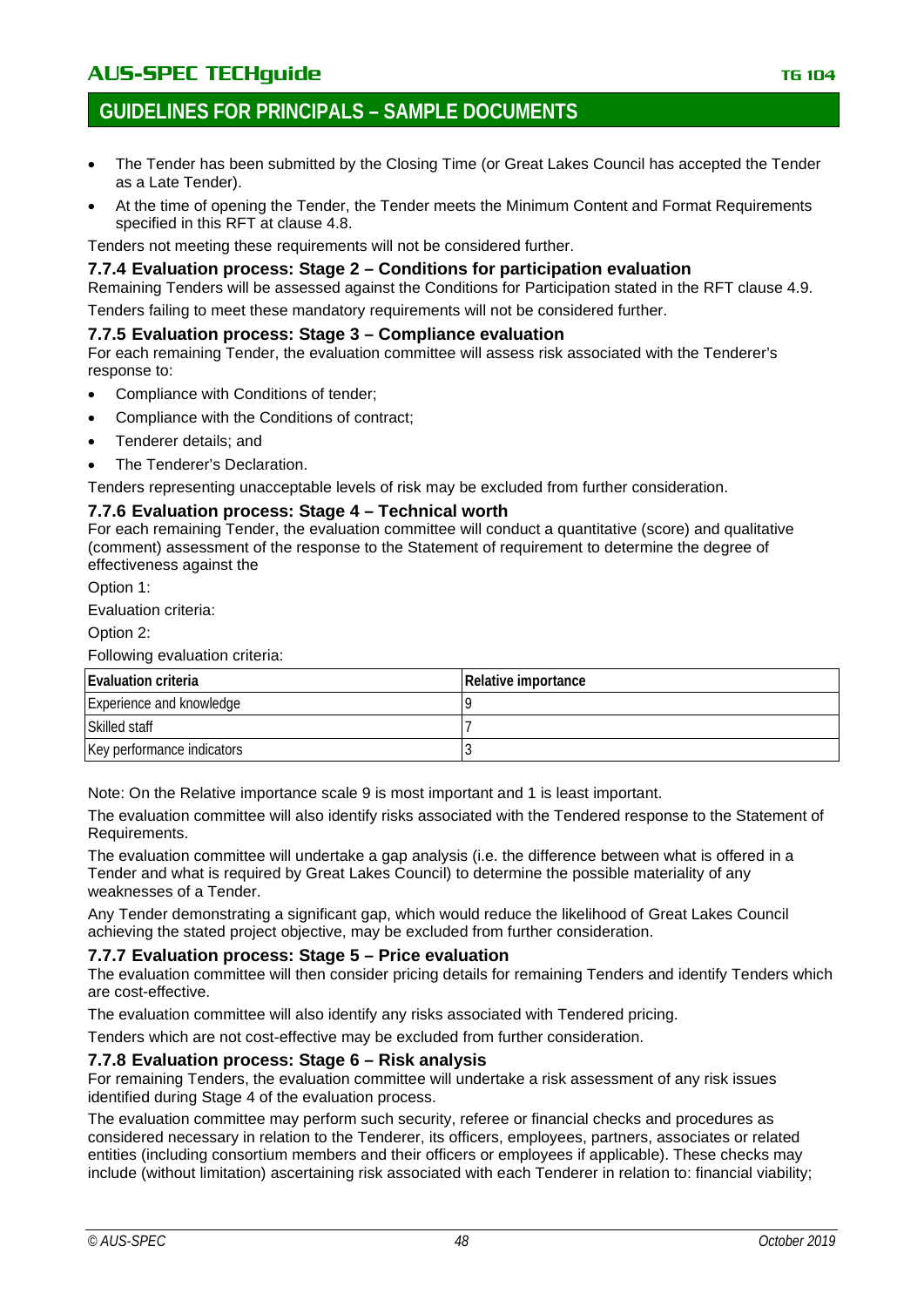- The Tender has been submitted by the Closing Time (or Great Lakes Council has accepted the Tender as a Late Tender).
- At the time of opening the Tender, the Tender meets the Minimum Content and Format Requirements specified in this RFT at clause 4.8.

Tenders not meeting these requirements will not be considered further.

### 7.7.4 Evaluation process: Stage 2 – Conditions for participation evaluation

Remaining Tenders will be assessed against the Conditions for Participation stated in the RFT clause 4.9.

Tenders failing to meet these mandatory requirements will not be considered further.

### 7.7.5 Evaluation process: Stage 3 – Compliance evaluation

For each remaining Tender, the evaluation committee will assess risk associated with the Tenderer's response to:

- Compliance with Conditions of tender;
- Compliance with the Conditions of contract;
- Tenderer details; and
- The Tenderer's Declaration.

Tenders representing unacceptable levels of risk may be excluded from further consideration.

### 7.7.6 Evaluation process: Stage 4 – Technical worth

For each remaining Tender, the evaluation committee will conduct a quantitative (score) and qualitative (comment) assessment of the response to the Statement of requirement to determine the degree of effectiveness against the

Option 1:

Evaluation criteria:

Option 2:

Following evaluation criteria:

| Evaluation criteria | Relative importance |
|---|---|
| Experience and knowledge | 9 |
| Skilled staff | 7 |
| Key performance indicators | 3 |

Note: On the Relative importance scale 9 is most important and 1 is least important.

The evaluation committee will also identify risks associated with the Tendered response to the Statement of Requirements.

The evaluation committee will undertake a gap analysis (i.e. the difference between what is offered in a Tender and what is required by Great Lakes Council) to determine the possible materiality of any weaknesses of a Tender.

Any Tender demonstrating a significant gap, which would reduce the likelihood of Great Lakes Council achieving the stated project objective, may be excluded from further consideration.

### 7.7.7 Evaluation process: Stage 5 – Price evaluation

The evaluation committee will then consider pricing details for remaining Tenders and identify Tenders which are cost-effective.

The evaluation committee will also identify any risks associated with Tendered pricing.

Tenders which are not cost-effective may be excluded from further consideration.

### 7.7.8 Evaluation process: Stage 6 – Risk analysis

For remaining Tenders, the evaluation committee will undertake a risk assessment of any risk issues identified during Stage 4 of the evaluation process.

The evaluation committee may perform such security, referee or financial checks and procedures as considered necessary in relation to the Tenderer, its officers, employees, partners, associates or related entities (including consortium members and their officers or employees if applicable). These checks may include (without limitation) ascertaining risk associated with each Tenderer in relation to: financial viability;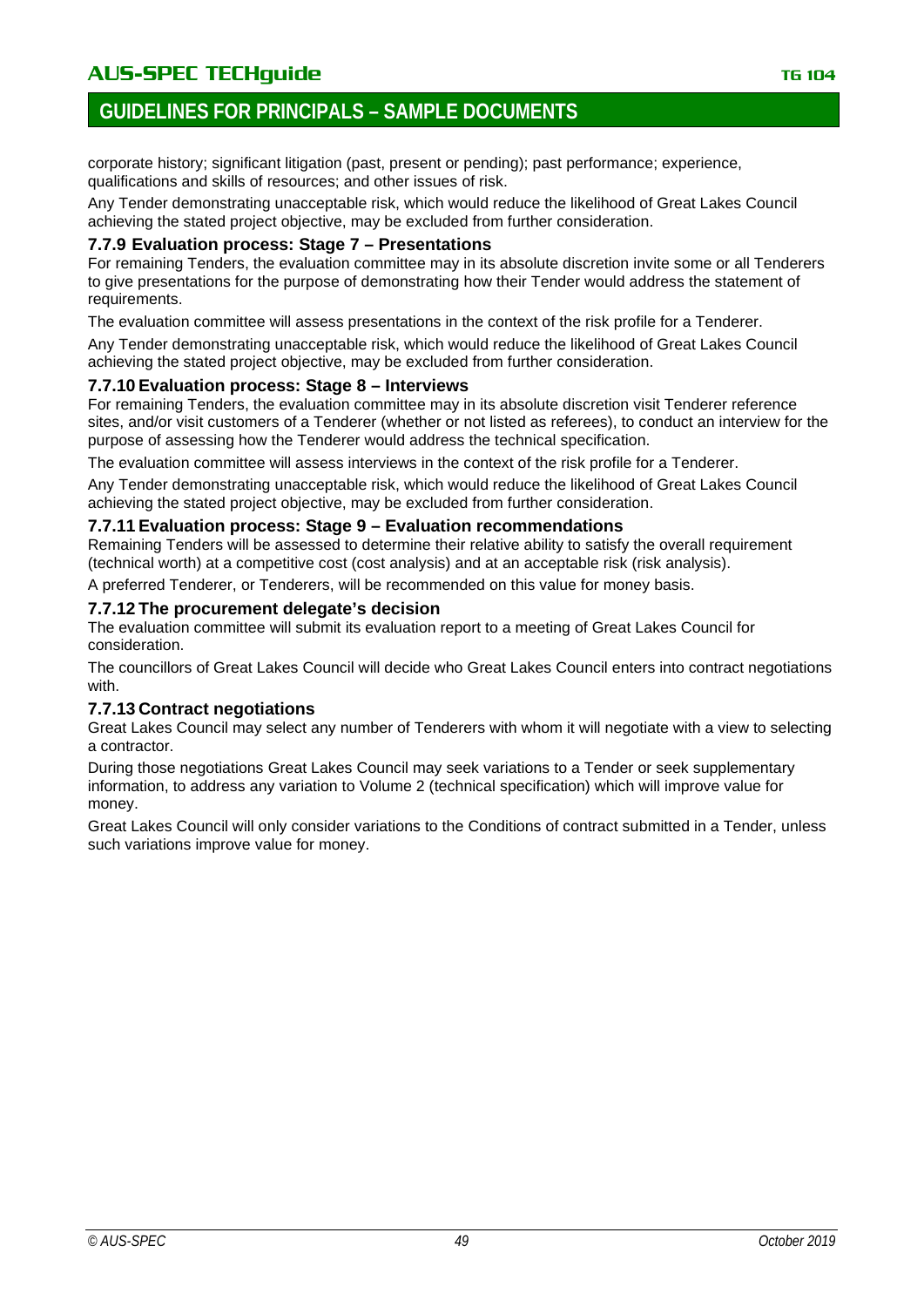corporate history; significant litigation (past, present or pending); past performance; experience, qualifications and skills of resources; and other issues of risk.

Any Tender demonstrating unacceptable risk, which would reduce the likelihood of Great Lakes Council achieving the stated project objective, may be excluded from further consideration.

### 7.7.9 Evaluation process: Stage 7 – Presentations

For remaining Tenders, the evaluation committee may in its absolute discretion invite some or all Tenderers to give presentations for the purpose of demonstrating how their Tender would address the statement of requirements.

The evaluation committee will assess presentations in the context of the risk profile for a Tenderer.

Any Tender demonstrating unacceptable risk, which would reduce the likelihood of Great Lakes Council achieving the stated project objective, may be excluded from further consideration.

### 7.7.10 Evaluation process: Stage 8 – Interviews

For remaining Tenders, the evaluation committee may in its absolute discretion visit Tenderer reference sites, and/or visit customers of a Tenderer (whether or not listed as referees), to conduct an interview for the purpose of assessing how the Tenderer would address the technical specification.

The evaluation committee will assess interviews in the context of the risk profile for a Tenderer.

Any Tender demonstrating unacceptable risk, which would reduce the likelihood of Great Lakes Council achieving the stated project objective, may be excluded from further consideration.

### 7.7.11 Evaluation process: Stage 9 – Evaluation recommendations

Remaining Tenders will be assessed to determine their relative ability to satisfy the overall requirement (technical worth) at a competitive cost (cost analysis) and at an acceptable risk (risk analysis).

A preferred Tenderer, or Tenderers, will be recommended on this value for money basis.

### 7.7.12 The procurement delegate's decision

The evaluation committee will submit its evaluation report to a meeting of Great Lakes Council for consideration.

The councillors of Great Lakes Council will decide who Great Lakes Council enters into contract negotiations with.

### 7.7.13 Contract negotiations

Great Lakes Council may select any number of Tenderers with whom it will negotiate with a view to selecting a contractor.

During those negotiations Great Lakes Council may seek variations to a Tender or seek supplementary information, to address any variation to Volume 2 (technical specification) which will improve value for money.

Great Lakes Council will only consider variations to the Conditions of contract submitted in a Tender, unless such variations improve value for money.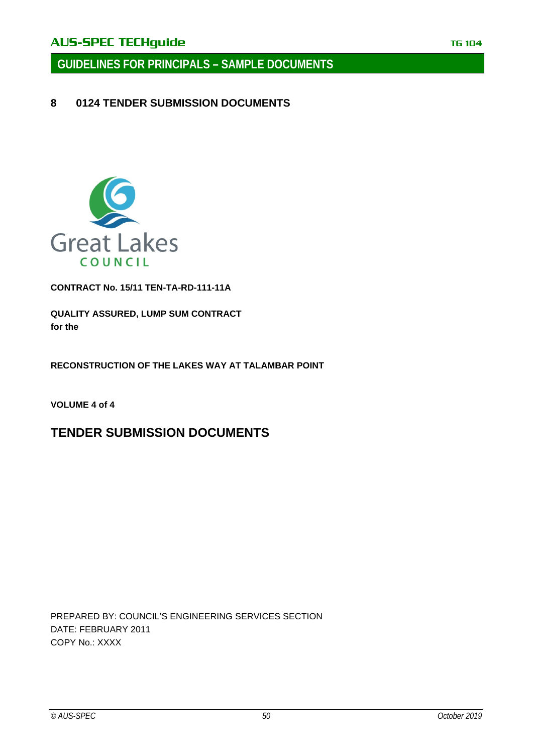# 8 0124 TENDER SUBMISSION DOCUMENTS

Great Lakes
COUNCIL

**CONTRACT No. 15/11 TEN-TA-RD-111-11A**

**QUALITY ASSURED, LUMP SUM CONTRACT**
**for the**

**RECONSTRUCTION OF THE LAKES WAY AT TALAMBAR POINT**

**VOLUME 4 of 4**

## TENDER SUBMISSION DOCUMENTS

PREPARED BY: COUNCIL'S ENGINEERING SERVICES SECTION
DATE: FEBRUARY 2011
COPY No.: XXXX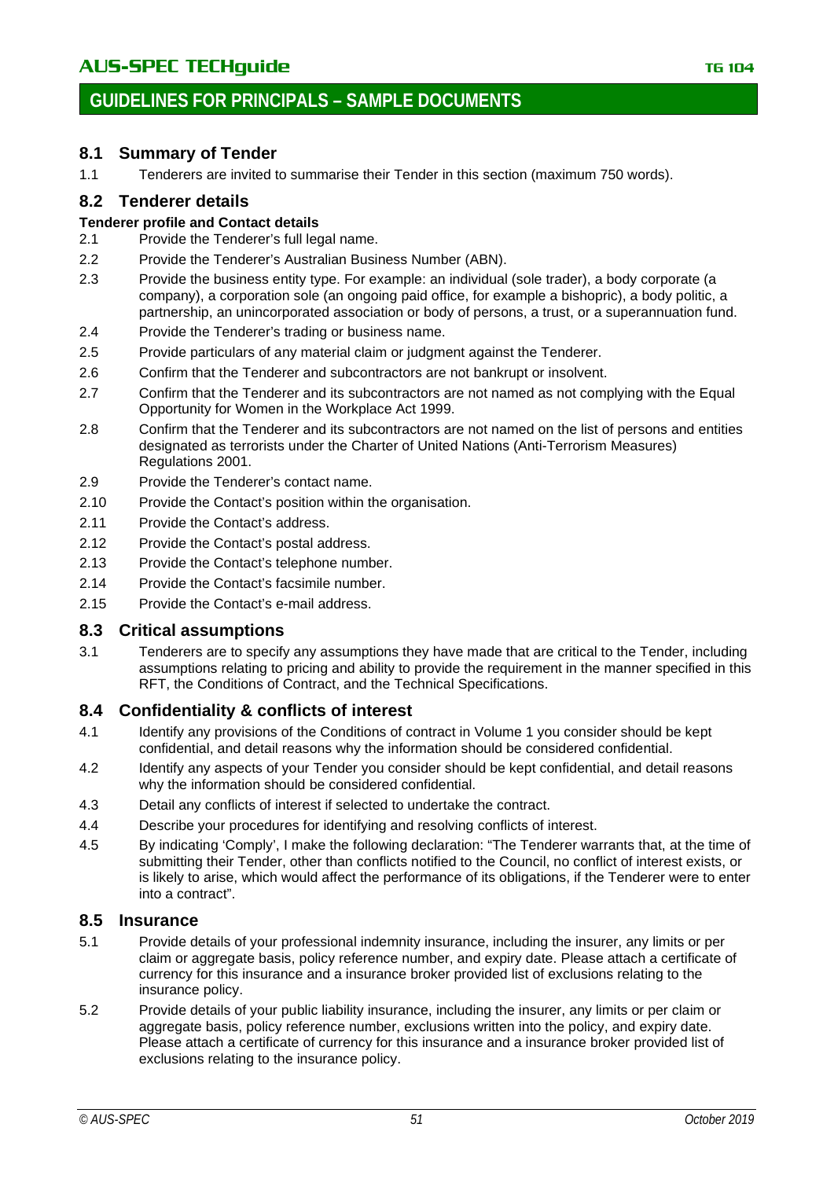## 8.1 Summary of Tender

1.1 Tenderers are invited to summarise their Tender in this section (maximum 750 words).

## 8.2 Tenderer details

**Tenderer profile and Contact details**

2.1 Provide the Tenderer's full legal name.

2.2 Provide the Tenderer's Australian Business Number (ABN).

2.3 Provide the business entity type. For example: an individual (sole trader), a body corporate (a company), a corporation sole (an ongoing paid office, for example a bishopric), a body politic, a partnership, an unincorporated association or body of persons, a trust, or a superannuation fund.

2.4 Provide the Tenderer's trading or business name.

2.5 Provide particulars of any material claim or judgment against the Tenderer.

2.6 Confirm that the Tenderer and subcontractors are not bankrupt or insolvent.

2.7 Confirm that the Tenderer and its subcontractors are not named as not complying with the Equal Opportunity for Women in the Workplace Act 1999.

2.8 Confirm that the Tenderer and its subcontractors are not named on the list of persons and entities designated as terrorists under the Charter of United Nations (Anti-Terrorism Measures) Regulations 2001.

2.9 Provide the Tenderer's contact name.

2.10 Provide the Contact's position within the organisation.

2.11 Provide the Contact's address.

2.12 Provide the Contact's postal address.

2.13 Provide the Contact's telephone number.

2.14 Provide the Contact's facsimile number.

2.15 Provide the Contact's e-mail address.

## 8.3 Critical assumptions

3.1 Tenderers are to specify any assumptions they have made that are critical to the Tender, including assumptions relating to pricing and ability to provide the requirement in the manner specified in this RFT, the Conditions of Contract, and the Technical Specifications.

## 8.4 Confidentiality & conflicts of interest

4.1 Identify any provisions of the Conditions of contract in Volume 1 you consider should be kept confidential, and detail reasons why the information should be considered confidential.

4.2 Identify any aspects of your Tender you consider should be kept confidential, and detail reasons why the information should be considered confidential.

4.3 Detail any conflicts of interest if selected to undertake the contract.

4.4 Describe your procedures for identifying and resolving conflicts of interest.

4.5 By indicating 'Comply', I make the following declaration: "The Tenderer warrants that, at the time of submitting their Tender, other than conflicts notified to the Council, no conflict of interest exists, or is likely to arise, which would affect the performance of its obligations, if the Tenderer were to enter into a contract".

## 8.5 Insurance

5.1 Provide details of your professional indemnity insurance, including the insurer, any limits or per claim or aggregate basis, policy reference number, and expiry date. Please attach a certificate of currency for this insurance and a insurance broker provided list of exclusions relating to the insurance policy.

5.2 Provide details of your public liability insurance, including the insurer, any limits or per claim or aggregate basis, policy reference number, exclusions written into the policy, and expiry date. Please attach a certificate of currency for this insurance and a insurance broker provided list of exclusions relating to the insurance policy.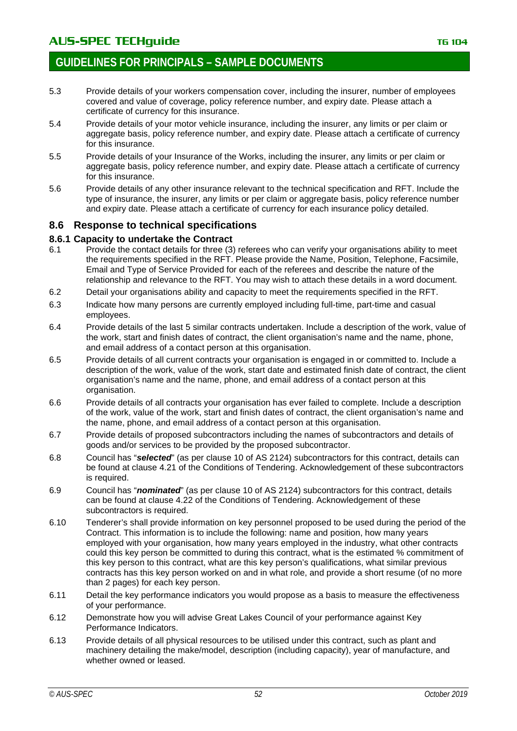5.3 Provide details of your workers compensation cover, including the insurer, number of employees covered and value of coverage, policy reference number, and expiry date. Please attach a certificate of currency for this insurance.

5.4 Provide details of your motor vehicle insurance, including the insurer, any limits or per claim or aggregate basis, policy reference number, and expiry date. Please attach a certificate of currency for this insurance.

5.5 Provide details of your Insurance of the Works, including the insurer, any limits or per claim or aggregate basis, policy reference number, and expiry date. Please attach a certificate of currency for this insurance.

5.6 Provide details of any other insurance relevant to the technical specification and RFT. Include the type of insurance, the insurer, any limits or per claim or aggregate basis, policy reference number and expiry date. Please attach a certificate of currency for each insurance policy detailed.

## 8.6 Response to technical specifications

### 8.6.1 Capacity to undertake the Contract

6.1 Provide the contact details for three (3) referees who can verify your organisations ability to meet the requirements specified in the RFT. Please provide the Name, Position, Telephone, Facsimile, Email and Type of Service Provided for each of the referees and describe the nature of the relationship and relevance to the RFT. You may wish to attach these details in a word document.

6.2 Detail your organisations ability and capacity to meet the requirements specified in the RFT.

6.3 Indicate how many persons are currently employed including full-time, part-time and casual employees.

6.4 Provide details of the last 5 similar contracts undertaken. Include a description of the work, value of the work, start and finish dates of contract, the client organisation's name and the name, phone, and email address of a contact person at this organisation.

6.5 Provide details of all current contracts your organisation is engaged in or committed to. Include a description of the work, value of the work, start date and estimated finish date of contract, the client organisation's name and the name, phone, and email address of a contact person at this organisation.

6.6 Provide details of all contracts your organisation has ever failed to complete. Include a description of the work, value of the work, start and finish dates of contract, the client organisation's name and the name, phone, and email address of a contact person at this organisation.

6.7 Provide details of proposed subcontractors including the names of subcontractors and details of goods and/or services to be provided by the proposed subcontractor.

6.8 Council has "***selected***" (as per clause 10 of AS 2124) subcontractors for this contract, details can be found at clause 4.21 of the Conditions of Tendering. Acknowledgement of these subcontractors is required.

6.9 Council has "***nominated***" (as per clause 10 of AS 2124) subcontractors for this contract, details can be found at clause 4.22 of the Conditions of Tendering. Acknowledgement of these subcontractors is required.

6.10 Tenderer's shall provide information on key personnel proposed to be used during the period of the Contract. This information is to include the following: name and position, how many years employed with your organisation, how many years employed in the industry, what other contracts could this key person be committed to during this contract, what is the estimated % commitment of this key person to this contract, what are this key person's qualifications, what similar previous contracts has this key person worked on and in what role, and provide a short resume (of no more than 2 pages) for each key person.

6.11 Detail the key performance indicators you would propose as a basis to measure the effectiveness of your performance.

6.12 Demonstrate how you will advise Great Lakes Council of your performance against Key Performance Indicators.

6.13 Provide details of all physical resources to be utilised under this contract, such as plant and machinery detailing the make/model, description (including capacity), year of manufacture, and whether owned or leased.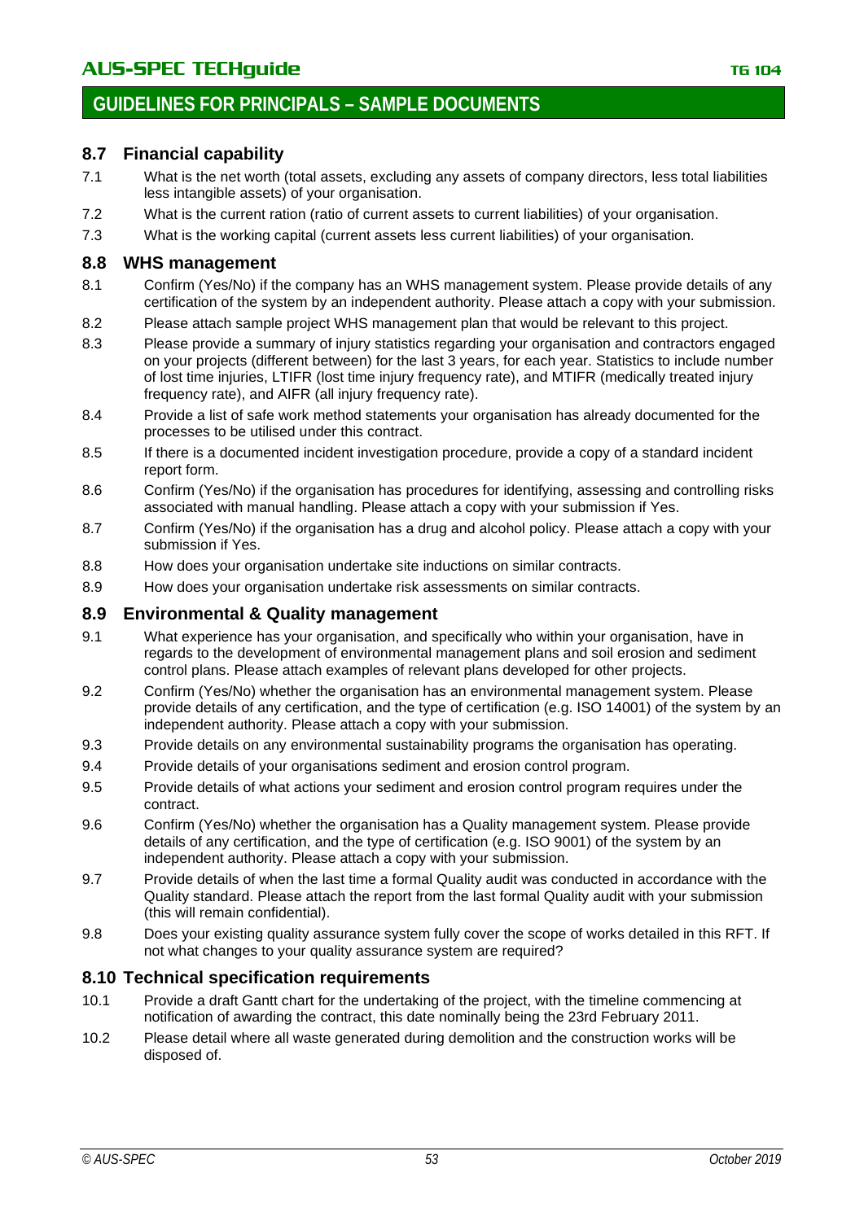## 8.7 Financial capability

7.1 What is the net worth (total assets, excluding any assets of company directors, less total liabilities less intangible assets) of your organisation.

7.2 What is the current ration (ratio of current assets to current liabilities) of your organisation.

7.3 What is the working capital (current assets less current liabilities) of your organisation.

## 8.8 WHS management

8.1 Confirm (Yes/No) if the company has an WHS management system. Please provide details of any certification of the system by an independent authority. Please attach a copy with your submission.

8.2 Please attach sample project WHS management plan that would be relevant to this project.

8.3 Please provide a summary of injury statistics regarding your organisation and contractors engaged on your projects (different between) for the last 3 years, for each year. Statistics to include number of lost time injuries, LTIFR (lost time injury frequency rate), and MTIFR (medically treated injury frequency rate), and AIFR (all injury frequency rate).

8.4 Provide a list of safe work method statements your organisation has already documented for the processes to be utilised under this contract.

8.5 If there is a documented incident investigation procedure, provide a copy of a standard incident report form.

8.6 Confirm (Yes/No) if the organisation has procedures for identifying, assessing and controlling risks associated with manual handling. Please attach a copy with your submission if Yes.

8.7 Confirm (Yes/No) if the organisation has a drug and alcohol policy. Please attach a copy with your submission if Yes.

8.8 How does your organisation undertake site inductions on similar contracts.

8.9 How does your organisation undertake risk assessments on similar contracts.

## 8.9 Environmental & Quality management

9.1 What experience has your organisation, and specifically who within your organisation, have in regards to the development of environmental management plans and soil erosion and sediment control plans. Please attach examples of relevant plans developed for other projects.

9.2 Confirm (Yes/No) whether the organisation has an environmental management system. Please provide details of any certification, and the type of certification (e.g. ISO 14001) of the system by an independent authority. Please attach a copy with your submission.

9.3 Provide details on any environmental sustainability programs the organisation has operating.

9.4 Provide details of your organisations sediment and erosion control program.

9.5 Provide details of what actions your sediment and erosion control program requires under the contract.

9.6 Confirm (Yes/No) whether the organisation has a Quality management system. Please provide details of any certification, and the type of certification (e.g. ISO 9001) of the system by an independent authority. Please attach a copy with your submission.

9.7 Provide details of when the last time a formal Quality audit was conducted in accordance with the Quality standard. Please attach the report from the last formal Quality audit with your submission (this will remain confidential).

9.8 Does your existing quality assurance system fully cover the scope of works detailed in this RFT. If not what changes to your quality assurance system are required?

## 8.10 Technical specification requirements

10.1 Provide a draft Gantt chart for the undertaking of the project, with the timeline commencing at notification of awarding the contract, this date nominally being the 23rd February 2011.

10.2 Please detail where all waste generated during demolition and the construction works will be disposed of.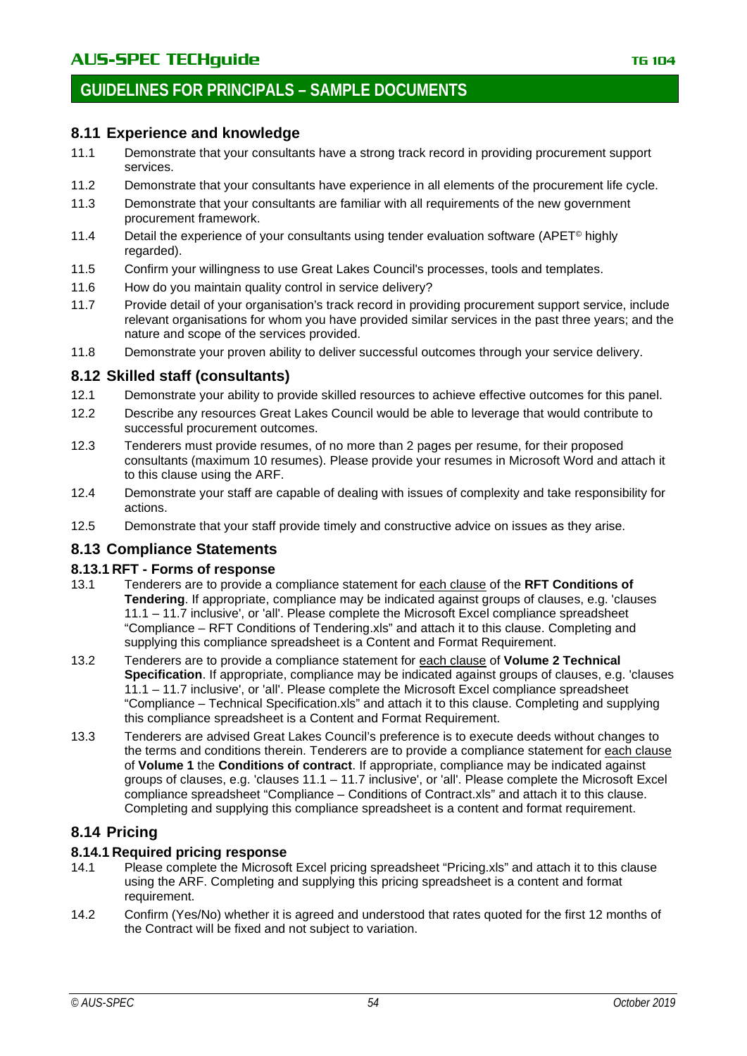## 8.11 Experience and knowledge

11.1 Demonstrate that your consultants have a strong track record in providing procurement support services.

11.2 Demonstrate that your consultants have experience in all elements of the procurement life cycle.

11.3 Demonstrate that your consultants are familiar with all requirements of the new government procurement framework.

11.4 Detail the experience of your consultants using tender evaluation software (APET© highly regarded).

11.5 Confirm your willingness to use Great Lakes Council's processes, tools and templates.

11.6 How do you maintain quality control in service delivery?

11.7 Provide detail of your organisation's track record in providing procurement support service, include relevant organisations for whom you have provided similar services in the past three years; and the nature and scope of the services provided.

11.8 Demonstrate your proven ability to deliver successful outcomes through your service delivery.

## 8.12 Skilled staff (consultants)

12.1 Demonstrate your ability to provide skilled resources to achieve effective outcomes for this panel.

12.2 Describe any resources Great Lakes Council would be able to leverage that would contribute to successful procurement outcomes.

12.3 Tenderers must provide resumes, of no more than 2 pages per resume, for their proposed consultants (maximum 10 resumes). Please provide your resumes in Microsoft Word and attach it to this clause using the ARF.

12.4 Demonstrate your staff are capable of dealing with issues of complexity and take responsibility for actions.

12.5 Demonstrate that your staff provide timely and constructive advice on issues as they arise.

## 8.13 Compliance Statements

### 8.13.1 RFT - Forms of response

13.1 Tenderers are to provide a compliance statement for each clause of the **RFT Conditions of Tendering**. If appropriate, compliance may be indicated against groups of clauses, e.g. 'clauses 11.1 – 11.7 inclusive', or 'all'. Please complete the Microsoft Excel compliance spreadsheet "Compliance – RFT Conditions of Tendering.xls" and attach it to this clause. Completing and supplying this compliance spreadsheet is a Content and Format Requirement.

13.2 Tenderers are to provide a compliance statement for each clause of **Volume 2 Technical Specification**. If appropriate, compliance may be indicated against groups of clauses, e.g. 'clauses 11.1 – 11.7 inclusive', or 'all'. Please complete the Microsoft Excel compliance spreadsheet "Compliance – Technical Specification.xls" and attach it to this clause. Completing and supplying this compliance spreadsheet is a Content and Format Requirement.

13.3 Tenderers are advised Great Lakes Council's preference is to execute deeds without changes to the terms and conditions therein. Tenderers are to provide a compliance statement for each clause of **Volume 1** the **Conditions of contract**. If appropriate, compliance may be indicated against groups of clauses, e.g. 'clauses 11.1 – 11.7 inclusive', or 'all'. Please complete the Microsoft Excel compliance spreadsheet "Compliance – Conditions of Contract.xls" and attach it to this clause. Completing and supplying this compliance spreadsheet is a content and format requirement.

## 8.14 Pricing

### 8.14.1 Required pricing response

14.1 Please complete the Microsoft Excel pricing spreadsheet "Pricing.xls" and attach it to this clause using the ARF. Completing and supplying this pricing spreadsheet is a content and format requirement.

14.2 Confirm (Yes/No) whether it is agreed and understood that rates quoted for the first 12 months of the Contract will be fixed and not subject to variation.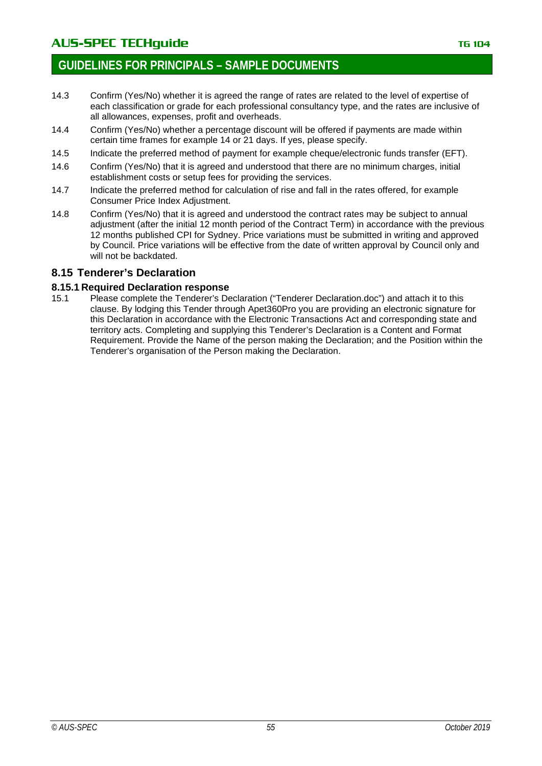14.3 Confirm (Yes/No) whether it is agreed the range of rates are related to the level of expertise of each classification or grade for each professional consultancy type, and the rates are inclusive of all allowances, expenses, profit and overheads.

14.4 Confirm (Yes/No) whether a percentage discount will be offered if payments are made within certain time frames for example 14 or 21 days. If yes, please specify.

14.5 Indicate the preferred method of payment for example cheque/electronic funds transfer (EFT).

14.6 Confirm (Yes/No) that it is agreed and understood that there are no minimum charges, initial establishment costs or setup fees for providing the services.

14.7 Indicate the preferred method for calculation of rise and fall in the rates offered, for example Consumer Price Index Adjustment.

14.8 Confirm (Yes/No) that it is agreed and understood the contract rates may be subject to annual adjustment (after the initial 12 month period of the Contract Term) in accordance with the previous 12 months published CPI for Sydney. Price variations must be submitted in writing and approved by Council. Price variations will be effective from the date of written approval by Council only and will not be backdated.

## 8.15 Tenderer's Declaration

### 8.15.1 Required Declaration response

15.1 Please complete the Tenderer's Declaration ("Tenderer Declaration.doc") and attach it to this clause. By lodging this Tender through Apet360Pro you are providing an electronic signature for this Declaration in accordance with the Electronic Transactions Act and corresponding state and territory acts. Completing and supplying this Tenderer's Declaration is a Content and Format Requirement. Provide the Name of the person making the Declaration; and the Position within the Tenderer's organisation of the Person making the Declaration.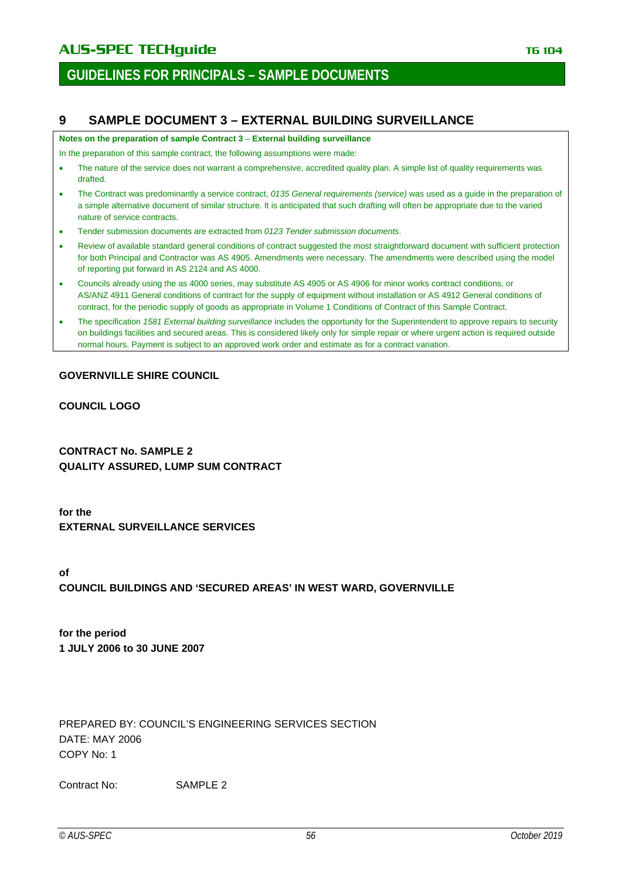## 9 SAMPLE DOCUMENT 3 – EXTERNAL BUILDING SURVEILLANCE

**Notes on the preparation of sample Contract 3 – External building surveillance**

In the preparation of this sample contract, the following assumptions were made:

- The nature of the service does not warrant a comprehensive, accredited quality plan. A simple list of quality requirements was drafted.
- The Contract was predominantly a service contract, *0135 General requirements (service)* was used as a guide in the preparation of a simple alternative document of similar structure. It is anticipated that such drafting will often be appropriate due to the varied nature of service contracts.
- Tender submission documents are extracted from *0123 Tender submission documents*.
- Review of available standard general conditions of contract suggested the most straightforward document with sufficient protection for both Principal and Contractor was AS 4905. Amendments were necessary. The amendments were described using the model of reporting put forward in AS 2124 and AS 4000.
- Councils already using the as 4000 series, may substitute AS 4905 or AS 4906 for minor works contract conditions, or AS/ANZ 4911 General conditions of contract for the supply of equipment without installation or AS 4912 General conditions of contract, for the periodic supply of goods as appropriate in Volume 1 Conditions of Contract of this Sample Contract.
- The specification *1581 External building surveillance* includes the opportunity for the Superintendent to approve repairs to security on buildings facilities and secured areas. This is considered likely only for simple repair or where urgent action is required outside normal hours. Payment is subject to an approved work order and estimate as for a contract variation.

**GOVERNVILLE SHIRE COUNCIL**

**COUNCIL LOGO**

**CONTRACT No. SAMPLE 2**
**QUALITY ASSURED, LUMP SUM CONTRACT**

**for the**
**EXTERNAL SURVEILLANCE SERVICES**

**of**
**COUNCIL BUILDINGS AND 'SECURED AREAS' IN WEST WARD, GOVERNVILLE**

**for the period**
**1 JULY 2006 to 30 JUNE 2007**

PREPARED BY: COUNCIL'S ENGINEERING SERVICES SECTION
DATE: MAY 2006
COPY No: 1

Contract No: SAMPLE 2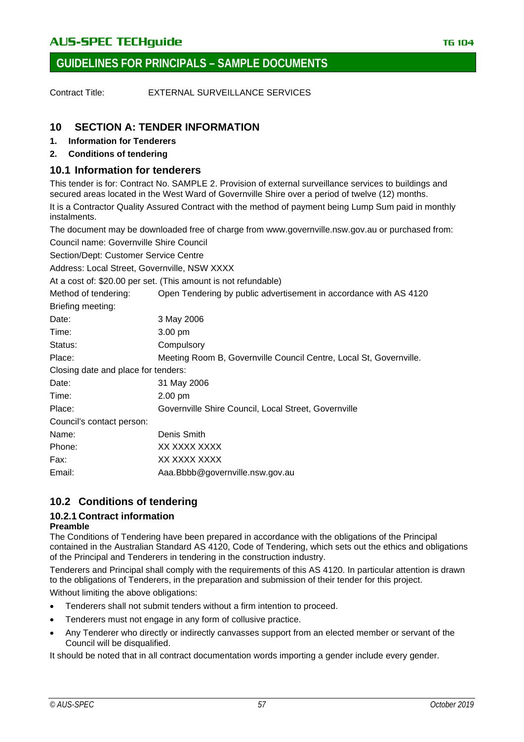## GUIDELINES FOR PRINCIPALS – SAMPLE DOCUMENTS

Contract Title: EXTERNAL SURVEILLANCE SERVICES

## 10 SECTION A: TENDER INFORMATION

1. **Information for Tenderers**
2. **Conditions of tendering**

### 10.1 Information for tenderers

This tender is for: Contract No. SAMPLE 2. Provision of external surveillance services to buildings and secured areas located in the West Ward of Governville Shire over a period of twelve (12) months.

It is a Contractor Quality Assured Contract with the method of payment being Lump Sum paid in monthly instalments.

The document may be downloaded free of charge from www.governville.nsw.gov.au or purchased from:

Council name: Governville Shire Council

Section/Dept: Customer Service Centre

Address: Local Street, Governville, NSW XXXX

At a cost of: $20.00 per set. (This amount is not refundable)

Method of tendering: Open Tendering by public advertisement in accordance with AS 4120

Briefing meeting:

Date: 3 May 2006

Time: 3.00 pm

Status: Compulsory

Place: Meeting Room B, Governville Council Centre, Local St, Governville.

Closing date and place for tenders:

Date: 31 May 2006

Time: 2.00 pm

Place: Governville Shire Council, Local Street, Governville

Council's contact person:

Name: Denis Smith

Phone: XX XXXX XXXX

Fax: XX XXXX XXXX

Email: Aaa.Bbbb@governville.nsw.gov.au

### 10.2 Conditions of tendering

#### 10.2.1 Contract information

**Preamble**

The Conditions of Tendering have been prepared in accordance with the obligations of the Principal contained in the Australian Standard AS 4120, Code of Tendering, which sets out the ethics and obligations of the Principal and Tenderers in tendering in the construction industry.

Tenderers and Principal shall comply with the requirements of this AS 4120. In particular attention is drawn to the obligations of Tenderers, in the preparation and submission of their tender for this project.

Without limiting the above obligations:

- Tenderers shall not submit tenders without a firm intention to proceed.
- Tenderers must not engage in any form of collusive practice.
- Any Tenderer who directly or indirectly canvasses support from an elected member or servant of the Council will be disqualified.

It should be noted that in all contract documentation words importing a gender include every gender.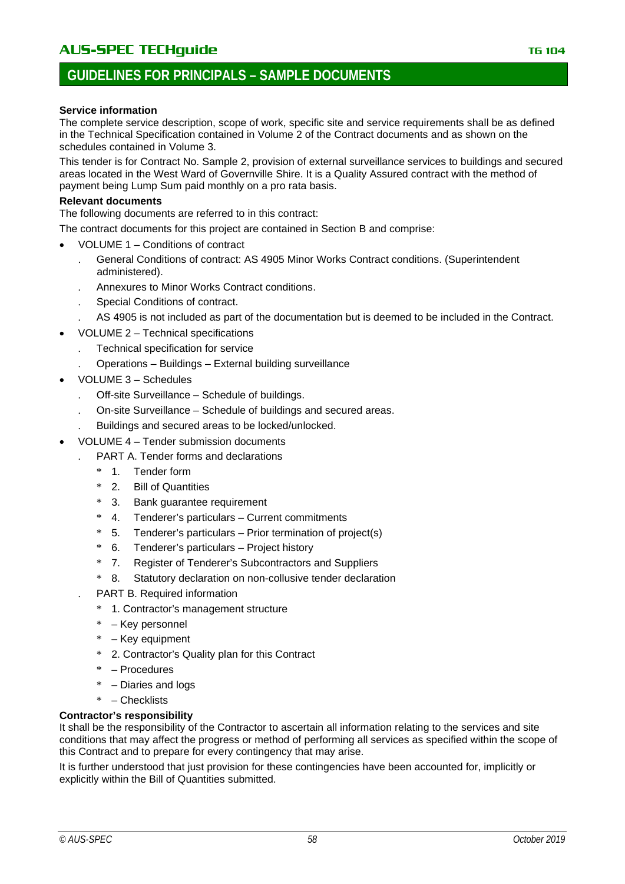#### Service information

The complete service description, scope of work, specific site and service requirements shall be as defined in the Technical Specification contained in Volume 2 of the Contract documents and as shown on the schedules contained in Volume 3.

This tender is for Contract No. Sample 2, provision of external surveillance services to buildings and secured areas located in the West Ward of Governville Shire. It is a Quality Assured contract with the method of payment being Lump Sum paid monthly on a pro rata basis.

#### Relevant documents

The following documents are referred to in this contract:

The contract documents for this project are contained in Section B and comprise:

- VOLUME 1 – Conditions of contract
  - . General Conditions of contract: AS 4905 Minor Works Contract conditions. (Superintendent administered).
  - . Annexures to Minor Works Contract conditions.
  - . Special Conditions of contract.
  - . AS 4905 is not included as part of the documentation but is deemed to be included in the Contract.
- VOLUME 2 – Technical specifications
  - . Technical specification for service
  - . Operations – Buildings – External building surveillance
- VOLUME 3 – Schedules
  - . Off-site Surveillance – Schedule of buildings.
  - . On-site Surveillance – Schedule of buildings and secured areas.
  - . Buildings and secured areas to be locked/unlocked.
- VOLUME 4 – Tender submission documents
  - . PART A. Tender forms and declarations
    - \* 1. Tender form
    - \* 2. Bill of Quantities
    - \* 3. Bank guarantee requirement
    - \* 4. Tenderer's particulars – Current commitments
    - \* 5. Tenderer's particulars – Prior termination of project(s)
    - \* 6. Tenderer's particulars – Project history
    - \* 7. Register of Tenderer's Subcontractors and Suppliers
    - \* 8. Statutory declaration on non-collusive tender declaration
  - . PART B. Required information
    - \* 1. Contractor's management structure
    - \* – Key personnel
    - \* – Key equipment
    - \* 2. Contractor's Quality plan for this Contract
    - \* – Procedures
    - \* – Diaries and logs
    - \* – Checklists

#### Contractor's responsibility

It shall be the responsibility of the Contractor to ascertain all information relating to the services and site conditions that may affect the progress or method of performing all services as specified within the scope of this Contract and to prepare for every contingency that may arise.

It is further understood that just provision for these contingencies have been accounted for, implicitly or explicitly within the Bill of Quantities submitted.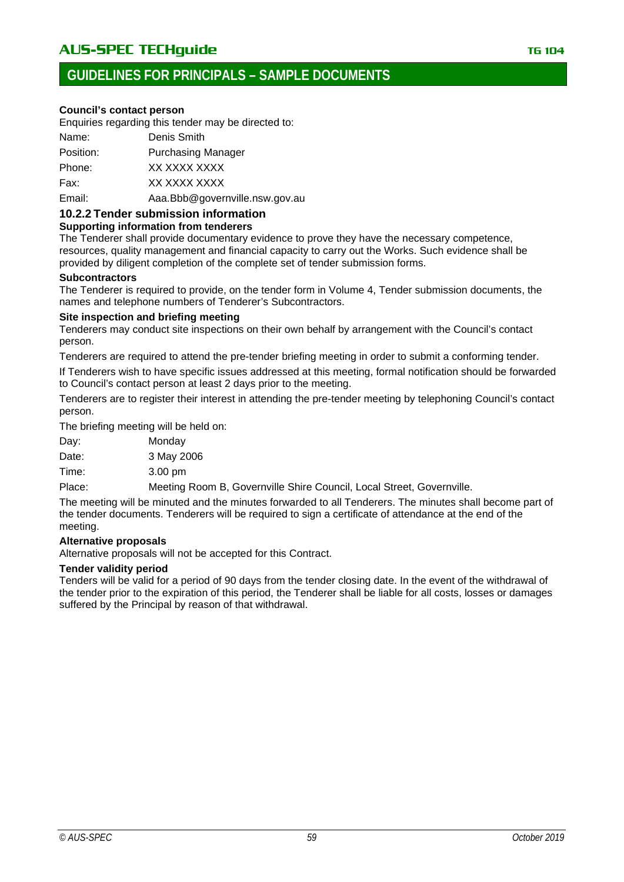**Council's contact person**

Enquiries regarding this tender may be directed to:

Name: Denis Smith

Position: Purchasing Manager

Phone: XX XXXX XXXX

Fax: XX XXXX XXXX

Email: Aaa.Bbb@governville.nsw.gov.au

### 10.2.2 Tender submission information

**Supporting information from tenderers**

The Tenderer shall provide documentary evidence to prove they have the necessary competence, resources, quality management and financial capacity to carry out the Works. Such evidence shall be provided by diligent completion of the complete set of tender submission forms.

**Subcontractors**

The Tenderer is required to provide, on the tender form in Volume 4, Tender submission documents, the names and telephone numbers of Tenderer's Subcontractors.

**Site inspection and briefing meeting**

Tenderers may conduct site inspections on their own behalf by arrangement with the Council's contact person.

Tenderers are required to attend the pre-tender briefing meeting in order to submit a conforming tender.

If Tenderers wish to have specific issues addressed at this meeting, formal notification should be forwarded to Council's contact person at least 2 days prior to the meeting.

Tenderers are to register their interest in attending the pre-tender meeting by telephoning Council's contact person.

The briefing meeting will be held on:

Day: Monday

Date: 3 May 2006

Time: 3.00 pm

Place: Meeting Room B, Governville Shire Council, Local Street, Governville.

The meeting will be minuted and the minutes forwarded to all Tenderers. The minutes shall become part of the tender documents. Tenderers will be required to sign a certificate of attendance at the end of the meeting.

**Alternative proposals**

Alternative proposals will not be accepted for this Contract.

**Tender validity period**

Tenders will be valid for a period of 90 days from the tender closing date. In the event of the withdrawal of the tender prior to the expiration of this period, the Tenderer shall be liable for all costs, losses or damages suffered by the Principal by reason of that withdrawal.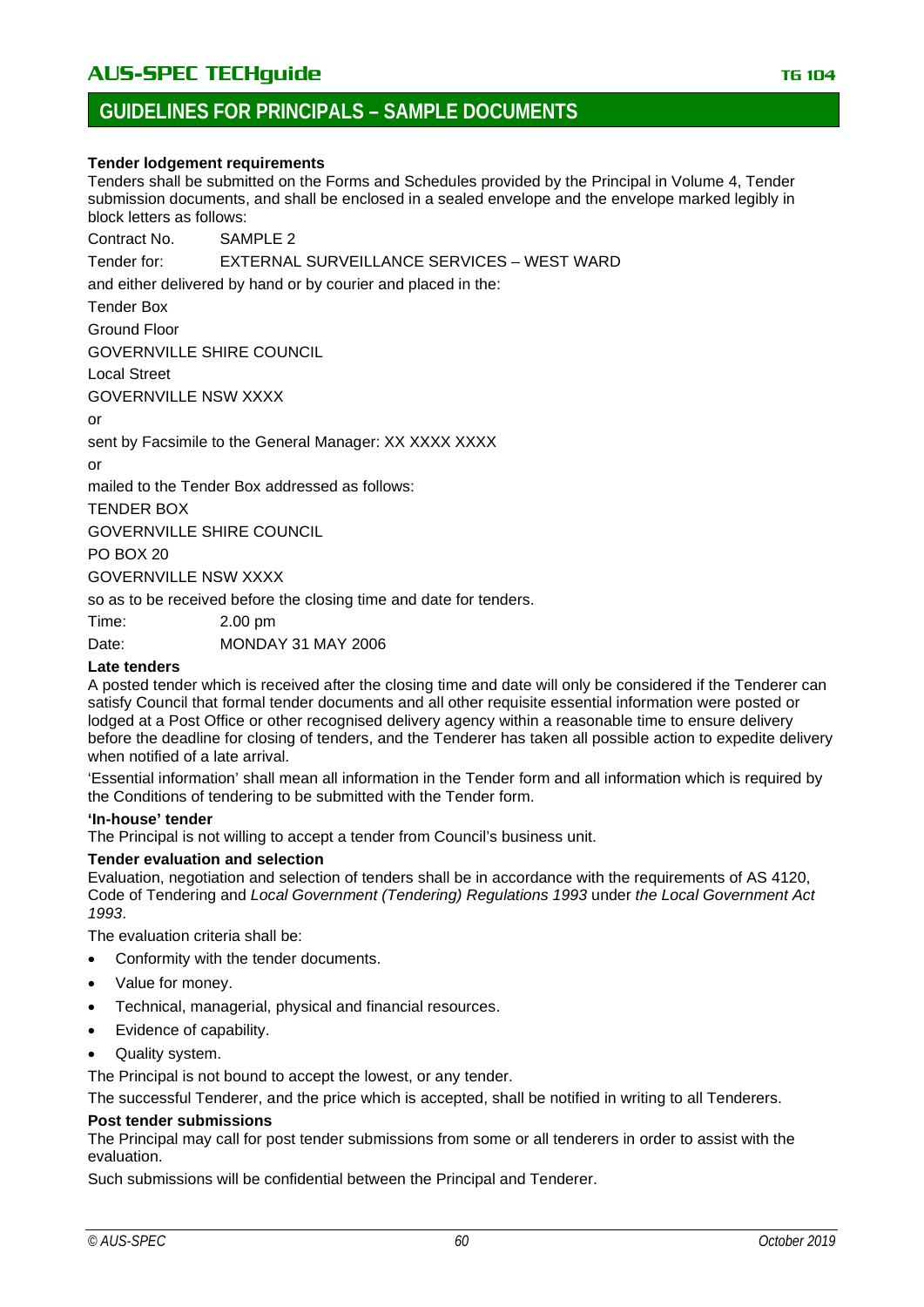**Tender lodgement requirements**

Tenders shall be submitted on the Forms and Schedules provided by the Principal in Volume 4, Tender submission documents, and shall be enclosed in a sealed envelope and the envelope marked legibly in block letters as follows:

Contract No. SAMPLE 2

Tender for: EXTERNAL SURVEILLANCE SERVICES – WEST WARD

and either delivered by hand or by courier and placed in the:

Tender Box

Ground Floor

GOVERNVILLE SHIRE COUNCIL

Local Street

GOVERNVILLE NSW XXXX

or

sent by Facsimile to the General Manager: XX XXXX XXXX

or

mailed to the Tender Box addressed as follows:

TENDER BOX

GOVERNVILLE SHIRE COUNCIL

PO BOX 20

GOVERNVILLE NSW XXXX

so as to be received before the closing time and date for tenders.

Time: 2.00 pm

Date: MONDAY 31 MAY 2006

**Late tenders**

A posted tender which is received after the closing time and date will only be considered if the Tenderer can satisfy Council that formal tender documents and all other requisite essential information were posted or lodged at a Post Office or other recognised delivery agency within a reasonable time to ensure delivery before the deadline for closing of tenders, and the Tenderer has taken all possible action to expedite delivery when notified of a late arrival.

'Essential information' shall mean all information in the Tender form and all information which is required by the Conditions of tendering to be submitted with the Tender form.

**'In-house' tender**

The Principal is not willing to accept a tender from Council's business unit.

**Tender evaluation and selection**

Evaluation, negotiation and selection of tenders shall be in accordance with the requirements of AS 4120, Code of Tendering and *Local Government (Tendering) Regulations 1993* under *the Local Government Act 1993*.

The evaluation criteria shall be:

- Conformity with the tender documents.
- Value for money.
- Technical, managerial, physical and financial resources.
- Evidence of capability.
- Quality system.

The Principal is not bound to accept the lowest, or any tender.

The successful Tenderer, and the price which is accepted, shall be notified in writing to all Tenderers.

**Post tender submissions**

The Principal may call for post tender submissions from some or all tenderers in order to assist with the evaluation.

Such submissions will be confidential between the Principal and Tenderer.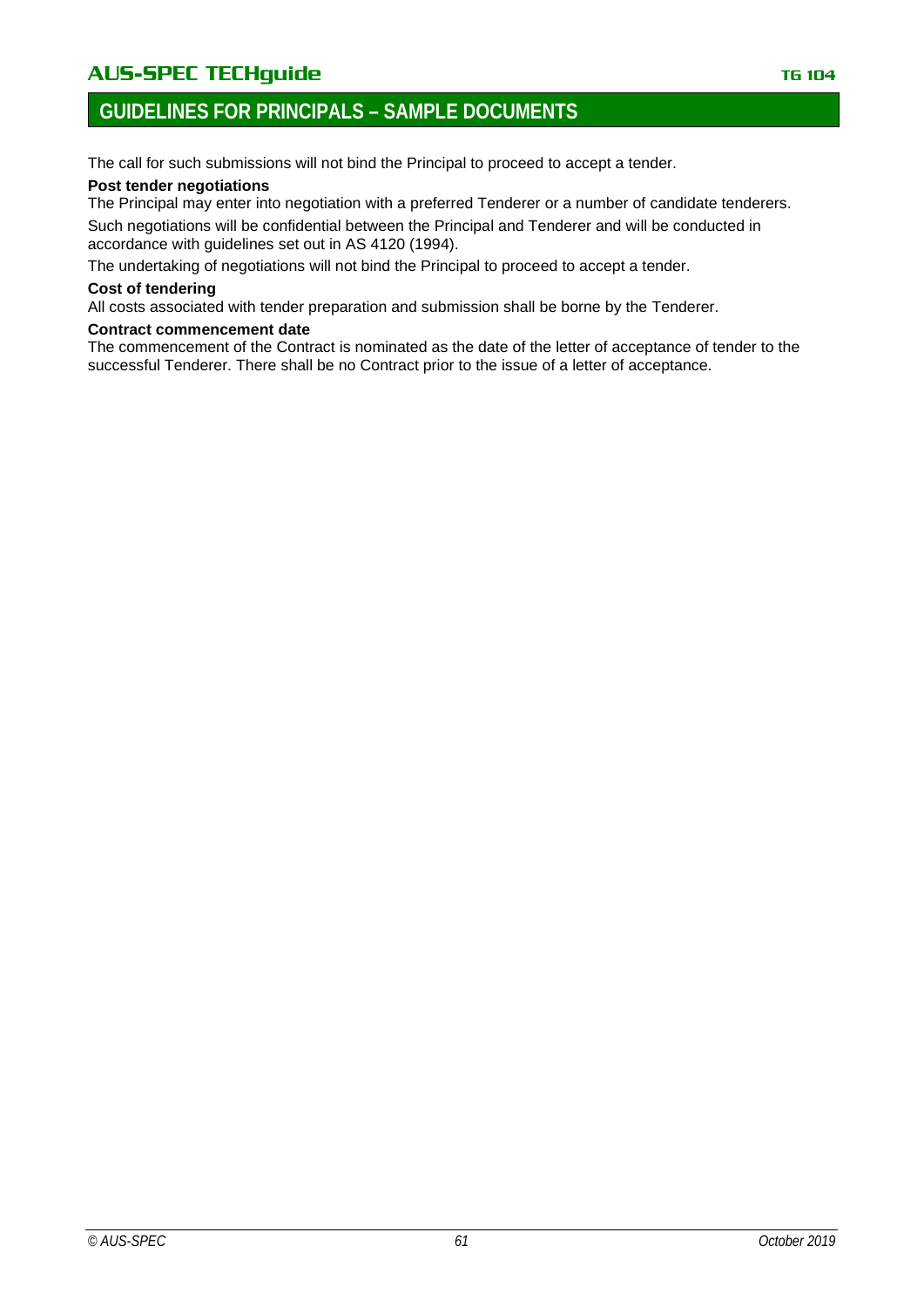The call for such submissions will not bind the Principal to proceed to accept a tender.

**Post tender negotiations**

The Principal may enter into negotiation with a preferred Tenderer or a number of candidate tenderers.

Such negotiations will be confidential between the Principal and Tenderer and will be conducted in accordance with guidelines set out in AS 4120 (1994).

The undertaking of negotiations will not bind the Principal to proceed to accept a tender.

**Cost of tendering**

All costs associated with tender preparation and submission shall be borne by the Tenderer.

**Contract commencement date**

The commencement of the Contract is nominated as the date of the letter of acceptance of tender to the successful Tenderer. There shall be no Contract prior to the issue of a letter of acceptance.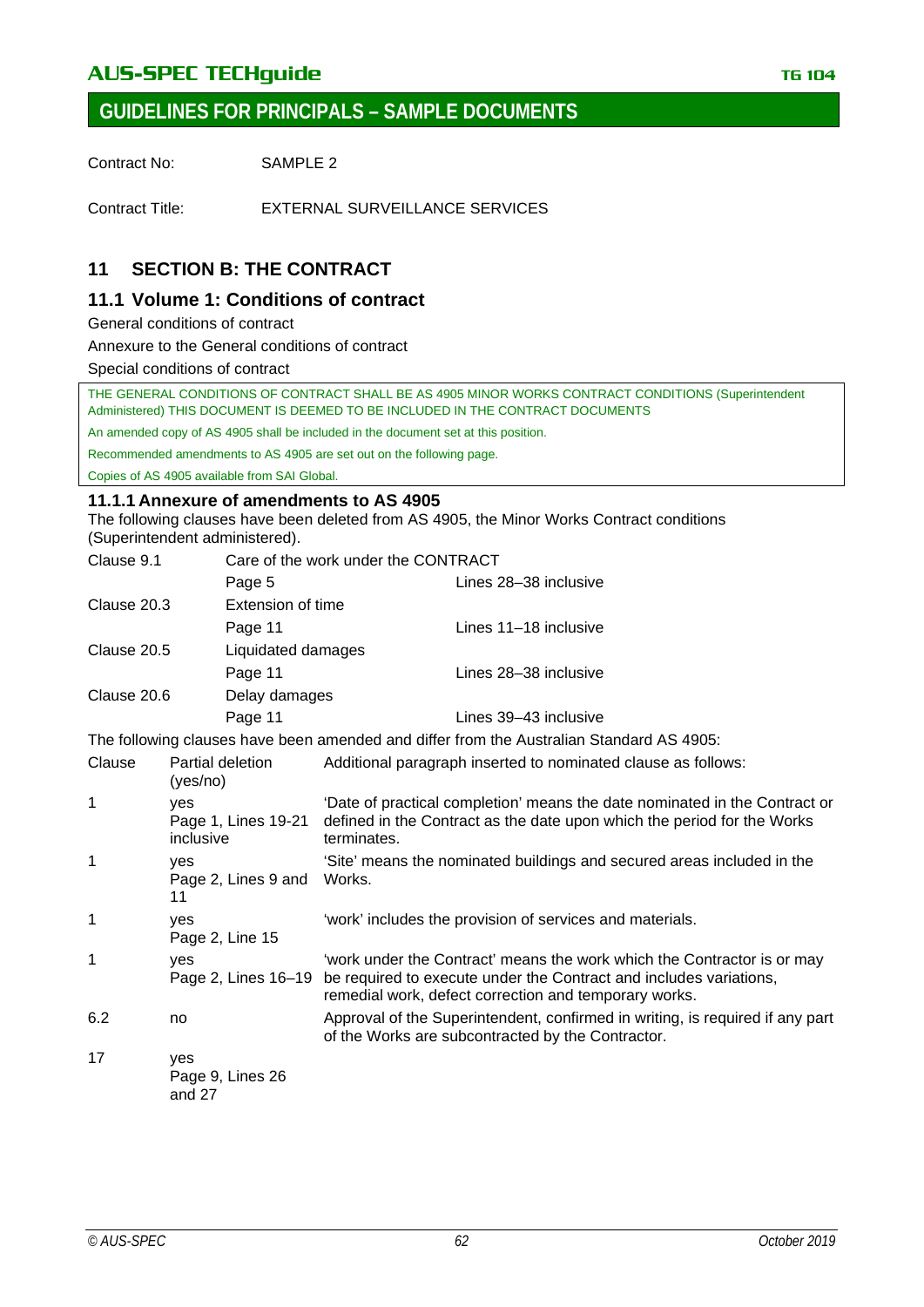## GUIDELINES FOR PRINCIPALS – SAMPLE DOCUMENTS

Contract No: SAMPLE 2

Contract Title: EXTERNAL SURVEILLANCE SERVICES

# 11 SECTION B: THE CONTRACT

## 11.1 Volume 1: Conditions of contract

General conditions of contract

Annexure to the General conditions of contract

Special conditions of contract

THE GENERAL CONDITIONS OF CONTRACT SHALL BE AS 4905 MINOR WORKS CONTRACT CONDITIONS (Superintendent Administered) THIS DOCUMENT IS DEEMED TO BE INCLUDED IN THE CONTRACT DOCUMENTS

An amended copy of AS 4905 shall be included in the document set at this position.

Recommended amendments to AS 4905 are set out on the following page.

Copies of AS 4905 available from SAI Global.

### 11.1.1 Annexure of amendments to AS 4905

The following clauses have been deleted from AS 4905, the Minor Works Contract conditions (Superintendent administered).

| Clause | Description | Lines |
|---|---|---|
| Clause 9.1 | Care of the work under the CONTRACT | |
| | Page 5 | Lines 28–38 inclusive |
| Clause 20.3 | Extension of time | |
| | Page 11 | Lines 11–18 inclusive |
| Clause 20.5 | Liquidated damages | |
| | Page 11 | Lines 28–38 inclusive |
| Clause 20.6 | Delay damages | |
| | Page 11 | Lines 39–43 inclusive |

The following clauses have been amended and differ from the Australian Standard AS 4905:

| Clause | Partial deletion (yes/no) | Additional paragraph inserted to nominated clause as follows: |
|---|---|---|
| 1 | yes<br>Page 1, Lines 19-21 inclusive | 'Date of practical completion' means the date nominated in the Contract or defined in the Contract as the date upon which the period for the Works terminates. |
| 1 | yes<br>Page 2, Lines 9 and 11 | 'Site' means the nominated buildings and secured areas included in the Works. |
| 1 | yes<br>Page 2, Line 15 | 'work' includes the provision of services and materials. |
| 1 | yes<br>Page 2, Lines 16–19 | 'work under the Contract' means the work which the Contractor is or may be required to execute under the Contract and includes variations, remedial work, defect correction and temporary works. |
| 6.2 | no | Approval of the Superintendent, confirmed in writing, is required if any part of the Works are subcontracted by the Contractor. |
| 17 | yes<br>Page 9, Lines 26 and 27 | |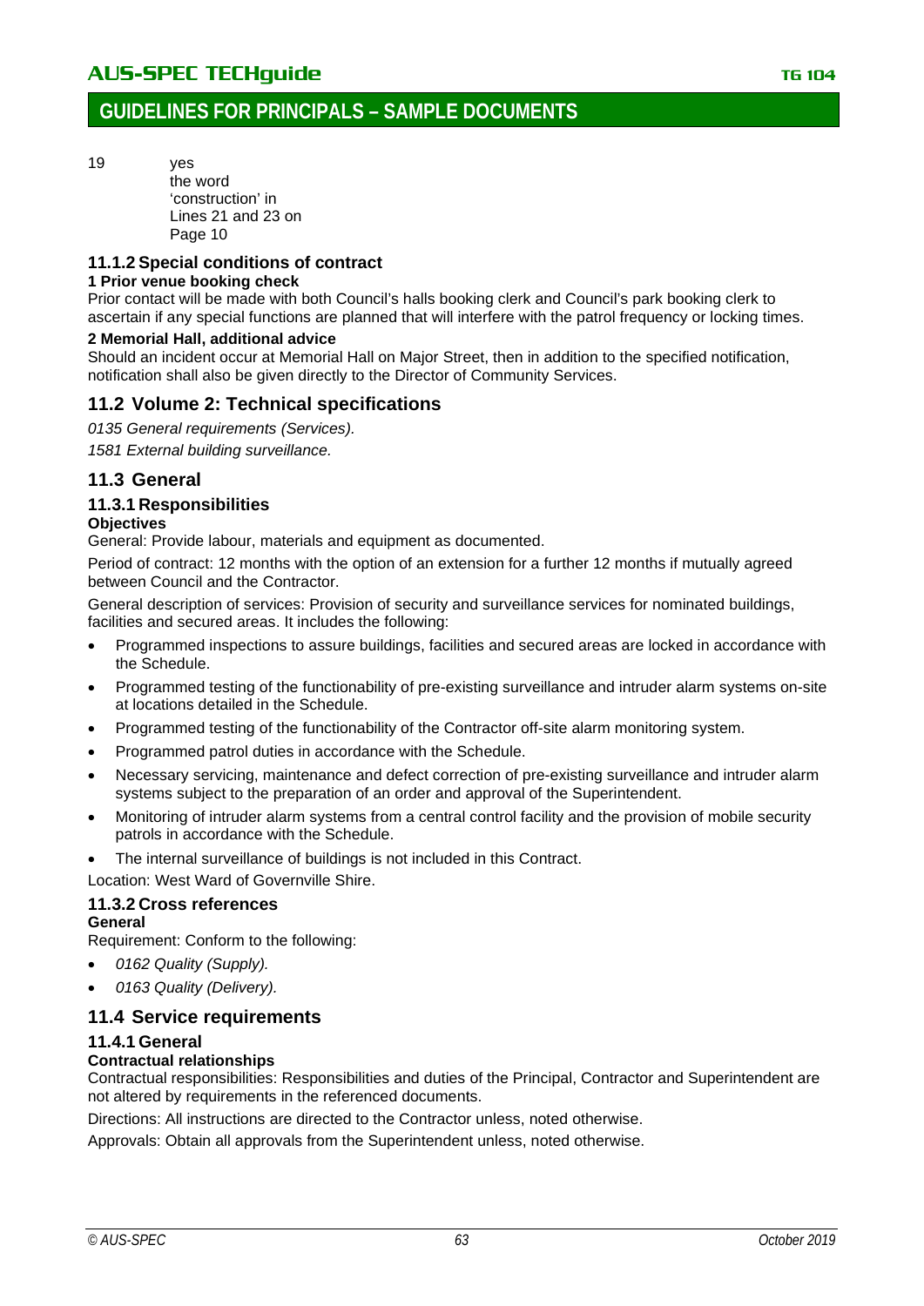19 yes
the word 'construction' in Lines 21 and 23 on Page 10

### 11.1.2 Special conditions of contract

**1 Prior venue booking check**

Prior contact will be made with both Council's halls booking clerk and Council's park booking clerk to ascertain if any special functions are planned that will interfere with the patrol frequency or locking times.

**2 Memorial Hall, additional advice**

Should an incident occur at Memorial Hall on Major Street, then in addition to the specified notification, notification shall also be given directly to the Director of Community Services.

## 11.2 Volume 2: Technical specifications

*0135 General requirements (Services).*

*1581 External building surveillance.*

## 11.3 General

### 11.3.1 Responsibilities

**Objectives**

General: Provide labour, materials and equipment as documented.

Period of contract: 12 months with the option of an extension for a further 12 months if mutually agreed between Council and the Contractor.

General description of services: Provision of security and surveillance services for nominated buildings, facilities and secured areas. It includes the following:

- Programmed inspections to assure buildings, facilities and secured areas are locked in accordance with the Schedule.
- Programmed testing of the functionability of pre-existing surveillance and intruder alarm systems on-site at locations detailed in the Schedule.
- Programmed testing of the functionability of the Contractor off-site alarm monitoring system.
- Programmed patrol duties in accordance with the Schedule.
- Necessary servicing, maintenance and defect correction of pre-existing surveillance and intruder alarm systems subject to the preparation of an order and approval of the Superintendent.
- Monitoring of intruder alarm systems from a central control facility and the provision of mobile security patrols in accordance with the Schedule.
- The internal surveillance of buildings is not included in this Contract.

Location: West Ward of Governville Shire.

### 11.3.2 Cross references

**General**

Requirement: Conform to the following:

- *0162 Quality (Supply).*
- *0163 Quality (Delivery).*

## 11.4 Service requirements

### 11.4.1 General

**Contractual relationships**

Contractual responsibilities: Responsibilities and duties of the Principal, Contractor and Superintendent are not altered by requirements in the referenced documents.

Directions: All instructions are directed to the Contractor unless, noted otherwise.

Approvals: Obtain all approvals from the Superintendent unless, noted otherwise.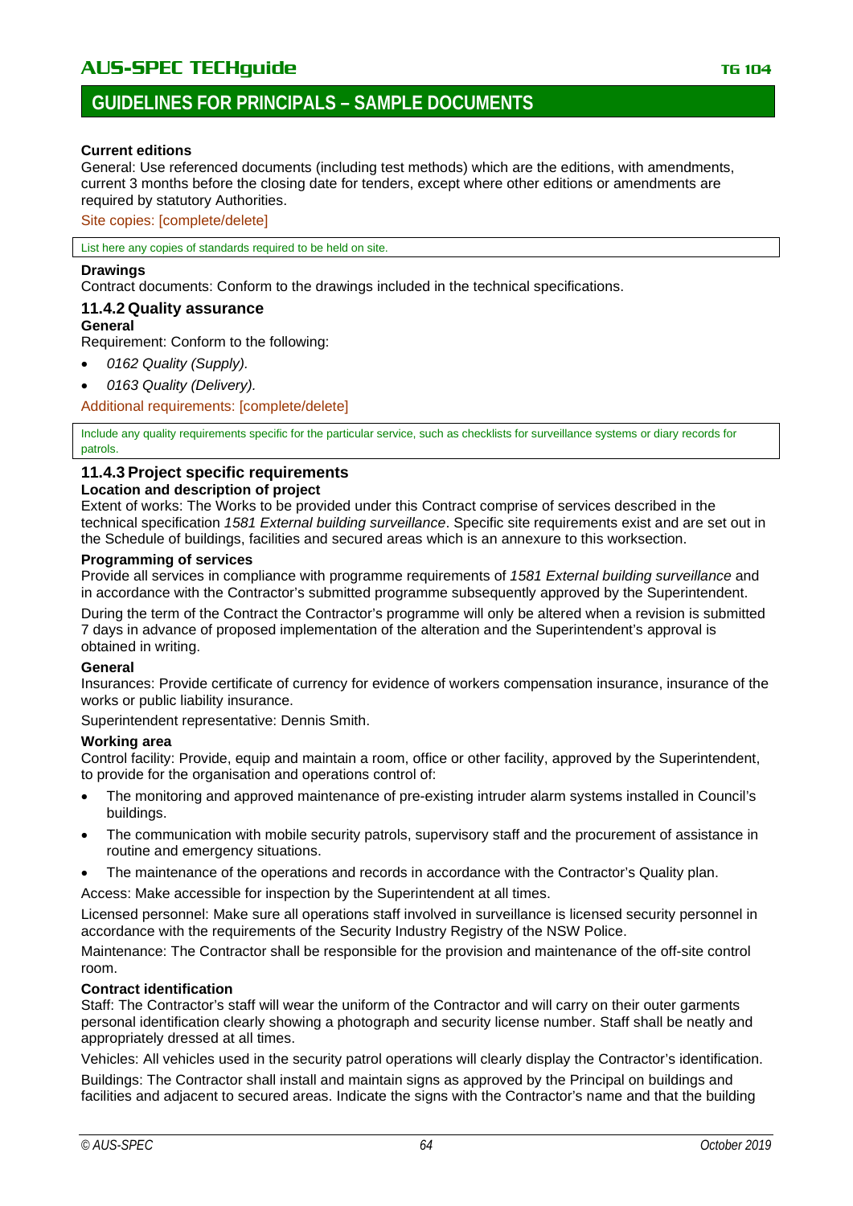**Current editions**

General: Use referenced documents (including test methods) which are the editions, with amendments, current 3 months before the closing date for tenders, except where other editions or amendments are required by statutory Authorities.

Site copies: [complete/delete]

> List here any copies of standards required to be held on site.

**Drawings**

Contract documents: Conform to the drawings included in the technical specifications.

### 11.4.2 Quality assurance

**General**

Requirement: Conform to the following:

- *0162 Quality (Supply).*
- *0163 Quality (Delivery).*

Additional requirements: [complete/delete]

> Include any quality requirements specific for the particular service, such as checklists for surveillance systems or diary records for patrols.

### 11.4.3 Project specific requirements

**Location and description of project**

Extent of works: The Works to be provided under this Contract comprise of services described in the technical specification *1581 External building surveillance*. Specific site requirements exist and are set out in the Schedule of buildings, facilities and secured areas which is an annexure to this worksection.

**Programming of services**

Provide all services in compliance with programme requirements of *1581 External building surveillance* and in accordance with the Contractor's submitted programme subsequently approved by the Superintendent.

During the term of the Contract the Contractor's programme will only be altered when a revision is submitted 7 days in advance of proposed implementation of the alteration and the Superintendent's approval is obtained in writing.

**General**

Insurances: Provide certificate of currency for evidence of workers compensation insurance, insurance of the works or public liability insurance.

Superintendent representative: Dennis Smith.

**Working area**

Control facility: Provide, equip and maintain a room, office or other facility, approved by the Superintendent, to provide for the organisation and operations control of:

- The monitoring and approved maintenance of pre-existing intruder alarm systems installed in Council's buildings.
- The communication with mobile security patrols, supervisory staff and the procurement of assistance in routine and emergency situations.
- The maintenance of the operations and records in accordance with the Contractor's Quality plan.

Access: Make accessible for inspection by the Superintendent at all times.

Licensed personnel: Make sure all operations staff involved in surveillance is licensed security personnel in accordance with the requirements of the Security Industry Registry of the NSW Police.

Maintenance: The Contractor shall be responsible for the provision and maintenance of the off-site control room.

**Contract identification**

Staff: The Contractor's staff will wear the uniform of the Contractor and will carry on their outer garments personal identification clearly showing a photograph and security license number. Staff shall be neatly and appropriately dressed at all times.

Vehicles: All vehicles used in the security patrol operations will clearly display the Contractor's identification.

Buildings: The Contractor shall install and maintain signs as approved by the Principal on buildings and facilities and adjacent to secured areas. Indicate the signs with the Contractor's name and that the building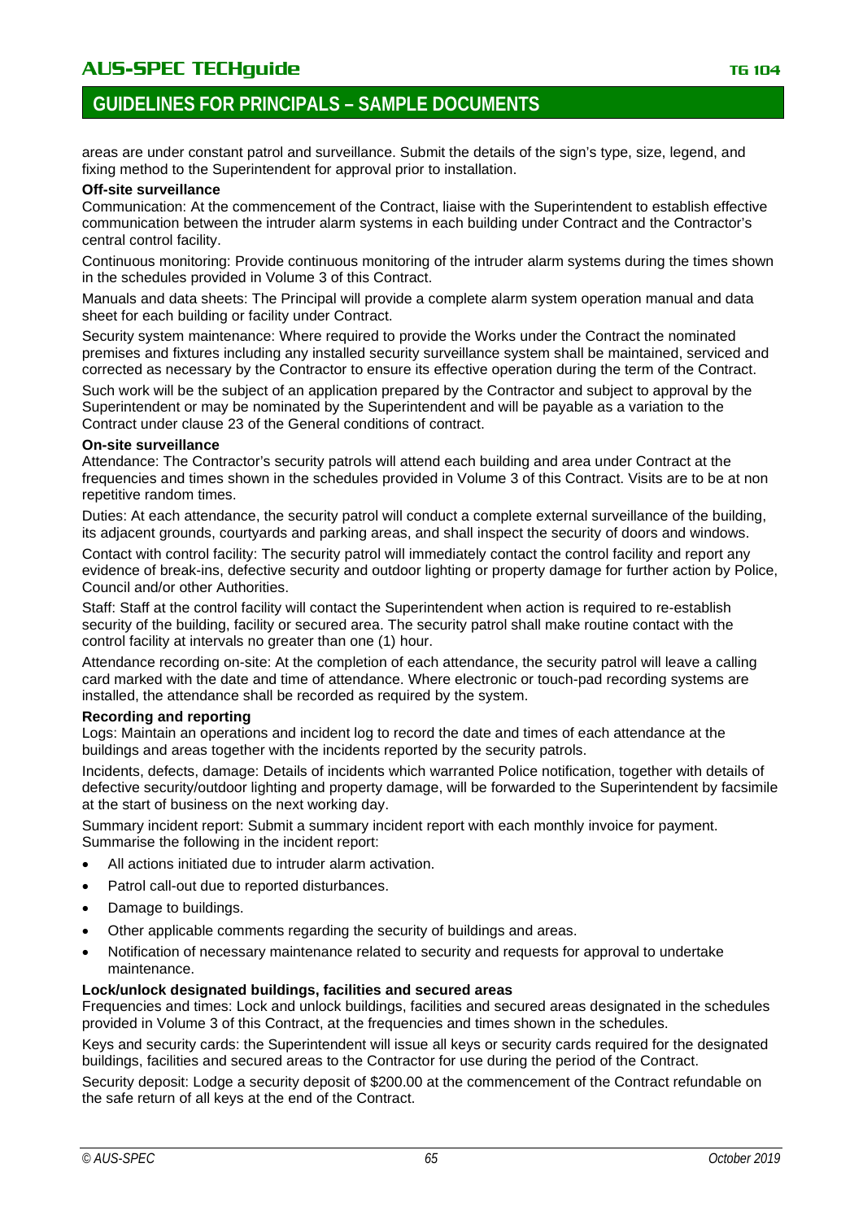areas are under constant patrol and surveillance. Submit the details of the sign's type, size, legend, and fixing method to the Superintendent for approval prior to installation.

**Off-site surveillance**

Communication: At the commencement of the Contract, liaise with the Superintendent to establish effective communication between the intruder alarm systems in each building under Contract and the Contractor's central control facility.

Continuous monitoring: Provide continuous monitoring of the intruder alarm systems during the times shown in the schedules provided in Volume 3 of this Contract.

Manuals and data sheets: The Principal will provide a complete alarm system operation manual and data sheet for each building or facility under Contract.

Security system maintenance: Where required to provide the Works under the Contract the nominated premises and fixtures including any installed security surveillance system shall be maintained, serviced and corrected as necessary by the Contractor to ensure its effective operation during the term of the Contract.

Such work will be the subject of an application prepared by the Contractor and subject to approval by the Superintendent or may be nominated by the Superintendent and will be payable as a variation to the Contract under clause 23 of the General conditions of contract.

**On-site surveillance**

Attendance: The Contractor's security patrols will attend each building and area under Contract at the frequencies and times shown in the schedules provided in Volume 3 of this Contract. Visits are to be at non repetitive random times.

Duties: At each attendance, the security patrol will conduct a complete external surveillance of the building, its adjacent grounds, courtyards and parking areas, and shall inspect the security of doors and windows.

Contact with control facility: The security patrol will immediately contact the control facility and report any evidence of break-ins, defective security and outdoor lighting or property damage for further action by Police, Council and/or other Authorities.

Staff: Staff at the control facility will contact the Superintendent when action is required to re-establish security of the building, facility or secured area. The security patrol shall make routine contact with the control facility at intervals no greater than one (1) hour.

Attendance recording on-site: At the completion of each attendance, the security patrol will leave a calling card marked with the date and time of attendance. Where electronic or touch-pad recording systems are installed, the attendance shall be recorded as required by the system.

**Recording and reporting**

Logs: Maintain an operations and incident log to record the date and times of each attendance at the buildings and areas together with the incidents reported by the security patrols.

Incidents, defects, damage: Details of incidents which warranted Police notification, together with details of defective security/outdoor lighting and property damage, will be forwarded to the Superintendent by facsimile at the start of business on the next working day.

Summary incident report: Submit a summary incident report with each monthly invoice for payment. Summarise the following in the incident report:

- All actions initiated due to intruder alarm activation.
- Patrol call-out due to reported disturbances.
- Damage to buildings.
- Other applicable comments regarding the security of buildings and areas.
- Notification of necessary maintenance related to security and requests for approval to undertake maintenance.

**Lock/unlock designated buildings, facilities and secured areas**

Frequencies and times: Lock and unlock buildings, facilities and secured areas designated in the schedules provided in Volume 3 of this Contract, at the frequencies and times shown in the schedules.

Keys and security cards: the Superintendent will issue all keys or security cards required for the designated buildings, facilities and secured areas to the Contractor for use during the period of the Contract.

Security deposit: Lodge a security deposit of $200.00 at the commencement of the Contract refundable on the safe return of all keys at the end of the Contract.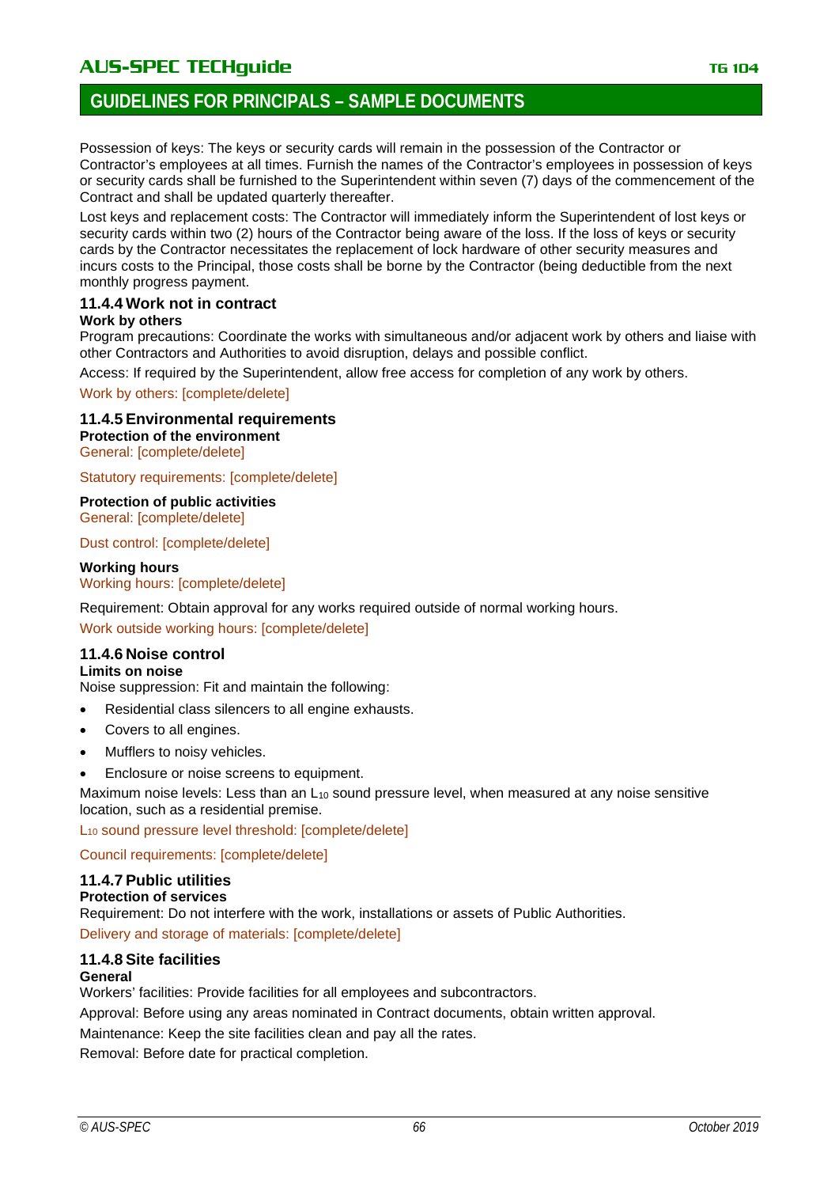Possession of keys: The keys or security cards will remain in the possession of the Contractor or Contractor's employees at all times. Furnish the names of the Contractor's employees in possession of keys or security cards shall be furnished to the Superintendent within seven (7) days of the commencement of the Contract and shall be updated quarterly thereafter.

Lost keys and replacement costs: The Contractor will immediately inform the Superintendent of lost keys or security cards within two (2) hours of the Contractor being aware of the loss. If the loss of keys or security cards by the Contractor necessitates the replacement of lock hardware of other security measures and incurs costs to the Principal, those costs shall be borne by the Contractor (being deductible from the next monthly progress payment.

### 11.4.4 Work not in contract

**Work by others**

Program precautions: Coordinate the works with simultaneous and/or adjacent work by others and liaise with other Contractors and Authorities to avoid disruption, delays and possible conflict.

Access: If required by the Superintendent, allow free access for completion of any work by others.

Work by others: [complete/delete]

### 11.4.5 Environmental requirements

**Protection of the environment**

General: [complete/delete]

Statutory requirements: [complete/delete]

**Protection of public activities**

General: [complete/delete]

Dust control: [complete/delete]

**Working hours**

Working hours: [complete/delete]

Requirement: Obtain approval for any works required outside of normal working hours.

Work outside working hours: [complete/delete]

### 11.4.6 Noise control

**Limits on noise**

Noise suppression: Fit and maintain the following:

- Residential class silencers to all engine exhausts.
- Covers to all engines.
- Mufflers to noisy vehicles.
- Enclosure or noise screens to equipment.

Maximum noise levels: Less than an $L_{10}$ sound pressure level, when measured at any noise sensitive location, such as a residential premise.

$L_{10}$ sound pressure level threshold: [complete/delete]

Council requirements: [complete/delete]

### 11.4.7 Public utilities

**Protection of services**

Requirement: Do not interfere with the work, installations or assets of Public Authorities.

Delivery and storage of materials: [complete/delete]

### 11.4.8 Site facilities

**General**

Workers' facilities: Provide facilities for all employees and subcontractors.

Approval: Before using any areas nominated in Contract documents, obtain written approval.

Maintenance: Keep the site facilities clean and pay all the rates.

Removal: Before date for practical completion.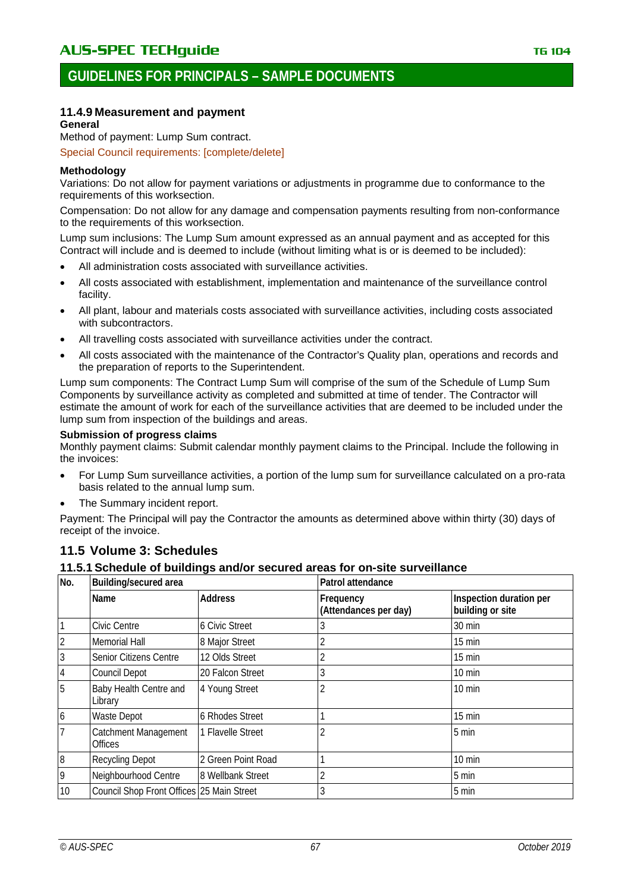### 11.4.9 Measurement and payment

**General**

Method of payment: Lump Sum contract.

Special Council requirements: [complete/delete]

**Methodology**

Variations: Do not allow for payment variations or adjustments in programme due to conformance to the requirements of this worksection.

Compensation: Do not allow for any damage and compensation payments resulting from non-conformance to the requirements of this worksection.

Lump sum inclusions: The Lump Sum amount expressed as an annual payment and as accepted for this Contract will include and is deemed to include (without limiting what is or is deemed to be included):

- All administration costs associated with surveillance activities.
- All costs associated with establishment, implementation and maintenance of the surveillance control facility.
- All plant, labour and materials costs associated with surveillance activities, including costs associated with subcontractors.
- All travelling costs associated with surveillance activities under the contract.
- All costs associated with the maintenance of the Contractor's Quality plan, operations and records and the preparation of reports to the Superintendent.

Lump sum components: The Contract Lump Sum will comprise of the sum of the Schedule of Lump Sum Components by surveillance activity as completed and submitted at time of tender. The Contractor will estimate the amount of work for each of the surveillance activities that are deemed to be included under the lump sum from inspection of the buildings and areas.

**Submission of progress claims**

Monthly payment claims: Submit calendar monthly payment claims to the Principal. Include the following in the invoices:

- For Lump Sum surveillance activities, a portion of the lump sum for surveillance calculated on a pro-rata basis related to the annual lump sum.
- The Summary incident report.

Payment: The Principal will pay the Contractor the amounts as determined above within thirty (30) days of receipt of the invoice.

## 11.5 Volume 3: Schedules

### 11.5.1 Schedule of buildings and/or secured areas for on-site surveillance

| No. | Building/secured area | | Patrol attendance | |
|---|---|---|---|---|
| | **Name** | **Address** | **Frequency (Attendances per day)** | **Inspection duration per building or site** |
| 1 | Civic Centre | 6 Civic Street | 3 | 30 min |
| 2 | Memorial Hall | 8 Major Street | 2 | 15 min |
| 3 | Senior Citizens Centre | 12 Olds Street | 2 | 15 min |
| 4 | Council Depot | 20 Falcon Street | 3 | 10 min |
| 5 | Baby Health Centre and Library | 4 Young Street | 2 | 10 min |
| 6 | Waste Depot | 6 Rhodes Street | 1 | 15 min |
| 7 | Catchment Management Offices | 1 Flavelle Street | 2 | 5 min |
| 8 | Recycling Depot | 2 Green Point Road | 1 | 10 min |
| 9 | Neighbourhood Centre | 8 Wellbank Street | 2 | 5 min |
| 10 | Council Shop Front Offices | 25 Main Street | 3 | 5 min |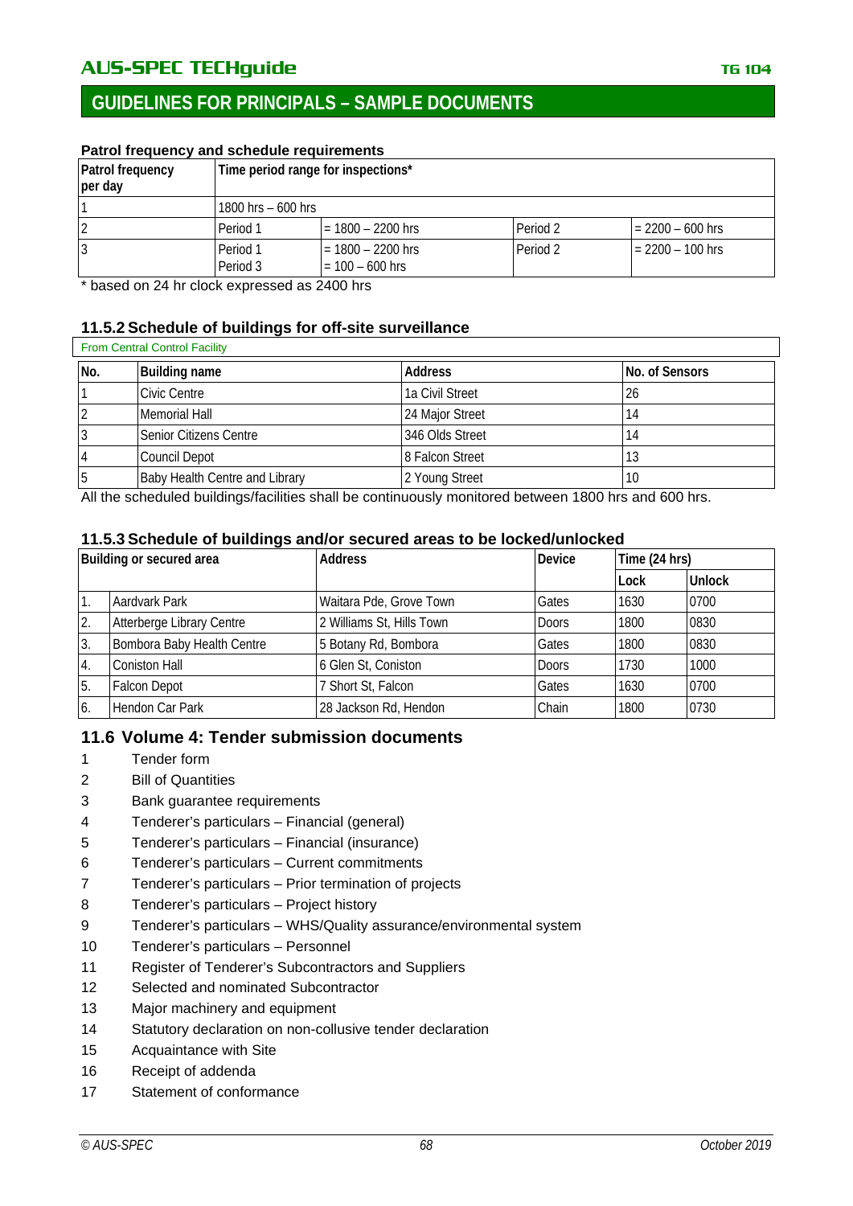## GUIDELINES FOR PRINCIPALS – SAMPLE DOCUMENTS

**Patrol frequency and schedule requirements**

| Patrol frequency per day | Time period range for inspections* | | | |
|---|---|---|---|---|
| 1 | 1800 hrs – 600 hrs | | | |
| 2 | Period 1 | = 1800 – 2200 hrs | Period 2 | = 2200 – 600 hrs |
| 3 | Period 1<br>Period 3 | = 1800 – 2200 hrs<br>= 100 – 600 hrs | Period 2 | = 2200 – 100 hrs |

\* based on 24 hr clock expressed as 2400 hrs

### 11.5.2 Schedule of buildings for off-site surveillance

From Central Control Facility

| No. | Building name | Address | No. of Sensors |
|---|---|---|---|
| 1 | Civic Centre | 1a Civil Street | 26 |
| 2 | Memorial Hall | 24 Major Street | 14 |
| 3 | Senior Citizens Centre | 346 Olds Street | 14 |
| 4 | Council Depot | 8 Falcon Street | 13 |
| 5 | Baby Health Centre and Library | 2 Young Street | 10 |

All the scheduled buildings/facilities shall be continuously monitored between 1800 hrs and 600 hrs.

### 11.5.3 Schedule of buildings and/or secured areas to be locked/unlocked

| Building or secured area | | Address | Device | Time (24 hrs) | |
|---|---|---|---|---|---|
| | | | | Lock | Unlock |
| 1. | Aardvark Park | Waitara Pde, Grove Town | Gates | 1630 | 0700 |
| 2. | Atterberge Library Centre | 2 Williams St, Hills Town | Doors | 1800 | 0830 |
| 3. | Bombora Baby Health Centre | 5 Botany Rd, Bombora | Gates | 1800 | 0830 |
| 4. | Coniston Hall | 6 Glen St, Coniston | Doors | 1730 | 1000 |
| 5. | Falcon Depot | 7 Short St, Falcon | Gates | 1630 | 0700 |
| 6. | Hendon Car Park | 28 Jackson Rd, Hendon | Chain | 1800 | 0730 |

## 11.6 Volume 4: Tender submission documents

1 Tender form
2 Bill of Quantities
3 Bank guarantee requirements
4 Tenderer's particulars – Financial (general)
5 Tenderer's particulars – Financial (insurance)
6 Tenderer's particulars – Current commitments
7 Tenderer's particulars – Prior termination of projects
8 Tenderer's particulars – Project history
9 Tenderer's particulars – WHS/Quality assurance/environmental system
10 Tenderer's particulars – Personnel
11 Register of Tenderer's Subcontractors and Suppliers
12 Selected and nominated Subcontractor
13 Major machinery and equipment
14 Statutory declaration on non-collusive tender declaration
15 Acquaintance with Site
16 Receipt of addenda
17 Statement of conformance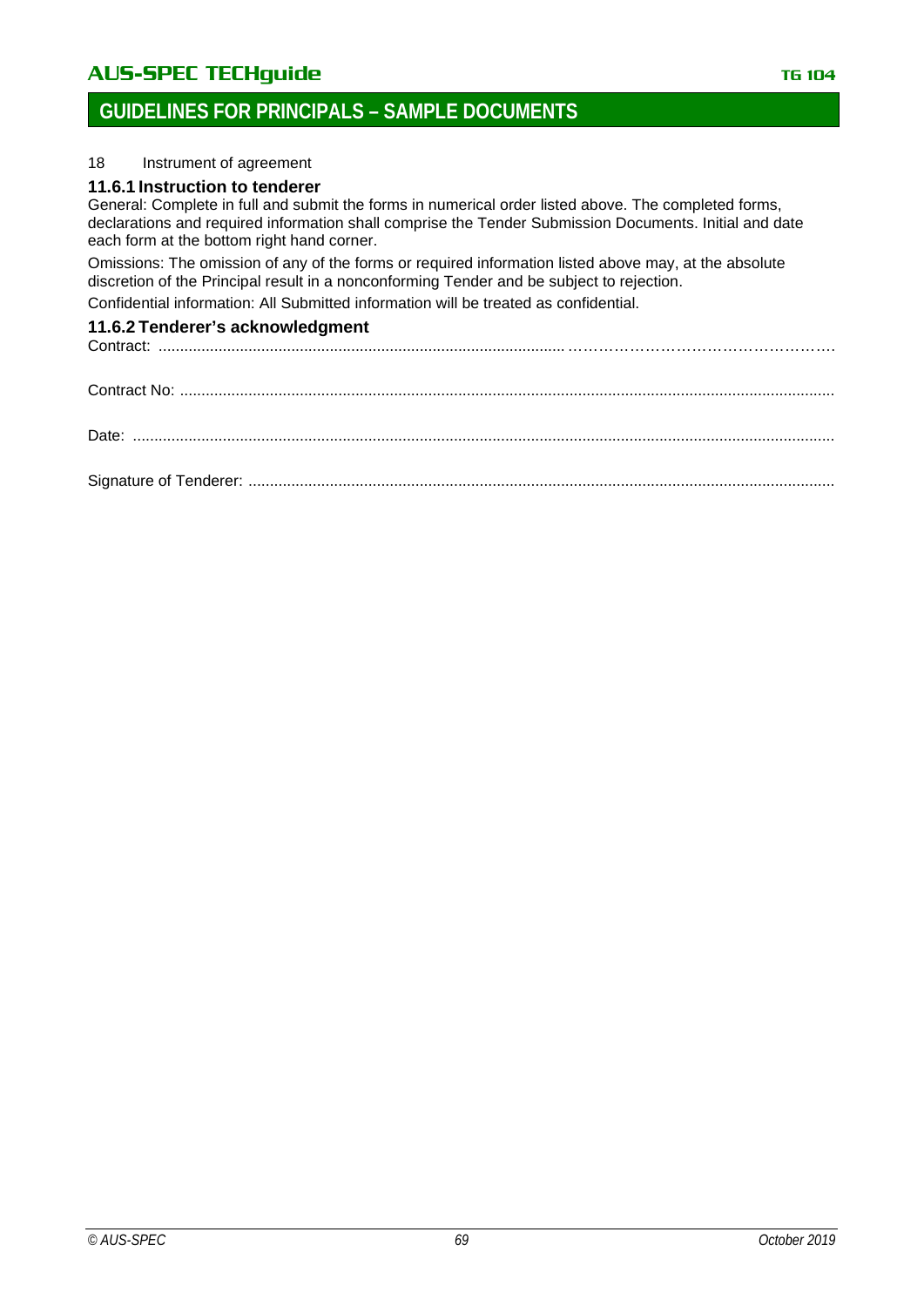18 Instrument of agreement

### 11.6.1 Instruction to tenderer

General: Complete in full and submit the forms in numerical order listed above. The completed forms, declarations and required information shall comprise the Tender Submission Documents. Initial and date each form at the bottom right hand corner.

Omissions: The omission of any of the forms or required information listed above may, at the absolute discretion of the Principal result in a nonconforming Tender and be subject to rejection.

Confidential information: All Submitted information will be treated as confidential.

### 11.6.2 Tenderer's acknowledgment

Contract: ..............................................................................................…………………………………………….

Contract No: .......................................................................................................................................................

Date: ..................................................................................................................................................................

Signature of Tenderer: .......................................................................................................................................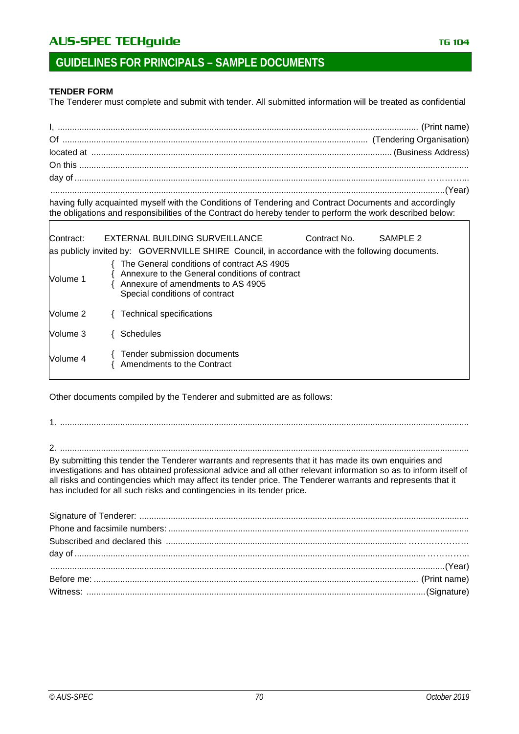## GUIDELINES FOR PRINCIPALS – SAMPLE DOCUMENTS

**TENDER FORM**

The Tenderer must complete and submit with tender. All submitted information will be treated as confidential

I, ....................................................................................................................................... (Print name)

Of ............................................................................................................... (Tendering Organisation)

located at ............................................................................................................. (Business Address)

On this .......................................................................................................................................................

day of .......................................................................................................................................... ………...

.......................................................................................................................................................(Year)

having fully acquainted myself with the Conditions of Tendering and Contract Documents and accordingly the obligations and responsibilities of the Contract do hereby tender to perform the work described below:

Contract: EXTERNAL BUILDING SURVEILLANCE Contract No. SAMPLE 2

as publicly invited by: GOVERNVILLE SHIRE Council, in accordance with the following documents.

| | |
|---|---|
| Volume 1 | { The General conditions of contract AS 4905<br>{ Annexure to the General conditions of contract<br>{ Annexure of amendments to AS 4905<br>Special conditions of contract |
| Volume 2 | { Technical specifications |
| Volume 3 | { Schedules |
| Volume 4 | { Tender submission documents<br>{ Amendments to the Contract |

Other documents compiled by the Tenderer and submitted are as follows:

1. .........................................................................................................................................................

2. .........................................................................................................................................................

By submitting this tender the Tenderer warrants and represents that it has made its own enquiries and investigations and has obtained professional advice and all other relevant information so as to inform itself of all risks and contingencies which may affect its tender price. The Tenderer warrants and represents that it has included for all such risks and contingencies in its tender price.

Signature of Tenderer: .........................................................................................................................

Phone and facsimile numbers: ............................................................................................................

Subscribed and declared this .............................................................................................. …………………

day of .......................................................................................................................................... ………...

.......................................................................................................................................................(Year)

Before me: ........................................................................................................................... (Print name)

Witness: ..........................................................................................................................(Signature)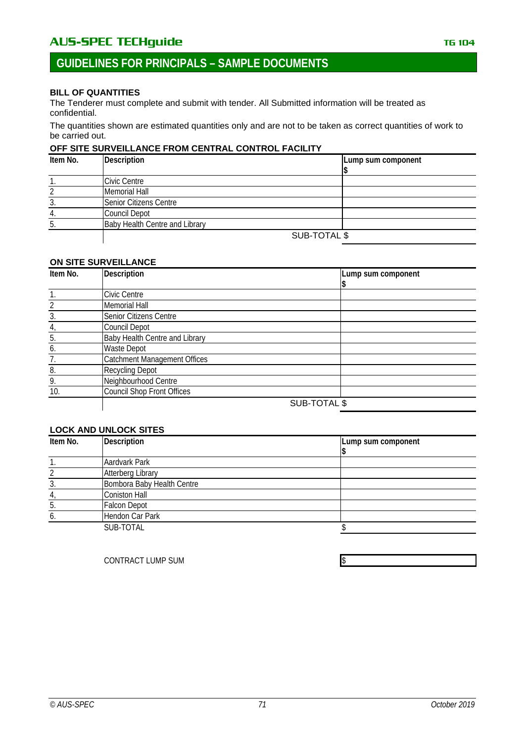## GUIDELINES FOR PRINCIPALS – SAMPLE DOCUMENTS

**BILL OF QUANTITIES**

The Tenderer must complete and submit with tender. All Submitted information will be treated as confidential.

The quantities shown are estimated quantities only and are not to be taken as correct quantities of work to be carried out.

**OFF SITE SURVEILLANCE FROM CENTRAL CONTROL FACILITY**

| Item No. | Description | Lump sum component $ |
|---|---|---|
| 1. | Civic Centre | |
| 2 | Memorial Hall | |
| 3. | Senior Citizens Centre | |
| 4. | Council Depot | |
| 5. | Baby Health Centre and Library | |
| | SUB-TOTAL $ | |

**ON SITE SURVEILLANCE**

| Item No. | Description | Lump sum component $ |
|---|---|---|
| 1. | Civic Centre | |
| 2 | Memorial Hall | |
| 3. | Senior Citizens Centre | |
| 4, | Council Depot | |
| 5. | Baby Health Centre and Library | |
| 6. | Waste Depot | |
| 7. | Catchment Management Offices | |
| 8. | Recycling Depot | |
| 9. | Neighbourhood Centre | |
| 10. | Council Shop Front Offices | |
| | SUB-TOTAL $ | |

**LOCK AND UNLOCK SITES**

| Item No. | Description | Lump sum component $ |
|---|---|---|
| 1. | Aardvark Park | |
| 2 | Atterberg Library | |
| 3. | Bombora Baby Health Centre | |
| 4, | Coniston Hall | |
| 5. | Falcon Depot | |
| 6. | Hendon Car Park | |
| | SUB-TOTAL | $ |

| | CONTRACT LUMP SUM | $ |
|---|---|---|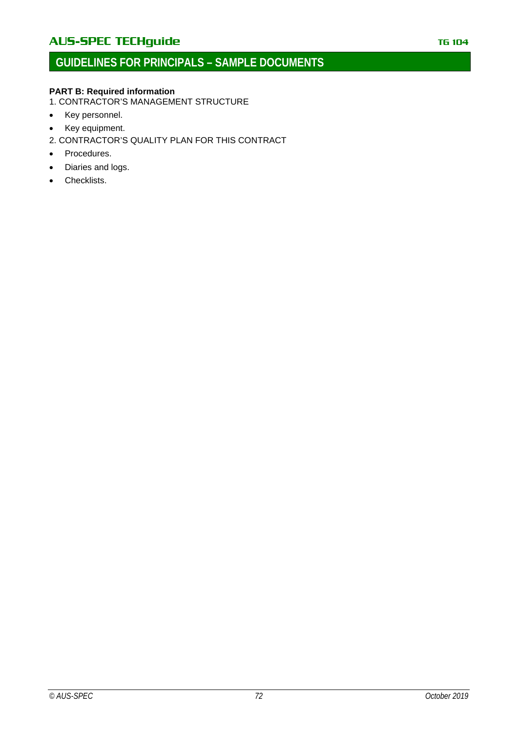**PART B: Required information**

1. CONTRACTOR'S MANAGEMENT STRUCTURE

- Key personnel.
- Key equipment.

2. CONTRACTOR'S QUALITY PLAN FOR THIS CONTRACT

- Procedures.
- Diaries and logs.
- Checklists.